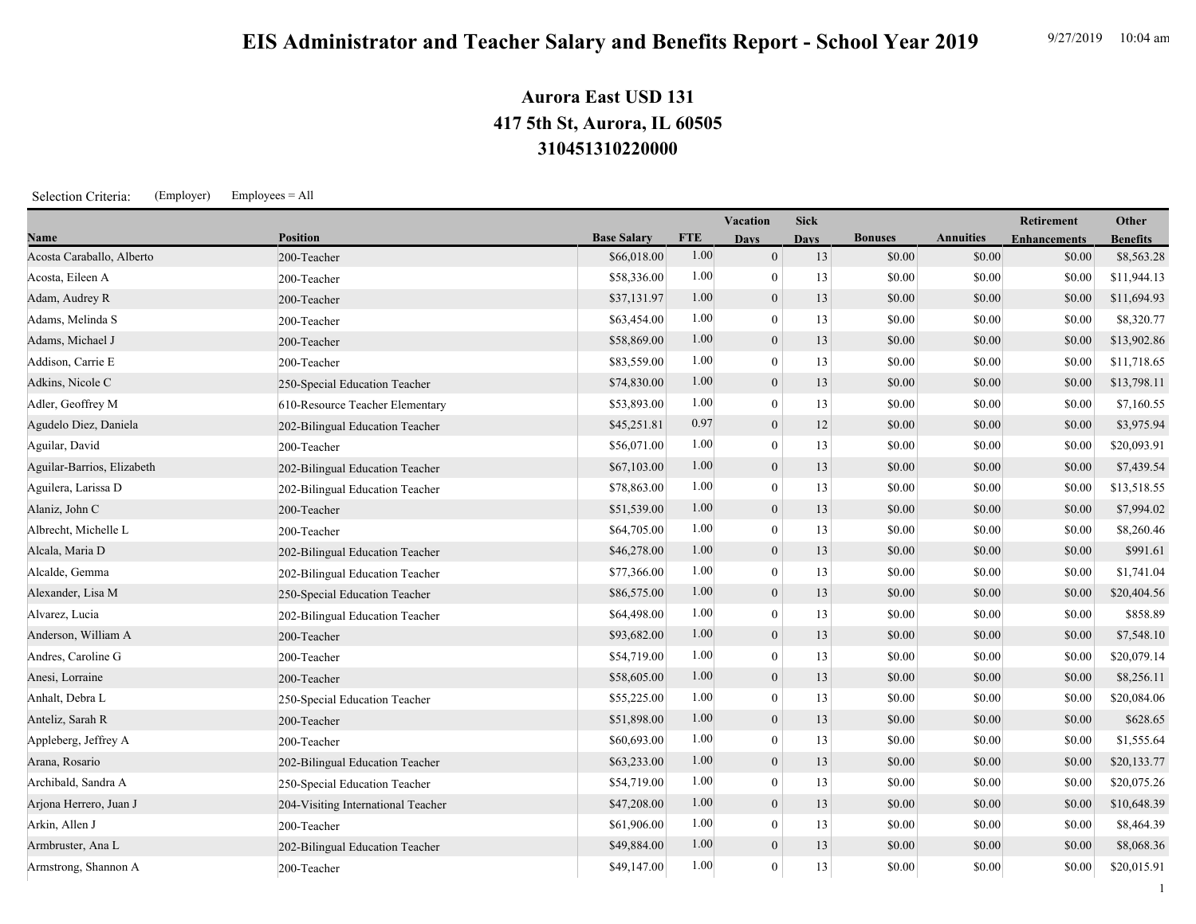# EIS Administrator and Teacher Salary and Benefits Report - School Year 2019

9/27/2019 10:04 am

## Aurora East USD 131
## 417 5th St, Aurora, IL 60505
## 310451310220000

Selection Criteria: (Employer) Employees = All

| Name | Position | Base Salary | FTE | Vacation Days | Sick Days | Bonuses | Annuities | Retirement Enhancements | Other Benefits |
|---|---|---|---|---|---|---|---|---|---|
| Acosta Caraballo, Alberto | 200-Teacher | $66,018.00 | 1.00 | 0 | 13 | $0.00 | $0.00 | $0.00 | $8,563.28 |
| Acosta, Eileen A | 200-Teacher | $58,336.00 | 1.00 | 0 | 13 | $0.00 | $0.00 | $0.00 | $11,944.13 |
| Adam, Audrey R | 200-Teacher | $37,131.97 | 1.00 | 0 | 13 | $0.00 | $0.00 | $0.00 | $11,694.93 |
| Adams, Melinda S | 200-Teacher | $63,454.00 | 1.00 | 0 | 13 | $0.00 | $0.00 | $0.00 | $8,320.77 |
| Adams, Michael J | 200-Teacher | $58,869.00 | 1.00 | 0 | 13 | $0.00 | $0.00 | $0.00 | $13,902.86 |
| Addison, Carrie E | 200-Teacher | $83,559.00 | 1.00 | 0 | 13 | $0.00 | $0.00 | $0.00 | $11,718.65 |
| Adkins, Nicole C | 250-Special Education Teacher | $74,830.00 | 1.00 | 0 | 13 | $0.00 | $0.00 | $0.00 | $13,798.11 |
| Adler, Geoffrey M | 610-Resource Teacher Elementary | $53,893.00 | 1.00 | 0 | 13 | $0.00 | $0.00 | $0.00 | $7,160.55 |
| Agudelo Diez, Daniela | 202-Bilingual Education Teacher | $45,251.81 | 0.97 | 0 | 12 | $0.00 | $0.00 | $0.00 | $3,975.94 |
| Aguilar, David | 200-Teacher | $56,071.00 | 1.00 | 0 | 13 | $0.00 | $0.00 | $0.00 | $20,093.91 |
| Aguilar-Barrios, Elizabeth | 202-Bilingual Education Teacher | $67,103.00 | 1.00 | 0 | 13 | $0.00 | $0.00 | $0.00 | $7,439.54 |
| Aguilera, Larissa D | 202-Bilingual Education Teacher | $78,863.00 | 1.00 | 0 | 13 | $0.00 | $0.00 | $0.00 | $13,518.55 |
| Alaniz, John C | 200-Teacher | $51,539.00 | 1.00 | 0 | 13 | $0.00 | $0.00 | $0.00 | $7,994.02 |
| Albrecht, Michelle L | 200-Teacher | $64,705.00 | 1.00 | 0 | 13 | $0.00 | $0.00 | $0.00 | $8,260.46 |
| Alcala, Maria D | 202-Bilingual Education Teacher | $46,278.00 | 1.00 | 0 | 13 | $0.00 | $0.00 | $0.00 | $991.61 |
| Alcalde, Gemma | 202-Bilingual Education Teacher | $77,366.00 | 1.00 | 0 | 13 | $0.00 | $0.00 | $0.00 | $1,741.04 |
| Alexander, Lisa M | 250-Special Education Teacher | $86,575.00 | 1.00 | 0 | 13 | $0.00 | $0.00 | $0.00 | $20,404.56 |
| Alvarez, Lucia | 202-Bilingual Education Teacher | $64,498.00 | 1.00 | 0 | 13 | $0.00 | $0.00 | $0.00 | $858.89 |
| Anderson, William A | 200-Teacher | $93,682.00 | 1.00 | 0 | 13 | $0.00 | $0.00 | $0.00 | $7,548.10 |
| Andres, Caroline G | 200-Teacher | $54,719.00 | 1.00 | 0 | 13 | $0.00 | $0.00 | $0.00 | $20,079.14 |
| Anesi, Lorraine | 200-Teacher | $58,605.00 | 1.00 | 0 | 13 | $0.00 | $0.00 | $0.00 | $8,256.11 |
| Anhalt, Debra L | 250-Special Education Teacher | $55,225.00 | 1.00 | 0 | 13 | $0.00 | $0.00 | $0.00 | $20,084.06 |
| Anteliz, Sarah R | 200-Teacher | $51,898.00 | 1.00 | 0 | 13 | $0.00 | $0.00 | $0.00 | $628.65 |
| Appleberg, Jeffrey A | 200-Teacher | $60,693.00 | 1.00 | 0 | 13 | $0.00 | $0.00 | $0.00 | $1,555.64 |
| Arana, Rosario | 202-Bilingual Education Teacher | $63,233.00 | 1.00 | 0 | 13 | $0.00 | $0.00 | $0.00 | $20,133.77 |
| Archibald, Sandra A | 250-Special Education Teacher | $54,719.00 | 1.00 | 0 | 13 | $0.00 | $0.00 | $0.00 | $20,075.26 |
| Arjona Herrero, Juan J | 204-Visiting International Teacher | $47,208.00 | 1.00 | 0 | 13 | $0.00 | $0.00 | $0.00 | $10,648.39 |
| Arkin, Allen J | 200-Teacher | $61,906.00 | 1.00 | 0 | 13 | $0.00 | $0.00 | $0.00 | $8,464.39 |
| Armbruster, Ana L | 202-Bilingual Education Teacher | $49,884.00 | 1.00 | 0 | 13 | $0.00 | $0.00 | $0.00 | $8,068.36 |
| Armstrong, Shannon A | 200-Teacher | $49,147.00 | 1.00 | 0 | 13 | $0.00 | $0.00 | $0.00 | $20,015.91 |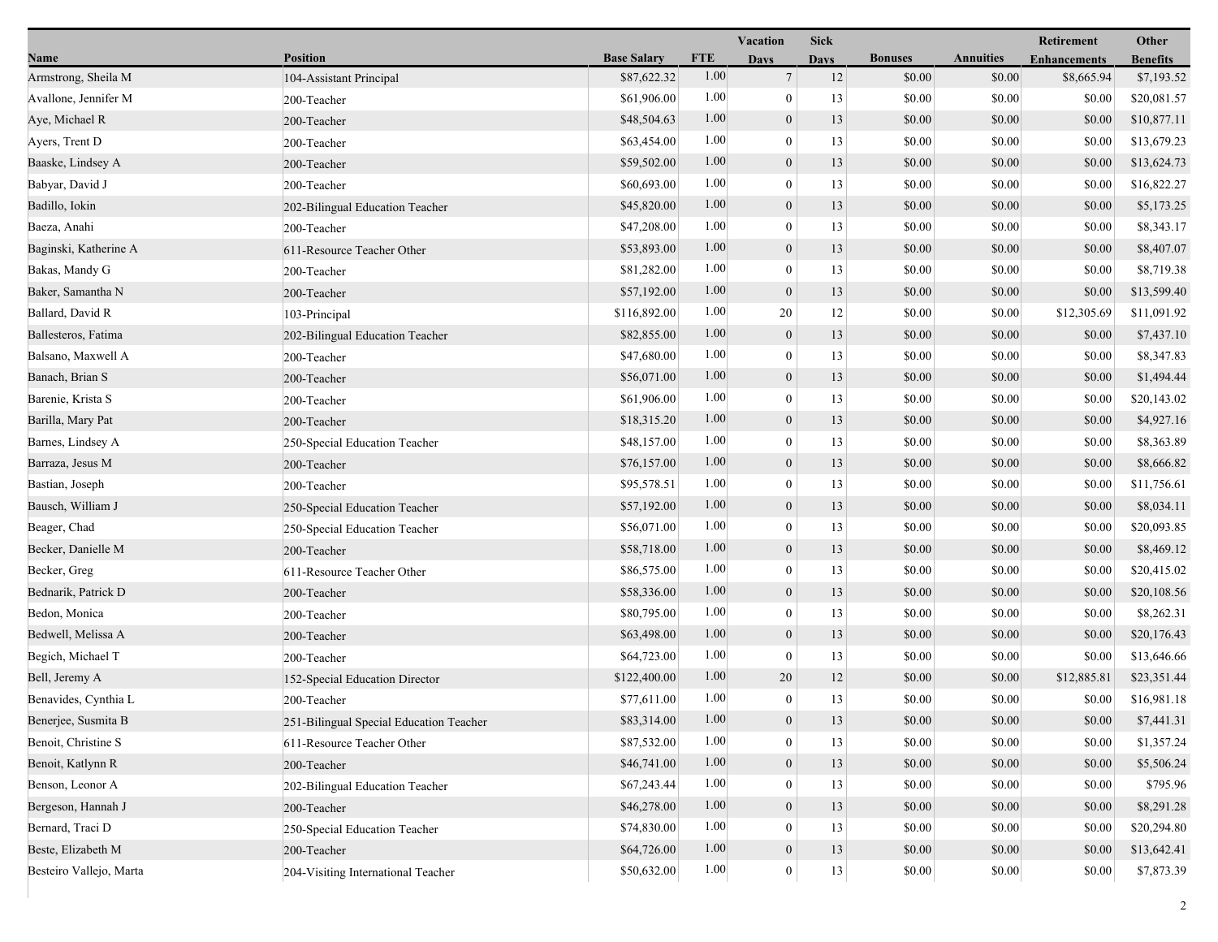| Name | Position | Base Salary | FTE | Vacation Days | Sick Days | Bonuses | Annuities | Retirement Enhancements | Other Benefits |
|---|---|---|---|---|---|---|---|---|---|
| Armstrong, Sheila M | 104-Assistant Principal | $87,622.32 | 1.00 | 7 | 12 | $0.00 | $0.00 | $8,665.94 | $7,193.52 |
| Avallone, Jennifer M | 200-Teacher | $61,906.00 | 1.00 | 0 | 13 | $0.00 | $0.00 | $0.00 | $20,081.57 |
| Aye, Michael R | 200-Teacher | $48,504.63 | 1.00 | 0 | 13 | $0.00 | $0.00 | $0.00 | $10,877.11 |
| Ayers, Trent D | 200-Teacher | $63,454.00 | 1.00 | 0 | 13 | $0.00 | $0.00 | $0.00 | $13,679.23 |
| Baaske, Lindsey A | 200-Teacher | $59,502.00 | 1.00 | 0 | 13 | $0.00 | $0.00 | $0.00 | $13,624.73 |
| Babyar, David J | 200-Teacher | $60,693.00 | 1.00 | 0 | 13 | $0.00 | $0.00 | $0.00 | $16,822.27 |
| Badillo, Iokin | 202-Bilingual Education Teacher | $45,820.00 | 1.00 | 0 | 13 | $0.00 | $0.00 | $0.00 | $5,173.25 |
| Baeza, Anahi | 200-Teacher | $47,208.00 | 1.00 | 0 | 13 | $0.00 | $0.00 | $0.00 | $8,343.17 |
| Baginski, Katherine A | 611-Resource Teacher Other | $53,893.00 | 1.00 | 0 | 13 | $0.00 | $0.00 | $0.00 | $8,407.07 |
| Bakas, Mandy G | 200-Teacher | $81,282.00 | 1.00 | 0 | 13 | $0.00 | $0.00 | $0.00 | $8,719.38 |
| Baker, Samantha N | 200-Teacher | $57,192.00 | 1.00 | 0 | 13 | $0.00 | $0.00 | $0.00 | $13,599.40 |
| Ballard, David R | 103-Principal | $116,892.00 | 1.00 | 20 | 12 | $0.00 | $0.00 | $12,305.69 | $11,091.92 |
| Ballesteros, Fatima | 202-Bilingual Education Teacher | $82,855.00 | 1.00 | 0 | 13 | $0.00 | $0.00 | $0.00 | $7,437.10 |
| Balsano, Maxwell A | 200-Teacher | $47,680.00 | 1.00 | 0 | 13 | $0.00 | $0.00 | $0.00 | $8,347.83 |
| Banach, Brian S | 200-Teacher | $56,071.00 | 1.00 | 0 | 13 | $0.00 | $0.00 | $0.00 | $1,494.44 |
| Barenie, Krista S | 200-Teacher | $61,906.00 | 1.00 | 0 | 13 | $0.00 | $0.00 | $0.00 | $20,143.02 |
| Barilla, Mary Pat | 200-Teacher | $18,315.20 | 1.00 | 0 | 13 | $0.00 | $0.00 | $0.00 | $4,927.16 |
| Barnes, Lindsey A | 250-Special Education Teacher | $48,157.00 | 1.00 | 0 | 13 | $0.00 | $0.00 | $0.00 | $8,363.89 |
| Barraza, Jesus M | 200-Teacher | $76,157.00 | 1.00 | 0 | 13 | $0.00 | $0.00 | $0.00 | $8,666.82 |
| Bastian, Joseph | 200-Teacher | $95,578.51 | 1.00 | 0 | 13 | $0.00 | $0.00 | $0.00 | $11,756.61 |
| Bausch, William J | 250-Special Education Teacher | $57,192.00 | 1.00 | 0 | 13 | $0.00 | $0.00 | $0.00 | $8,034.11 |
| Beager, Chad | 250-Special Education Teacher | $56,071.00 | 1.00 | 0 | 13 | $0.00 | $0.00 | $0.00 | $20,093.85 |
| Becker, Danielle M | 200-Teacher | $58,718.00 | 1.00 | 0 | 13 | $0.00 | $0.00 | $0.00 | $8,469.12 |
| Becker, Greg | 611-Resource Teacher Other | $86,575.00 | 1.00 | 0 | 13 | $0.00 | $0.00 | $0.00 | $20,415.02 |
| Bednarik, Patrick D | 200-Teacher | $58,336.00 | 1.00 | 0 | 13 | $0.00 | $0.00 | $0.00 | $20,108.56 |
| Bedon, Monica | 200-Teacher | $80,795.00 | 1.00 | 0 | 13 | $0.00 | $0.00 | $0.00 | $8,262.31 |
| Bedwell, Melissa A | 200-Teacher | $63,498.00 | 1.00 | 0 | 13 | $0.00 | $0.00 | $0.00 | $20,176.43 |
| Begich, Michael T | 200-Teacher | $64,723.00 | 1.00 | 0 | 13 | $0.00 | $0.00 | $0.00 | $13,646.66 |
| Bell, Jeremy A | 152-Special Education Director | $122,400.00 | 1.00 | 20 | 12 | $0.00 | $0.00 | $12,885.81 | $23,351.44 |
| Benavides, Cynthia L | 200-Teacher | $77,611.00 | 1.00 | 0 | 13 | $0.00 | $0.00 | $0.00 | $16,981.18 |
| Benerjee, Susmita B | 251-Bilingual Special Education Teacher | $83,314.00 | 1.00 | 0 | 13 | $0.00 | $0.00 | $0.00 | $7,441.31 |
| Benoit, Christine S | 611-Resource Teacher Other | $87,532.00 | 1.00 | 0 | 13 | $0.00 | $0.00 | $0.00 | $1,357.24 |
| Benoit, Katlynn R | 200-Teacher | $46,741.00 | 1.00 | 0 | 13 | $0.00 | $0.00 | $0.00 | $5,506.24 |
| Benson, Leonor A | 202-Bilingual Education Teacher | $67,243.44 | 1.00 | 0 | 13 | $0.00 | $0.00 | $0.00 | $795.96 |
| Bergeson, Hannah J | 200-Teacher | $46,278.00 | 1.00 | 0 | 13 | $0.00 | $0.00 | $0.00 | $8,291.28 |
| Bernard, Traci D | 250-Special Education Teacher | $74,830.00 | 1.00 | 0 | 13 | $0.00 | $0.00 | $0.00 | $20,294.80 |
| Beste, Elizabeth M | 200-Teacher | $64,726.00 | 1.00 | 0 | 13 | $0.00 | $0.00 | $0.00 | $13,642.41 |
| Besteiro Vallejo, Marta | 204-Visiting International Teacher | $50,632.00 | 1.00 | 0 | 13 | $0.00 | $0.00 | $0.00 | $7,873.39 |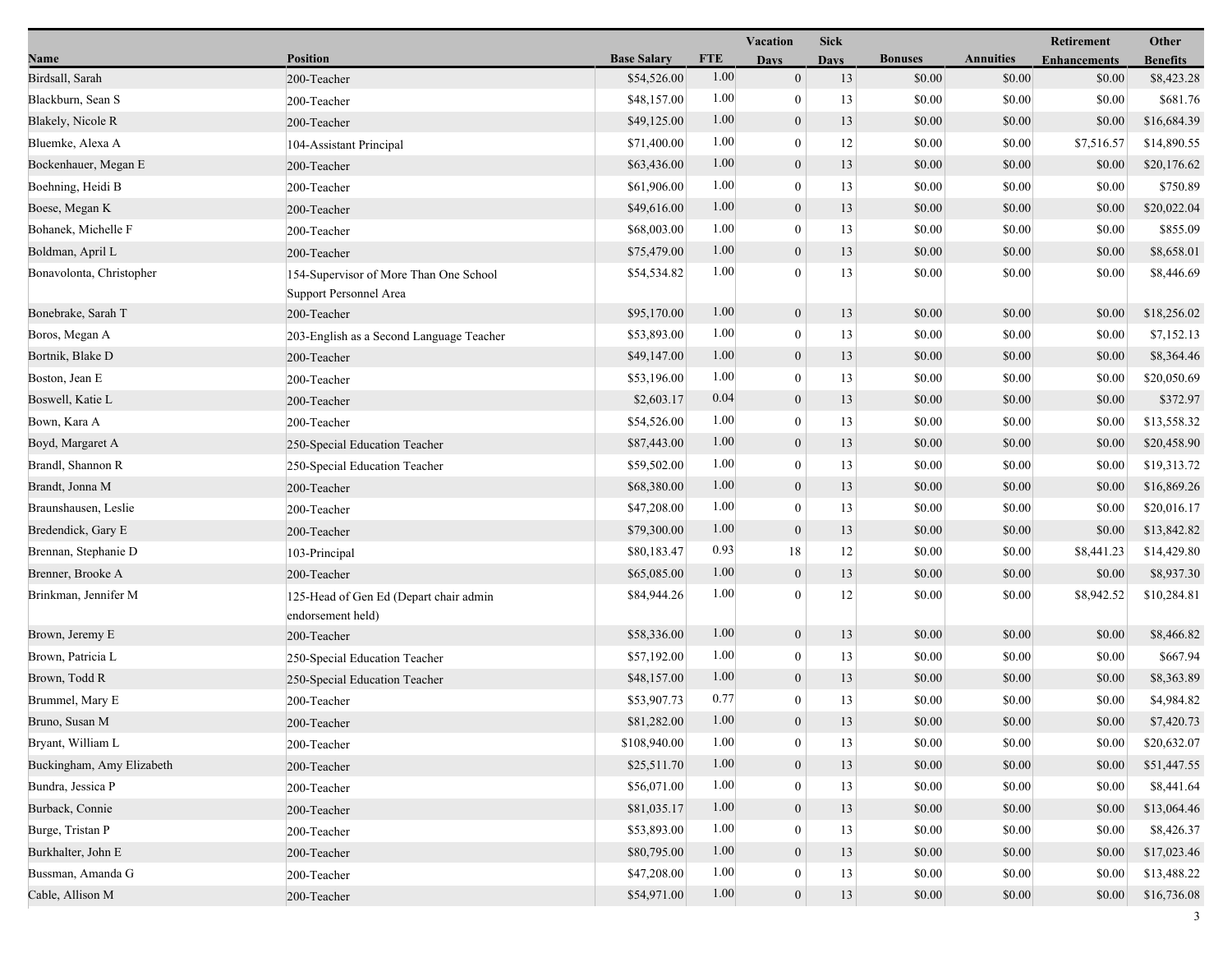| Name | Position | Base Salary | FTE | Vacation Days | Sick Days | Bonuses | Annuities | Retirement Enhancements | Other Benefits |
|---|---|---|---|---|---|---|---|---|---|
| Birdsall, Sarah | 200-Teacher | $54,526.00 | 1.00 | 0 | 13 | $0.00 | $0.00 | $0.00 | $8,423.28 |
| Blackburn, Sean S | 200-Teacher | $48,157.00 | 1.00 | 0 | 13 | $0.00 | $0.00 | $0.00 | $681.76 |
| Blakely, Nicole R | 200-Teacher | $49,125.00 | 1.00 | 0 | 13 | $0.00 | $0.00 | $0.00 | $16,684.39 |
| Bluemke, Alexa A | 104-Assistant Principal | $71,400.00 | 1.00 | 0 | 12 | $0.00 | $0.00 | $7,516.57 | $14,890.55 |
| Bockenhauer, Megan E | 200-Teacher | $63,436.00 | 1.00 | 0 | 13 | $0.00 | $0.00 | $0.00 | $20,176.62 |
| Boehning, Heidi B | 200-Teacher | $61,906.00 | 1.00 | 0 | 13 | $0.00 | $0.00 | $0.00 | $750.89 |
| Boese, Megan K | 200-Teacher | $49,616.00 | 1.00 | 0 | 13 | $0.00 | $0.00 | $0.00 | $20,022.04 |
| Bohanek, Michelle F | 200-Teacher | $68,003.00 | 1.00 | 0 | 13 | $0.00 | $0.00 | $0.00 | $855.09 |
| Boldman, April L | 200-Teacher | $75,479.00 | 1.00 | 0 | 13 | $0.00 | $0.00 | $0.00 | $8,658.01 |
| Bonavolonta, Christopher | 154-Supervisor of More Than One School Support Personnel Area | $54,534.82 | 1.00 | 0 | 13 | $0.00 | $0.00 | $0.00 | $8,446.69 |
| Bonebrake, Sarah T | 200-Teacher | $95,170.00 | 1.00 | 0 | 13 | $0.00 | $0.00 | $0.00 | $18,256.02 |
| Boros, Megan A | 203-English as a Second Language Teacher | $53,893.00 | 1.00 | 0 | 13 | $0.00 | $0.00 | $0.00 | $7,152.13 |
| Bortnik, Blake D | 200-Teacher | $49,147.00 | 1.00 | 0 | 13 | $0.00 | $0.00 | $0.00 | $8,364.46 |
| Boston, Jean E | 200-Teacher | $53,196.00 | 1.00 | 0 | 13 | $0.00 | $0.00 | $0.00 | $20,050.69 |
| Boswell, Katie L | 200-Teacher | $2,603.17 | 0.04 | 0 | 13 | $0.00 | $0.00 | $0.00 | $372.97 |
| Bown, Kara A | 200-Teacher | $54,526.00 | 1.00 | 0 | 13 | $0.00 | $0.00 | $0.00 | $13,558.32 |
| Boyd, Margaret A | 250-Special Education Teacher | $87,443.00 | 1.00 | 0 | 13 | $0.00 | $0.00 | $0.00 | $20,458.90 |
| Brandl, Shannon R | 250-Special Education Teacher | $59,502.00 | 1.00 | 0 | 13 | $0.00 | $0.00 | $0.00 | $19,313.72 |
| Brandt, Jonna M | 200-Teacher | $68,380.00 | 1.00 | 0 | 13 | $0.00 | $0.00 | $0.00 | $16,869.26 |
| Braunshausen, Leslie | 200-Teacher | $47,208.00 | 1.00 | 0 | 13 | $0.00 | $0.00 | $0.00 | $20,016.17 |
| Bredendick, Gary E | 200-Teacher | $79,300.00 | 1.00 | 0 | 13 | $0.00 | $0.00 | $0.00 | $13,842.82 |
| Brennan, Stephanie D | 103-Principal | $80,183.47 | 0.93 | 18 | 12 | $0.00 | $0.00 | $8,441.23 | $14,429.80 |
| Brenner, Brooke A | 200-Teacher | $65,085.00 | 1.00 | 0 | 13 | $0.00 | $0.00 | $0.00 | $8,937.30 |
| Brinkman, Jennifer M | 125-Head of Gen Ed (Depart chair admin endorsement held) | $84,944.26 | 1.00 | 0 | 12 | $0.00 | $0.00 | $8,942.52 | $10,284.81 |
| Brown, Jeremy E | 200-Teacher | $58,336.00 | 1.00 | 0 | 13 | $0.00 | $0.00 | $0.00 | $8,466.82 |
| Brown, Patricia L | 250-Special Education Teacher | $57,192.00 | 1.00 | 0 | 13 | $0.00 | $0.00 | $0.00 | $667.94 |
| Brown, Todd R | 250-Special Education Teacher | $48,157.00 | 1.00 | 0 | 13 | $0.00 | $0.00 | $0.00 | $8,363.89 |
| Brummel, Mary E | 200-Teacher | $53,907.73 | 0.77 | 0 | 13 | $0.00 | $0.00 | $0.00 | $4,984.82 |
| Bruno, Susan M | 200-Teacher | $81,282.00 | 1.00 | 0 | 13 | $0.00 | $0.00 | $0.00 | $7,420.73 |
| Bryant, William L | 200-Teacher | $108,940.00 | 1.00 | 0 | 13 | $0.00 | $0.00 | $0.00 | $20,632.07 |
| Buckingham, Amy Elizabeth | 200-Teacher | $25,511.70 | 1.00 | 0 | 13 | $0.00 | $0.00 | $0.00 | $51,447.55 |
| Bundra, Jessica P | 200-Teacher | $56,071.00 | 1.00 | 0 | 13 | $0.00 | $0.00 | $0.00 | $8,441.64 |
| Burback, Connie | 200-Teacher | $81,035.17 | 1.00 | 0 | 13 | $0.00 | $0.00 | $0.00 | $13,064.46 |
| Burge, Tristan P | 200-Teacher | $53,893.00 | 1.00 | 0 | 13 | $0.00 | $0.00 | $0.00 | $8,426.37 |
| Burkhalter, John E | 200-Teacher | $80,795.00 | 1.00 | 0 | 13 | $0.00 | $0.00 | $0.00 | $17,023.46 |
| Bussman, Amanda G | 200-Teacher | $47,208.00 | 1.00 | 0 | 13 | $0.00 | $0.00 | $0.00 | $13,488.22 |
| Cable, Allison M | 200-Teacher | $54,971.00 | 1.00 | 0 | 13 | $0.00 | $0.00 | $0.00 | $16,736.08 |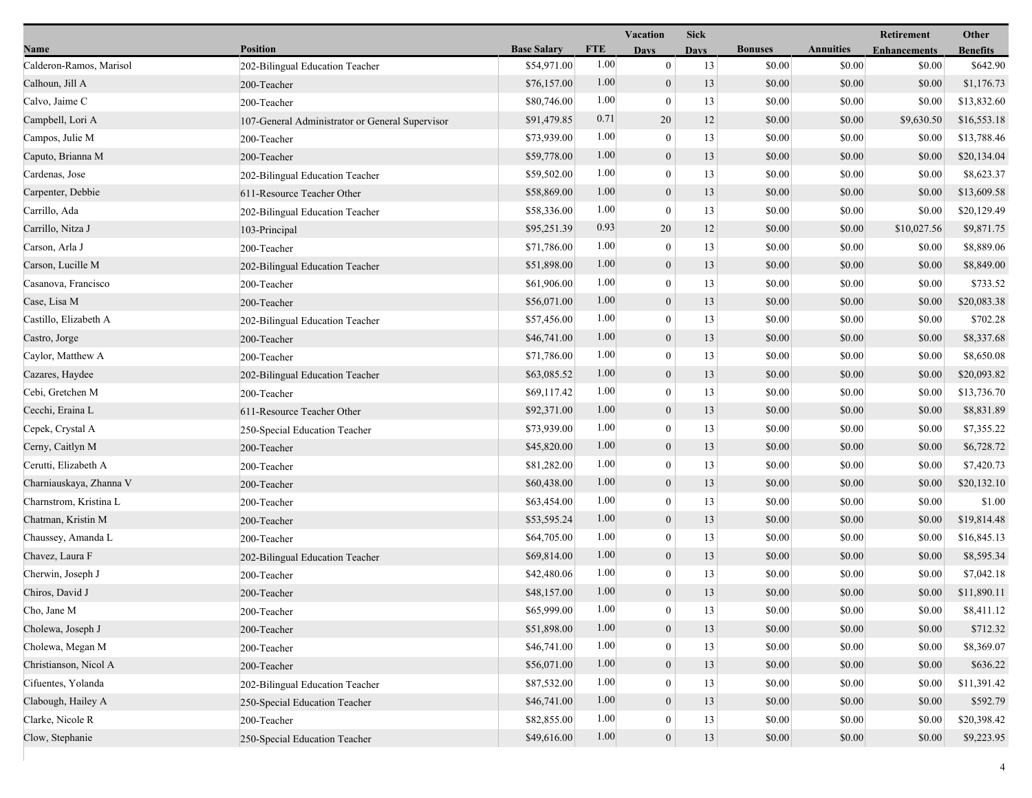| Name | Position | Base Salary | FTE | Vacation Days | Sick Days | Bonuses | Annuities | Retirement Enhancements | Other Benefits |
|---|---|---|---|---|---|---|---|---|---|
| Calderon-Ramos, Marisol | 202-Bilingual Education Teacher | $54,971.00 | 1.00 | 0 | 13 | $0.00 | $0.00 | $0.00 | $642.90 |
| Calhoun, Jill A | 200-Teacher | $76,157.00 | 1.00 | 0 | 13 | $0.00 | $0.00 | $0.00 | $1,176.73 |
| Calvo, Jaime C | 200-Teacher | $80,746.00 | 1.00 | 0 | 13 | $0.00 | $0.00 | $0.00 | $13,832.60 |
| Campbell, Lori A | 107-General Administrator or General Supervisor | $91,479.85 | 0.71 | 20 | 12 | $0.00 | $0.00 | $9,630.50 | $16,553.18 |
| Campos, Julie M | 200-Teacher | $73,939.00 | 1.00 | 0 | 13 | $0.00 | $0.00 | $0.00 | $13,788.46 |
| Caputo, Brianna M | 200-Teacher | $59,778.00 | 1.00 | 0 | 13 | $0.00 | $0.00 | $0.00 | $20,134.04 |
| Cardenas, Jose | 202-Bilingual Education Teacher | $59,502.00 | 1.00 | 0 | 13 | $0.00 | $0.00 | $0.00 | $8,623.37 |
| Carpenter, Debbie | 611-Resource Teacher Other | $58,869.00 | 1.00 | 0 | 13 | $0.00 | $0.00 | $0.00 | $13,609.58 |
| Carrillo, Ada | 202-Bilingual Education Teacher | $58,336.00 | 1.00 | 0 | 13 | $0.00 | $0.00 | $0.00 | $20,129.49 |
| Carrillo, Nitza J | 103-Principal | $95,251.39 | 0.93 | 20 | 12 | $0.00 | $0.00 | $10,027.56 | $9,871.75 |
| Carson, Arla J | 200-Teacher | $71,786.00 | 1.00 | 0 | 13 | $0.00 | $0.00 | $0.00 | $8,889.06 |
| Carson, Lucille M | 202-Bilingual Education Teacher | $51,898.00 | 1.00 | 0 | 13 | $0.00 | $0.00 | $0.00 | $8,849.00 |
| Casanova, Francisco | 200-Teacher | $61,906.00 | 1.00 | 0 | 13 | $0.00 | $0.00 | $0.00 | $733.52 |
| Case, Lisa M | 200-Teacher | $56,071.00 | 1.00 | 0 | 13 | $0.00 | $0.00 | $0.00 | $20,083.38 |
| Castillo, Elizabeth A | 202-Bilingual Education Teacher | $57,456.00 | 1.00 | 0 | 13 | $0.00 | $0.00 | $0.00 | $702.28 |
| Castro, Jorge | 200-Teacher | $46,741.00 | 1.00 | 0 | 13 | $0.00 | $0.00 | $0.00 | $8,337.68 |
| Caylor, Matthew A | 200-Teacher | $71,786.00 | 1.00 | 0 | 13 | $0.00 | $0.00 | $0.00 | $8,650.08 |
| Cazares, Haydee | 202-Bilingual Education Teacher | $63,085.52 | 1.00 | 0 | 13 | $0.00 | $0.00 | $0.00 | $20,093.82 |
| Cebi, Gretchen M | 200-Teacher | $69,117.42 | 1.00 | 0 | 13 | $0.00 | $0.00 | $0.00 | $13,736.70 |
| Cecchi, Eraina L | 611-Resource Teacher Other | $92,371.00 | 1.00 | 0 | 13 | $0.00 | $0.00 | $0.00 | $8,831.89 |
| Cepek, Crystal A | 250-Special Education Teacher | $73,939.00 | 1.00 | 0 | 13 | $0.00 | $0.00 | $0.00 | $7,355.22 |
| Cerny, Caitlyn M | 200-Teacher | $45,820.00 | 1.00 | 0 | 13 | $0.00 | $0.00 | $0.00 | $6,728.72 |
| Cerutti, Elizabeth A | 200-Teacher | $81,282.00 | 1.00 | 0 | 13 | $0.00 | $0.00 | $0.00 | $7,420.73 |
| Charniauskaya, Zhanna V | 200-Teacher | $60,438.00 | 1.00 | 0 | 13 | $0.00 | $0.00 | $0.00 | $20,132.10 |
| Charnstrom, Kristina L | 200-Teacher | $63,454.00 | 1.00 | 0 | 13 | $0.00 | $0.00 | $0.00 | $1.00 |
| Chatman, Kristin M | 200-Teacher | $53,595.24 | 1.00 | 0 | 13 | $0.00 | $0.00 | $0.00 | $19,814.48 |
| Chaussey, Amanda L | 200-Teacher | $64,705.00 | 1.00 | 0 | 13 | $0.00 | $0.00 | $0.00 | $16,845.13 |
| Chavez, Laura F | 202-Bilingual Education Teacher | $69,814.00 | 1.00 | 0 | 13 | $0.00 | $0.00 | $0.00 | $8,595.34 |
| Cherwin, Joseph J | 200-Teacher | $42,480.06 | 1.00 | 0 | 13 | $0.00 | $0.00 | $0.00 | $7,042.18 |
| Chiros, David J | 200-Teacher | $48,157.00 | 1.00 | 0 | 13 | $0.00 | $0.00 | $0.00 | $11,890.11 |
| Cho, Jane M | 200-Teacher | $65,999.00 | 1.00 | 0 | 13 | $0.00 | $0.00 | $0.00 | $8,411.12 |
| Cholewa, Joseph J | 200-Teacher | $51,898.00 | 1.00 | 0 | 13 | $0.00 | $0.00 | $0.00 | $712.32 |
| Cholewa, Megan M | 200-Teacher | $46,741.00 | 1.00 | 0 | 13 | $0.00 | $0.00 | $0.00 | $8,369.07 |
| Christianson, Nicol A | 200-Teacher | $56,071.00 | 1.00 | 0 | 13 | $0.00 | $0.00 | $0.00 | $636.22 |
| Cifuentes, Yolanda | 202-Bilingual Education Teacher | $87,532.00 | 1.00 | 0 | 13 | $0.00 | $0.00 | $0.00 | $11,391.42 |
| Clabough, Hailey A | 250-Special Education Teacher | $46,741.00 | 1.00 | 0 | 13 | $0.00 | $0.00 | $0.00 | $592.79 |
| Clarke, Nicole R | 200-Teacher | $82,855.00 | 1.00 | 0 | 13 | $0.00 | $0.00 | $0.00 | $20,398.42 |
| Clow, Stephanie | 250-Special Education Teacher | $49,616.00 | 1.00 | 0 | 13 | $0.00 | $0.00 | $0.00 | $9,223.95 |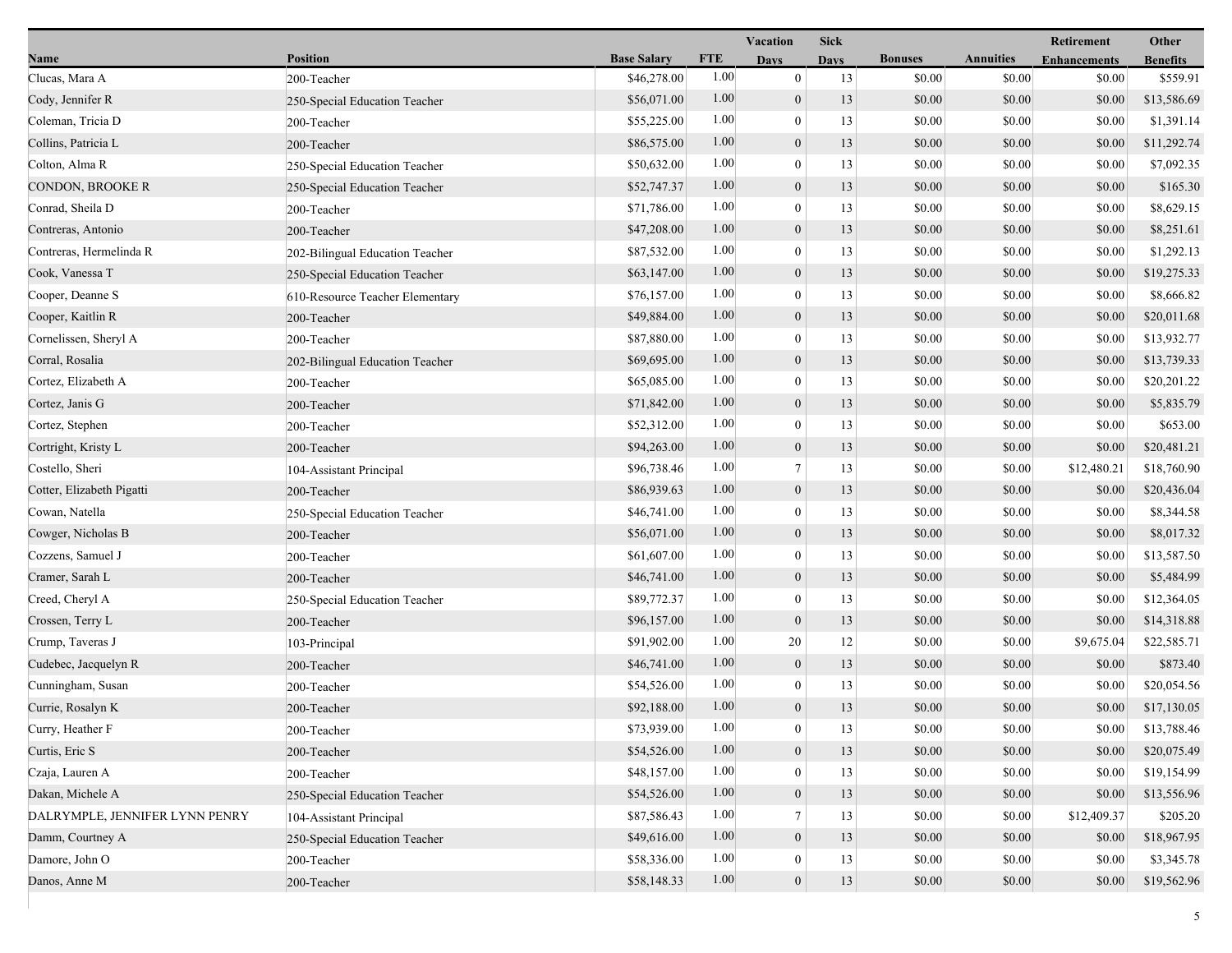| Name | Position | Base Salary | FTE | Vacation Days | Sick Days | Bonuses | Annuities | Retirement Enhancements | Other Benefits |
|---|---|---|---|---|---|---|---|---|---|
| Clucas, Mara A | 200-Teacher | $46,278.00 | 1.00 | 0 | 13 | $0.00 | $0.00 | $0.00 | $559.91 |
| Cody, Jennifer R | 250-Special Education Teacher | $56,071.00 | 1.00 | 0 | 13 | $0.00 | $0.00 | $0.00 | $13,586.69 |
| Coleman, Tricia D | 200-Teacher | $55,225.00 | 1.00 | 0 | 13 | $0.00 | $0.00 | $0.00 | $1,391.14 |
| Collins, Patricia L | 200-Teacher | $86,575.00 | 1.00 | 0 | 13 | $0.00 | $0.00 | $0.00 | $11,292.74 |
| Colton, Alma R | 250-Special Education Teacher | $50,632.00 | 1.00 | 0 | 13 | $0.00 | $0.00 | $0.00 | $7,092.35 |
| CONDON, BROOKE R | 250-Special Education Teacher | $52,747.37 | 1.00 | 0 | 13 | $0.00 | $0.00 | $0.00 | $165.30 |
| Conrad, Sheila D | 200-Teacher | $71,786.00 | 1.00 | 0 | 13 | $0.00 | $0.00 | $0.00 | $8,629.15 |
| Contreras, Antonio | 200-Teacher | $47,208.00 | 1.00 | 0 | 13 | $0.00 | $0.00 | $0.00 | $8,251.61 |
| Contreras, Hermelinda R | 202-Bilingual Education Teacher | $87,532.00 | 1.00 | 0 | 13 | $0.00 | $0.00 | $0.00 | $1,292.13 |
| Cook, Vanessa T | 250-Special Education Teacher | $63,147.00 | 1.00 | 0 | 13 | $0.00 | $0.00 | $0.00 | $19,275.33 |
| Cooper, Deanne S | 610-Resource Teacher Elementary | $76,157.00 | 1.00 | 0 | 13 | $0.00 | $0.00 | $0.00 | $8,666.82 |
| Cooper, Kaitlin R | 200-Teacher | $49,884.00 | 1.00 | 0 | 13 | $0.00 | $0.00 | $0.00 | $20,011.68 |
| Cornelissen, Sheryl A | 200-Teacher | $87,880.00 | 1.00 | 0 | 13 | $0.00 | $0.00 | $0.00 | $13,932.77 |
| Corral, Rosalia | 202-Bilingual Education Teacher | $69,695.00 | 1.00 | 0 | 13 | $0.00 | $0.00 | $0.00 | $13,739.33 |
| Cortez, Elizabeth A | 200-Teacher | $65,085.00 | 1.00 | 0 | 13 | $0.00 | $0.00 | $0.00 | $20,201.22 |
| Cortez, Janis G | 200-Teacher | $71,842.00 | 1.00 | 0 | 13 | $0.00 | $0.00 | $0.00 | $5,835.79 |
| Cortez, Stephen | 200-Teacher | $52,312.00 | 1.00 | 0 | 13 | $0.00 | $0.00 | $0.00 | $653.00 |
| Cortright, Kristy L | 200-Teacher | $94,263.00 | 1.00 | 0 | 13 | $0.00 | $0.00 | $0.00 | $20,481.21 |
| Costello, Sheri | 104-Assistant Principal | $96,738.46 | 1.00 | 7 | 13 | $0.00 | $0.00 | $12,480.21 | $18,760.90 |
| Cotter, Elizabeth Pigatti | 200-Teacher | $86,939.63 | 1.00 | 0 | 13 | $0.00 | $0.00 | $0.00 | $20,436.04 |
| Cowan, Natella | 250-Special Education Teacher | $46,741.00 | 1.00 | 0 | 13 | $0.00 | $0.00 | $0.00 | $8,344.58 |
| Cowger, Nicholas B | 200-Teacher | $56,071.00 | 1.00 | 0 | 13 | $0.00 | $0.00 | $0.00 | $8,017.32 |
| Cozzens, Samuel J | 200-Teacher | $61,607.00 | 1.00 | 0 | 13 | $0.00 | $0.00 | $0.00 | $13,587.50 |
| Cramer, Sarah L | 200-Teacher | $46,741.00 | 1.00 | 0 | 13 | $0.00 | $0.00 | $0.00 | $5,484.99 |
| Creed, Cheryl A | 250-Special Education Teacher | $89,772.37 | 1.00 | 0 | 13 | $0.00 | $0.00 | $0.00 | $12,364.05 |
| Crossen, Terry L | 200-Teacher | $96,157.00 | 1.00 | 0 | 13 | $0.00 | $0.00 | $0.00 | $14,318.88 |
| Crump, Taveras J | 103-Principal | $91,902.00 | 1.00 | 20 | 12 | $0.00 | $0.00 | $9,675.04 | $22,585.71 |
| Cudebec, Jacquelyn R | 200-Teacher | $46,741.00 | 1.00 | 0 | 13 | $0.00 | $0.00 | $0.00 | $873.40 |
| Cunningham, Susan | 200-Teacher | $54,526.00 | 1.00 | 0 | 13 | $0.00 | $0.00 | $0.00 | $20,054.56 |
| Currie, Rosalyn K | 200-Teacher | $92,188.00 | 1.00 | 0 | 13 | $0.00 | $0.00 | $0.00 | $17,130.05 |
| Curry, Heather F | 200-Teacher | $73,939.00 | 1.00 | 0 | 13 | $0.00 | $0.00 | $0.00 | $13,788.46 |
| Curtis, Eric S | 200-Teacher | $54,526.00 | 1.00 | 0 | 13 | $0.00 | $0.00 | $0.00 | $20,075.49 |
| Czaja, Lauren A | 200-Teacher | $48,157.00 | 1.00 | 0 | 13 | $0.00 | $0.00 | $0.00 | $19,154.99 |
| Dakan, Michele A | 250-Special Education Teacher | $54,526.00 | 1.00 | 0 | 13 | $0.00 | $0.00 | $0.00 | $13,556.96 |
| DALRYMPLE, JENNIFER LYNN PENRY | 104-Assistant Principal | $87,586.43 | 1.00 | 7 | 13 | $0.00 | $0.00 | $12,409.37 | $205.20 |
| Damm, Courtney A | 250-Special Education Teacher | $49,616.00 | 1.00 | 0 | 13 | $0.00 | $0.00 | $0.00 | $18,967.95 |
| Damore, John O | 200-Teacher | $58,336.00 | 1.00 | 0 | 13 | $0.00 | $0.00 | $0.00 | $3,345.78 |
| Danos, Anne M | 200-Teacher | $58,148.33 | 1.00 | 0 | 13 | $0.00 | $0.00 | $0.00 | $19,562.96 |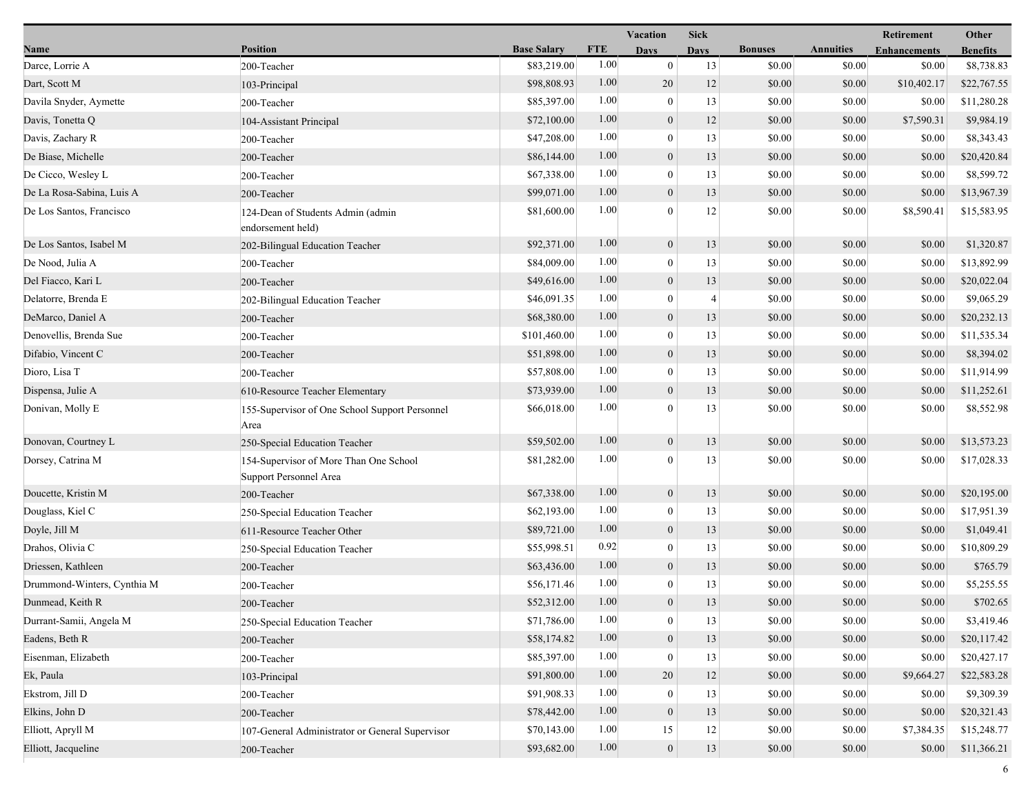| Name | Position | Base Salary | FTE | Vacation Days | Sick Days | Bonuses | Annuities | Retirement Enhancements | Other Benefits |
|---|---|---|---|---|---|---|---|---|---|
| Darce, Lorrie A | 200-Teacher | $83,219.00 | 1.00 | 0 | 13 | $0.00 | $0.00 | $0.00 | $8,738.83 |
| Dart, Scott M | 103-Principal | $98,808.93 | 1.00 | 20 | 12 | $0.00 | $0.00 | $10,402.17 | $22,767.55 |
| Davila Snyder, Aymette | 200-Teacher | $85,397.00 | 1.00 | 0 | 13 | $0.00 | $0.00 | $0.00 | $11,280.28 |
| Davis, Tonetta Q | 104-Assistant Principal | $72,100.00 | 1.00 | 0 | 12 | $0.00 | $0.00 | $7,590.31 | $9,984.19 |
| Davis, Zachary R | 200-Teacher | $47,208.00 | 1.00 | 0 | 13 | $0.00 | $0.00 | $0.00 | $8,343.43 |
| De Biase, Michelle | 200-Teacher | $86,144.00 | 1.00 | 0 | 13 | $0.00 | $0.00 | $0.00 | $20,420.84 |
| De Cicco, Wesley L | 200-Teacher | $67,338.00 | 1.00 | 0 | 13 | $0.00 | $0.00 | $0.00 | $8,599.72 |
| De La Rosa-Sabina, Luis A | 200-Teacher | $99,071.00 | 1.00 | 0 | 13 | $0.00 | $0.00 | $0.00 | $13,967.39 |
| De Los Santos, Francisco | 124-Dean of Students Admin (admin endorsement held) | $81,600.00 | 1.00 | 0 | 12 | $0.00 | $0.00 | $8,590.41 | $15,583.95 |
| De Los Santos, Isabel M | 202-Bilingual Education Teacher | $92,371.00 | 1.00 | 0 | 13 | $0.00 | $0.00 | $0.00 | $1,320.87 |
| De Nood, Julia A | 200-Teacher | $84,009.00 | 1.00 | 0 | 13 | $0.00 | $0.00 | $0.00 | $13,892.99 |
| Del Fiacco, Kari L | 200-Teacher | $49,616.00 | 1.00 | 0 | 13 | $0.00 | $0.00 | $0.00 | $20,022.04 |
| Delatorre, Brenda E | 202-Bilingual Education Teacher | $46,091.35 | 1.00 | 0 | 4 | $0.00 | $0.00 | $0.00 | $9,065.29 |
| DeMarco, Daniel A | 200-Teacher | $68,380.00 | 1.00 | 0 | 13 | $0.00 | $0.00 | $0.00 | $20,232.13 |
| Denovellis, Brenda Sue | 200-Teacher | $101,460.00 | 1.00 | 0 | 13 | $0.00 | $0.00 | $0.00 | $11,535.34 |
| Difabio, Vincent C | 200-Teacher | $51,898.00 | 1.00 | 0 | 13 | $0.00 | $0.00 | $0.00 | $8,394.02 |
| Dioro, Lisa T | 200-Teacher | $57,808.00 | 1.00 | 0 | 13 | $0.00 | $0.00 | $0.00 | $11,914.99 |
| Dispensa, Julie A | 610-Resource Teacher Elementary | $73,939.00 | 1.00 | 0 | 13 | $0.00 | $0.00 | $0.00 | $11,252.61 |
| Donivan, Molly E | 155-Supervisor of One School Support Personnel Area | $66,018.00 | 1.00 | 0 | 13 | $0.00 | $0.00 | $0.00 | $8,552.98 |
| Donovan, Courtney L | 250-Special Education Teacher | $59,502.00 | 1.00 | 0 | 13 | $0.00 | $0.00 | $0.00 | $13,573.23 |
| Dorsey, Catrina M | 154-Supervisor of More Than One School Support Personnel Area | $81,282.00 | 1.00 | 0 | 13 | $0.00 | $0.00 | $0.00 | $17,028.33 |
| Doucette, Kristin M | 200-Teacher | $67,338.00 | 1.00 | 0 | 13 | $0.00 | $0.00 | $0.00 | $20,195.00 |
| Douglass, Kiel C | 250-Special Education Teacher | $62,193.00 | 1.00 | 0 | 13 | $0.00 | $0.00 | $0.00 | $17,951.39 |
| Doyle, Jill M | 611-Resource Teacher Other | $89,721.00 | 1.00 | 0 | 13 | $0.00 | $0.00 | $0.00 | $1,049.41 |
| Drahos, Olivia C | 250-Special Education Teacher | $55,998.51 | 0.92 | 0 | 13 | $0.00 | $0.00 | $0.00 | $10,809.29 |
| Driessen, Kathleen | 200-Teacher | $63,436.00 | 1.00 | 0 | 13 | $0.00 | $0.00 | $0.00 | $765.79 |
| Drummond-Winters, Cynthia M | 200-Teacher | $56,171.46 | 1.00 | 0 | 13 | $0.00 | $0.00 | $0.00 | $5,255.55 |
| Dunmead, Keith R | 200-Teacher | $52,312.00 | 1.00 | 0 | 13 | $0.00 | $0.00 | $0.00 | $702.65 |
| Durrant-Samii, Angela M | 250-Special Education Teacher | $71,786.00 | 1.00 | 0 | 13 | $0.00 | $0.00 | $0.00 | $3,419.46 |
| Eadens, Beth R | 200-Teacher | $58,174.82 | 1.00 | 0 | 13 | $0.00 | $0.00 | $0.00 | $20,117.42 |
| Eisenman, Elizabeth | 200-Teacher | $85,397.00 | 1.00 | 0 | 13 | $0.00 | $0.00 | $0.00 | $20,427.17 |
| Ek, Paula | 103-Principal | $91,800.00 | 1.00 | 20 | 12 | $0.00 | $0.00 | $9,664.27 | $22,583.28 |
| Ekstrom, Jill D | 200-Teacher | $91,908.33 | 1.00 | 0 | 13 | $0.00 | $0.00 | $0.00 | $9,309.39 |
| Elkins, John D | 200-Teacher | $78,442.00 | 1.00 | 0 | 13 | $0.00 | $0.00 | $0.00 | $20,321.43 |
| Elliott, Apryll M | 107-General Administrator or General Supervisor | $70,143.00 | 1.00 | 15 | 12 | $0.00 | $0.00 | $7,384.35 | $15,248.77 |
| Elliott, Jacqueline | 200-Teacher | $93,682.00 | 1.00 | 0 | 13 | $0.00 | $0.00 | $0.00 | $11,366.21 |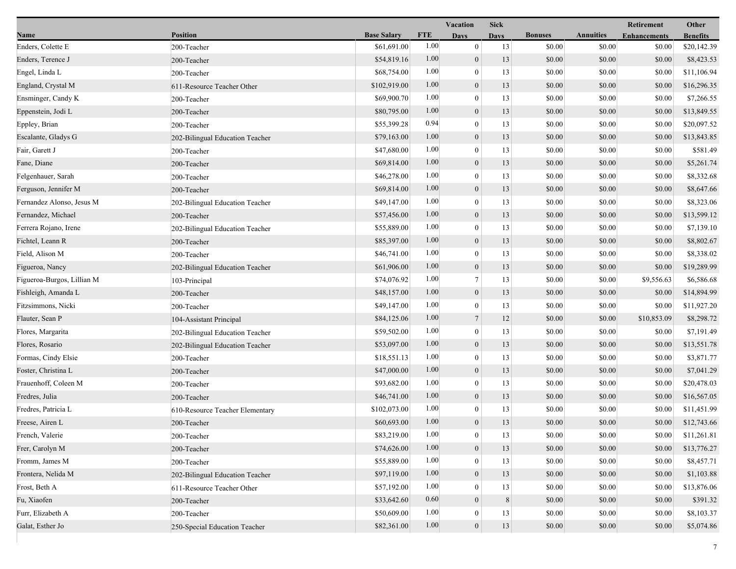| Name | Position | Base Salary | FTE | Vacation Days | Sick Days | Bonuses | Annuities | Retirement Enhancements | Other Benefits |
|---|---|---|---|---|---|---|---|---|---|
| Enders, Colette E | 200-Teacher | $61,691.00 | 1.00 | 0 | 13 | $0.00 | $0.00 | $0.00 | $20,142.39 |
| Enders, Terence J | 200-Teacher | $54,819.16 | 1.00 | 0 | 13 | $0.00 | $0.00 | $0.00 | $8,423.53 |
| Engel, Linda L | 200-Teacher | $68,754.00 | 1.00 | 0 | 13 | $0.00 | $0.00 | $0.00 | $11,106.94 |
| England, Crystal M | 611-Resource Teacher Other | $102,919.00 | 1.00 | 0 | 13 | $0.00 | $0.00 | $0.00 | $16,296.35 |
| Ensminger, Candy K | 200-Teacher | $69,900.70 | 1.00 | 0 | 13 | $0.00 | $0.00 | $0.00 | $7,266.55 |
| Eppenstein, Jodi L | 200-Teacher | $80,795.00 | 1.00 | 0 | 13 | $0.00 | $0.00 | $0.00 | $13,849.55 |
| Eppley, Brian | 200-Teacher | $55,399.28 | 0.94 | 0 | 13 | $0.00 | $0.00 | $0.00 | $20,097.52 |
| Escalante, Gladys G | 202-Bilingual Education Teacher | $79,163.00 | 1.00 | 0 | 13 | $0.00 | $0.00 | $0.00 | $13,843.85 |
| Fair, Garett J | 200-Teacher | $47,680.00 | 1.00 | 0 | 13 | $0.00 | $0.00 | $0.00 | $581.49 |
| Fane, Diane | 200-Teacher | $69,814.00 | 1.00 | 0 | 13 | $0.00 | $0.00 | $0.00 | $5,261.74 |
| Felgenhauer, Sarah | 200-Teacher | $46,278.00 | 1.00 | 0 | 13 | $0.00 | $0.00 | $0.00 | $8,332.68 |
| Ferguson, Jennifer M | 200-Teacher | $69,814.00 | 1.00 | 0 | 13 | $0.00 | $0.00 | $0.00 | $8,647.66 |
| Fernandez Alonso, Jesus M | 202-Bilingual Education Teacher | $49,147.00 | 1.00 | 0 | 13 | $0.00 | $0.00 | $0.00 | $8,323.06 |
| Fernandez, Michael | 200-Teacher | $57,456.00 | 1.00 | 0 | 13 | $0.00 | $0.00 | $0.00 | $13,599.12 |
| Ferrera Rojano, Irene | 202-Bilingual Education Teacher | $55,889.00 | 1.00 | 0 | 13 | $0.00 | $0.00 | $0.00 | $7,139.10 |
| Fichtel, Leann R | 200-Teacher | $85,397.00 | 1.00 | 0 | 13 | $0.00 | $0.00 | $0.00 | $8,802.67 |
| Field, Alison M | 200-Teacher | $46,741.00 | 1.00 | 0 | 13 | $0.00 | $0.00 | $0.00 | $8,338.02 |
| Figueroa, Nancy | 202-Bilingual Education Teacher | $61,906.00 | 1.00 | 0 | 13 | $0.00 | $0.00 | $0.00 | $19,289.99 |
| Figueroa-Burgos, Lillian M | 103-Principal | $74,076.92 | 1.00 | 7 | 13 | $0.00 | $0.00 | $9,556.63 | $6,586.68 |
| Fishleigh, Amanda L | 200-Teacher | $48,157.00 | 1.00 | 0 | 13 | $0.00 | $0.00 | $0.00 | $14,894.99 |
| Fitzsimmons, Nicki | 200-Teacher | $49,147.00 | 1.00 | 0 | 13 | $0.00 | $0.00 | $0.00 | $11,927.20 |
| Flauter, Sean P | 104-Assistant Principal | $84,125.06 | 1.00 | 7 | 12 | $0.00 | $0.00 | $10,853.09 | $8,298.72 |
| Flores, Margarita | 202-Bilingual Education Teacher | $59,502.00 | 1.00 | 0 | 13 | $0.00 | $0.00 | $0.00 | $7,191.49 |
| Flores, Rosario | 202-Bilingual Education Teacher | $53,097.00 | 1.00 | 0 | 13 | $0.00 | $0.00 | $0.00 | $13,551.78 |
| Formas, Cindy Elsie | 200-Teacher | $18,551.13 | 1.00 | 0 | 13 | $0.00 | $0.00 | $0.00 | $3,871.77 |
| Foster, Christina L | 200-Teacher | $47,000.00 | 1.00 | 0 | 13 | $0.00 | $0.00 | $0.00 | $7,041.29 |
| Frauenhoff, Coleen M | 200-Teacher | $93,682.00 | 1.00 | 0 | 13 | $0.00 | $0.00 | $0.00 | $20,478.03 |
| Fredres, Julia | 200-Teacher | $46,741.00 | 1.00 | 0 | 13 | $0.00 | $0.00 | $0.00 | $16,567.05 |
| Fredres, Patricia L | 610-Resource Teacher Elementary | $102,073.00 | 1.00 | 0 | 13 | $0.00 | $0.00 | $0.00 | $11,451.99 |
| Freese, Airen L | 200-Teacher | $60,693.00 | 1.00 | 0 | 13 | $0.00 | $0.00 | $0.00 | $12,743.66 |
| French, Valerie | 200-Teacher | $83,219.00 | 1.00 | 0 | 13 | $0.00 | $0.00 | $0.00 | $11,261.81 |
| Frer, Carolyn M | 200-Teacher | $74,626.00 | 1.00 | 0 | 13 | $0.00 | $0.00 | $0.00 | $13,776.27 |
| Fromm, James M | 200-Teacher | $55,889.00 | 1.00 | 0 | 13 | $0.00 | $0.00 | $0.00 | $8,457.71 |
| Frontera, Nelida M | 202-Bilingual Education Teacher | $97,119.00 | 1.00 | 0 | 13 | $0.00 | $0.00 | $0.00 | $1,103.88 |
| Frost, Beth A | 611-Resource Teacher Other | $57,192.00 | 1.00 | 0 | 13 | $0.00 | $0.00 | $0.00 | $13,876.06 |
| Fu, Xiaofen | 200-Teacher | $33,642.60 | 0.60 | 0 | 8 | $0.00 | $0.00 | $0.00 | $391.32 |
| Furr, Elizabeth A | 200-Teacher | $50,609.00 | 1.00 | 0 | 13 | $0.00 | $0.00 | $0.00 | $8,103.37 |
| Galat, Esther Jo | 250-Special Education Teacher | $82,361.00 | 1.00 | 0 | 13 | $0.00 | $0.00 | $0.00 | $5,074.86 |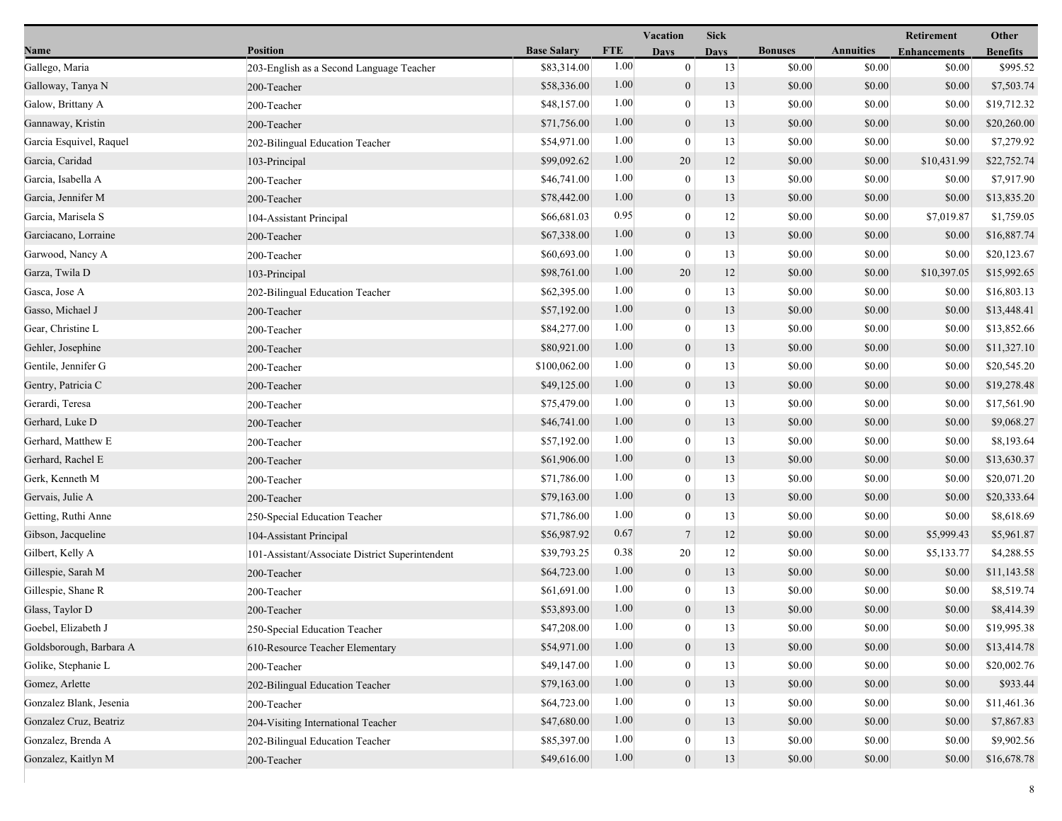| Name | Position | Base Salary | FTE | Vacation Days | Sick Days | Bonuses | Annuities | Retirement Enhancements | Other Benefits |
|---|---|---|---|---|---|---|---|---|---|
| Gallego, Maria | 203-English as a Second Language Teacher | $83,314.00 | 1.00 | 0 | 13 | $0.00 | $0.00 | $0.00 | $995.52 |
| Galloway, Tanya N | 200-Teacher | $58,336.00 | 1.00 | 0 | 13 | $0.00 | $0.00 | $0.00 | $7,503.74 |
| Galow, Brittany A | 200-Teacher | $48,157.00 | 1.00 | 0 | 13 | $0.00 | $0.00 | $0.00 | $19,712.32 |
| Gannaway, Kristin | 200-Teacher | $71,756.00 | 1.00 | 0 | 13 | $0.00 | $0.00 | $0.00 | $20,260.00 |
| Garcia Esquivel, Raquel | 202-Bilingual Education Teacher | $54,971.00 | 1.00 | 0 | 13 | $0.00 | $0.00 | $0.00 | $7,279.92 |
| Garcia, Caridad | 103-Principal | $99,092.62 | 1.00 | 20 | 12 | $0.00 | $0.00 | $10,431.99 | $22,752.74 |
| Garcia, Isabella A | 200-Teacher | $46,741.00 | 1.00 | 0 | 13 | $0.00 | $0.00 | $0.00 | $7,917.90 |
| Garcia, Jennifer M | 200-Teacher | $78,442.00 | 1.00 | 0 | 13 | $0.00 | $0.00 | $0.00 | $13,835.20 |
| Garcia, Marisela S | 104-Assistant Principal | $66,681.03 | 0.95 | 0 | 12 | $0.00 | $0.00 | $7,019.87 | $1,759.05 |
| Garciacano, Lorraine | 200-Teacher | $67,338.00 | 1.00 | 0 | 13 | $0.00 | $0.00 | $0.00 | $16,887.74 |
| Garwood, Nancy A | 200-Teacher | $60,693.00 | 1.00 | 0 | 13 | $0.00 | $0.00 | $0.00 | $20,123.67 |
| Garza, Twila D | 103-Principal | $98,761.00 | 1.00 | 20 | 12 | $0.00 | $0.00 | $10,397.05 | $15,992.65 |
| Gasca, Jose A | 202-Bilingual Education Teacher | $62,395.00 | 1.00 | 0 | 13 | $0.00 | $0.00 | $0.00 | $16,803.13 |
| Gasso, Michael J | 200-Teacher | $57,192.00 | 1.00 | 0 | 13 | $0.00 | $0.00 | $0.00 | $13,448.41 |
| Gear, Christine L | 200-Teacher | $84,277.00 | 1.00 | 0 | 13 | $0.00 | $0.00 | $0.00 | $13,852.66 |
| Gehler, Josephine | 200-Teacher | $80,921.00 | 1.00 | 0 | 13 | $0.00 | $0.00 | $0.00 | $11,327.10 |
| Gentile, Jennifer G | 200-Teacher | $100,062.00 | 1.00 | 0 | 13 | $0.00 | $0.00 | $0.00 | $20,545.20 |
| Gentry, Patricia C | 200-Teacher | $49,125.00 | 1.00 | 0 | 13 | $0.00 | $0.00 | $0.00 | $19,278.48 |
| Gerardi, Teresa | 200-Teacher | $75,479.00 | 1.00 | 0 | 13 | $0.00 | $0.00 | $0.00 | $17,561.90 |
| Gerhard, Luke D | 200-Teacher | $46,741.00 | 1.00 | 0 | 13 | $0.00 | $0.00 | $0.00 | $9,068.27 |
| Gerhard, Matthew E | 200-Teacher | $57,192.00 | 1.00 | 0 | 13 | $0.00 | $0.00 | $0.00 | $8,193.64 |
| Gerhard, Rachel E | 200-Teacher | $61,906.00 | 1.00 | 0 | 13 | $0.00 | $0.00 | $0.00 | $13,630.37 |
| Gerk, Kenneth M | 200-Teacher | $71,786.00 | 1.00 | 0 | 13 | $0.00 | $0.00 | $0.00 | $20,071.20 |
| Gervais, Julie A | 200-Teacher | $79,163.00 | 1.00 | 0 | 13 | $0.00 | $0.00 | $0.00 | $20,333.64 |
| Getting, Ruthi Anne | 250-Special Education Teacher | $71,786.00 | 1.00 | 0 | 13 | $0.00 | $0.00 | $0.00 | $8,618.69 |
| Gibson, Jacqueline | 104-Assistant Principal | $56,987.92 | 0.67 | 7 | 12 | $0.00 | $0.00 | $5,999.43 | $5,961.87 |
| Gilbert, Kelly A | 101-Assistant/Associate District Superintendent | $39,793.25 | 0.38 | 20 | 12 | $0.00 | $0.00 | $5,133.77 | $4,288.55 |
| Gillespie, Sarah M | 200-Teacher | $64,723.00 | 1.00 | 0 | 13 | $0.00 | $0.00 | $0.00 | $11,143.58 |
| Gillespie, Shane R | 200-Teacher | $61,691.00 | 1.00 | 0 | 13 | $0.00 | $0.00 | $0.00 | $8,519.74 |
| Glass, Taylor D | 200-Teacher | $53,893.00 | 1.00 | 0 | 13 | $0.00 | $0.00 | $0.00 | $8,414.39 |
| Goebel, Elizabeth J | 250-Special Education Teacher | $47,208.00 | 1.00 | 0 | 13 | $0.00 | $0.00 | $0.00 | $19,995.38 |
| Goldsborough, Barbara A | 610-Resource Teacher Elementary | $54,971.00 | 1.00 | 0 | 13 | $0.00 | $0.00 | $0.00 | $13,414.78 |
| Golike, Stephanie L | 200-Teacher | $49,147.00 | 1.00 | 0 | 13 | $0.00 | $0.00 | $0.00 | $20,002.76 |
| Gomez, Arlette | 202-Bilingual Education Teacher | $79,163.00 | 1.00 | 0 | 13 | $0.00 | $0.00 | $0.00 | $933.44 |
| Gonzalez Blank, Jesenia | 200-Teacher | $64,723.00 | 1.00 | 0 | 13 | $0.00 | $0.00 | $0.00 | $11,461.36 |
| Gonzalez Cruz, Beatriz | 204-Visiting International Teacher | $47,680.00 | 1.00 | 0 | 13 | $0.00 | $0.00 | $0.00 | $7,867.83 |
| Gonzalez, Brenda A | 202-Bilingual Education Teacher | $85,397.00 | 1.00 | 0 | 13 | $0.00 | $0.00 | $0.00 | $9,902.56 |
| Gonzalez, Kaitlyn M | 200-Teacher | $49,616.00 | 1.00 | 0 | 13 | $0.00 | $0.00 | $0.00 | $16,678.78 |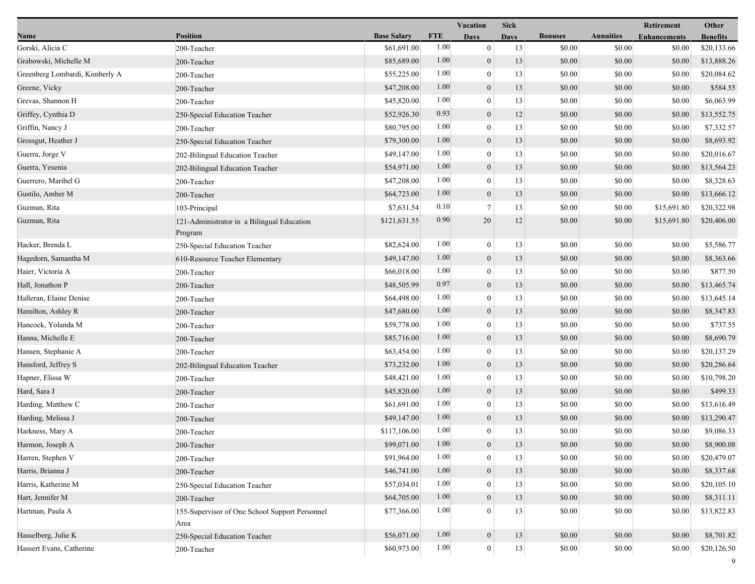| Name | Position | Base Salary | FTE | Vacation Days | Sick Days | Bonuses | Annuities | Retirement Enhancements | Other Benefits |
| --- | --- | --- | --- | --- | --- | --- | --- | --- | --- |
| Gorski, Alicia C | 200-Teacher | $61,691.00 | 1.00 | 0 | 13 | $0.00 | $0.00 | $0.00 | $20,133.66 |
| Grabowski, Michelle M | 200-Teacher | $85,689.00 | 1.00 | 0 | 13 | $0.00 | $0.00 | $0.00 | $13,888.26 |
| Greenberg Lombardi, Kimberly A | 200-Teacher | $55,225.00 | 1.00 | 0 | 13 | $0.00 | $0.00 | $0.00 | $20,084.62 |
| Greene, Vicky | 200-Teacher | $47,208.00 | 1.00 | 0 | 13 | $0.00 | $0.00 | $0.00 | $584.55 |
| Grevas, Shannon H | 200-Teacher | $45,820.00 | 1.00 | 0 | 13 | $0.00 | $0.00 | $0.00 | $6,063.99 |
| Griffey, Cynthia D | 250-Special Education Teacher | $52,926.30 | 0.93 | 0 | 12 | $0.00 | $0.00 | $0.00 | $13,552.75 |
| Griffin, Nancy J | 200-Teacher | $80,795.00 | 1.00 | 0 | 13 | $0.00 | $0.00 | $0.00 | $7,332.57 |
| Grossgut, Heather J | 250-Special Education Teacher | $79,300.00 | 1.00 | 0 | 13 | $0.00 | $0.00 | $0.00 | $8,693.92 |
| Guerra, Jorge V | 202-Bilingual Education Teacher | $49,147.00 | 1.00 | 0 | 13 | $0.00 | $0.00 | $0.00 | $20,016.67 |
| Guerra, Yesenia | 202-Bilingual Education Teacher | $54,971.00 | 1.00 | 0 | 13 | $0.00 | $0.00 | $0.00 | $13,564.23 |
| Guerrero, Maribel G | 200-Teacher | $47,208.00 | 1.00 | 0 | 13 | $0.00 | $0.00 | $0.00 | $8,328.63 |
| Gustilo, Amber M | 200-Teacher | $64,723.00 | 1.00 | 0 | 13 | $0.00 | $0.00 | $0.00 | $13,666.12 |
| Guzman, Rita | 103-Principal | $7,631.54 | 0.10 | 7 | 13 | $0.00 | $0.00 | $15,691.80 | $20,322.98 |
| Guzman, Rita | 121-Administrator in a Bilingual Education Program | $121,631.55 | 0.90 | 20 | 12 | $0.00 | $0.00 | $15,691.80 | $20,406.00 |
| Hacker, Brenda L | 250-Special Education Teacher | $82,624.00 | 1.00 | 0 | 13 | $0.00 | $0.00 | $0.00 | $5,586.77 |
| Hagedorn, Samantha M | 610-Resource Teacher Elementary | $49,147.00 | 1.00 | 0 | 13 | $0.00 | $0.00 | $0.00 | $8,363.66 |
| Haier, Victoria A | 200-Teacher | $66,018.00 | 1.00 | 0 | 13 | $0.00 | $0.00 | $0.00 | $877.50 |
| Hall, Jonathon P | 200-Teacher | $48,505.99 | 0.97 | 0 | 13 | $0.00 | $0.00 | $0.00 | $13,465.74 |
| Halleran, Elaine Denise | 200-Teacher | $64,498.00 | 1.00 | 0 | 13 | $0.00 | $0.00 | $0.00 | $13,645.14 |
| Hamilton, Ashley R | 200-Teacher | $47,680.00 | 1.00 | 0 | 13 | $0.00 | $0.00 | $0.00 | $8,347.83 |
| Hancock, Yolanda M | 200-Teacher | $59,778.00 | 1.00 | 0 | 13 | $0.00 | $0.00 | $0.00 | $737.55 |
| Hanna, Michelle E | 200-Teacher | $85,716.00 | 1.00 | 0 | 13 | $0.00 | $0.00 | $0.00 | $8,690.79 |
| Hansen, Stephanie A | 200-Teacher | $63,454.00 | 1.00 | 0 | 13 | $0.00 | $0.00 | $0.00 | $20,137.29 |
| Hansford, Jeffrey S | 202-Bilingual Education Teacher | $73,232.00 | 1.00 | 0 | 13 | $0.00 | $0.00 | $0.00 | $20,286.64 |
| Hapner, Elissa W | 200-Teacher | $48,421.00 | 1.00 | 0 | 13 | $0.00 | $0.00 | $0.00 | $10,798.20 |
| Hard, Sara J | 200-Teacher | $45,820.00 | 1.00 | 0 | 13 | $0.00 | $0.00 | $0.00 | $499.33 |
| Harding, Matthew C | 200-Teacher | $61,691.00 | 1.00 | 0 | 13 | $0.00 | $0.00 | $0.00 | $13,616.49 |
| Harding, Melissa J | 200-Teacher | $49,147.00 | 1.00 | 0 | 13 | $0.00 | $0.00 | $0.00 | $13,290.47 |
| Harkness, Mary A | 200-Teacher | $117,106.00 | 1.00 | 0 | 13 | $0.00 | $0.00 | $0.00 | $9,086.33 |
| Harmon, Joseph A | 200-Teacher | $99,071.00 | 1.00 | 0 | 13 | $0.00 | $0.00 | $0.00 | $8,900.08 |
| Harren, Stephen V | 200-Teacher | $91,964.00 | 1.00 | 0 | 13 | $0.00 | $0.00 | $0.00 | $20,479.07 |
| Harris, Brianna J | 200-Teacher | $46,741.00 | 1.00 | 0 | 13 | $0.00 | $0.00 | $0.00 | $8,337.68 |
| Harris, Katherine M | 250-Special Education Teacher | $57,034.01 | 1.00 | 0 | 13 | $0.00 | $0.00 | $0.00 | $20,105.10 |
| Hart, Jennifer M | 200-Teacher | $64,705.00 | 1.00 | 0 | 13 | $0.00 | $0.00 | $0.00 | $8,311.11 |
| Hartman, Paula A | 155-Supervisor of One School Support Personnel Area | $77,366.00 | 1.00 | 0 | 13 | $0.00 | $0.00 | $0.00 | $13,822.83 |
| Hasselberg, Julie K | 250-Special Education Teacher | $56,071.00 | 1.00 | 0 | 13 | $0.00 | $0.00 | $0.00 | $8,701.82 |
| Hassert Evans, Catherine | 200-Teacher | $60,973.00 | 1.00 | 0 | 13 | $0.00 | $0.00 | $0.00 | $20,126.50 |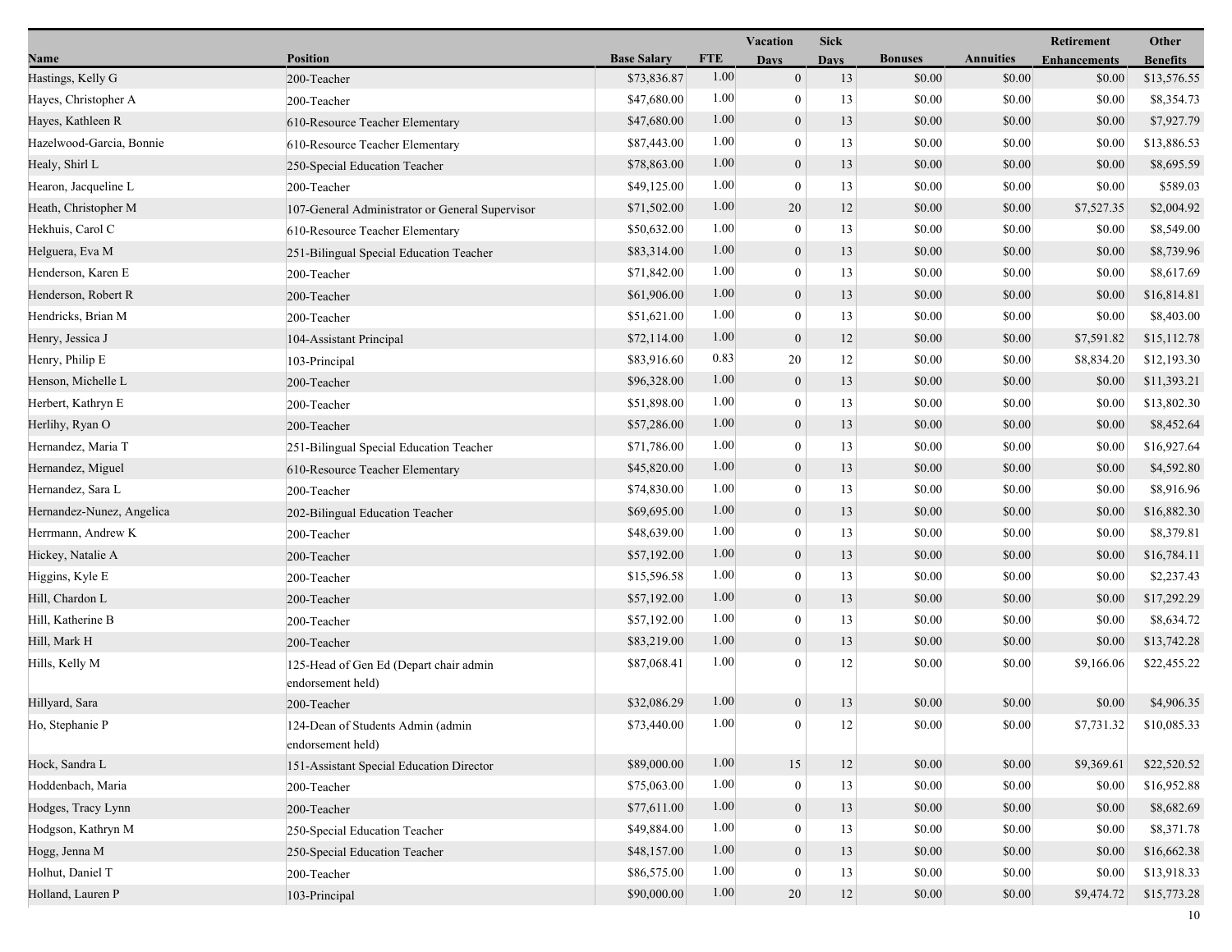| Name | Position | Base Salary | FTE | Vacation Days | Sick Days | Bonuses | Annuities | Retirement Enhancements | Other Benefits |
|---|---|---|---|---|---|---|---|---|---|
| Hastings, Kelly G | 200-Teacher | $73,836.87 | 1.00 | 0 | 13 | $0.00 | $0.00 | $0.00 | $13,576.55 |
| Hayes, Christopher A | 200-Teacher | $47,680.00 | 1.00 | 0 | 13 | $0.00 | $0.00 | $0.00 | $8,354.73 |
| Hayes, Kathleen R | 610-Resource Teacher Elementary | $47,680.00 | 1.00 | 0 | 13 | $0.00 | $0.00 | $0.00 | $7,927.79 |
| Hazelwood-Garcia, Bonnie | 610-Resource Teacher Elementary | $87,443.00 | 1.00 | 0 | 13 | $0.00 | $0.00 | $0.00 | $13,886.53 |
| Healy, Shirl L | 250-Special Education Teacher | $78,863.00 | 1.00 | 0 | 13 | $0.00 | $0.00 | $0.00 | $8,695.59 |
| Hearon, Jacqueline L | 200-Teacher | $49,125.00 | 1.00 | 0 | 13 | $0.00 | $0.00 | $0.00 | $589.03 |
| Heath, Christopher M | 107-General Administrator or General Supervisor | $71,502.00 | 1.00 | 20 | 12 | $0.00 | $0.00 | $7,527.35 | $2,004.92 |
| Hekhuis, Carol C | 610-Resource Teacher Elementary | $50,632.00 | 1.00 | 0 | 13 | $0.00 | $0.00 | $0.00 | $8,549.00 |
| Helguera, Eva M | 251-Bilingual Special Education Teacher | $83,314.00 | 1.00 | 0 | 13 | $0.00 | $0.00 | $0.00 | $8,739.96 |
| Henderson, Karen E | 200-Teacher | $71,842.00 | 1.00 | 0 | 13 | $0.00 | $0.00 | $0.00 | $8,617.69 |
| Henderson, Robert R | 200-Teacher | $61,906.00 | 1.00 | 0 | 13 | $0.00 | $0.00 | $0.00 | $16,814.81 |
| Hendricks, Brian M | 200-Teacher | $51,621.00 | 1.00 | 0 | 13 | $0.00 | $0.00 | $0.00 | $8,403.00 |
| Henry, Jessica J | 104-Assistant Principal | $72,114.00 | 1.00 | 0 | 12 | $0.00 | $0.00 | $7,591.82 | $15,112.78 |
| Henry, Philip E | 103-Principal | $83,916.60 | 0.83 | 20 | 12 | $0.00 | $0.00 | $8,834.20 | $12,193.30 |
| Henson, Michelle L | 200-Teacher | $96,328.00 | 1.00 | 0 | 13 | $0.00 | $0.00 | $0.00 | $11,393.21 |
| Herbert, Kathryn E | 200-Teacher | $51,898.00 | 1.00 | 0 | 13 | $0.00 | $0.00 | $0.00 | $13,802.30 |
| Herlihy, Ryan O | 200-Teacher | $57,286.00 | 1.00 | 0 | 13 | $0.00 | $0.00 | $0.00 | $8,452.64 |
| Hernandez, Maria T | 251-Bilingual Special Education Teacher | $71,786.00 | 1.00 | 0 | 13 | $0.00 | $0.00 | $0.00 | $16,927.64 |
| Hernandez, Miguel | 610-Resource Teacher Elementary | $45,820.00 | 1.00 | 0 | 13 | $0.00 | $0.00 | $0.00 | $4,592.80 |
| Hernandez, Sara L | 200-Teacher | $74,830.00 | 1.00 | 0 | 13 | $0.00 | $0.00 | $0.00 | $8,916.96 |
| Hernandez-Nunez, Angelica | 202-Bilingual Education Teacher | $69,695.00 | 1.00 | 0 | 13 | $0.00 | $0.00 | $0.00 | $16,882.30 |
| Herrmann, Andrew K | 200-Teacher | $48,639.00 | 1.00 | 0 | 13 | $0.00 | $0.00 | $0.00 | $8,379.81 |
| Hickey, Natalie A | 200-Teacher | $57,192.00 | 1.00 | 0 | 13 | $0.00 | $0.00 | $0.00 | $16,784.11 |
| Higgins, Kyle E | 200-Teacher | $15,596.58 | 1.00 | 0 | 13 | $0.00 | $0.00 | $0.00 | $2,237.43 |
| Hill, Chardon L | 200-Teacher | $57,192.00 | 1.00 | 0 | 13 | $0.00 | $0.00 | $0.00 | $17,292.29 |
| Hill, Katherine B | 200-Teacher | $57,192.00 | 1.00 | 0 | 13 | $0.00 | $0.00 | $0.00 | $8,634.72 |
| Hill, Mark H | 200-Teacher | $83,219.00 | 1.00 | 0 | 13 | $0.00 | $0.00 | $0.00 | $13,742.28 |
| Hills, Kelly M | 125-Head of Gen Ed (Depart chair admin endorsement held) | $87,068.41 | 1.00 | 0 | 12 | $0.00 | $0.00 | $9,166.06 | $22,455.22 |
| Hillyard, Sara | 200-Teacher | $32,086.29 | 1.00 | 0 | 13 | $0.00 | $0.00 | $0.00 | $4,906.35 |
| Ho, Stephanie P | 124-Dean of Students Admin (admin endorsement held) | $73,440.00 | 1.00 | 0 | 12 | $0.00 | $0.00 | $7,731.32 | $10,085.33 |
| Hock, Sandra L | 151-Assistant Special Education Director | $89,000.00 | 1.00 | 15 | 12 | $0.00 | $0.00 | $9,369.61 | $22,520.52 |
| Hoddenbach, Maria | 200-Teacher | $75,063.00 | 1.00 | 0 | 13 | $0.00 | $0.00 | $0.00 | $16,952.88 |
| Hodges, Tracy Lynn | 200-Teacher | $77,611.00 | 1.00 | 0 | 13 | $0.00 | $0.00 | $0.00 | $8,682.69 |
| Hodgson, Kathryn M | 250-Special Education Teacher | $49,884.00 | 1.00 | 0 | 13 | $0.00 | $0.00 | $0.00 | $8,371.78 |
| Hogg, Jenna M | 250-Special Education Teacher | $48,157.00 | 1.00 | 0 | 13 | $0.00 | $0.00 | $0.00 | $16,662.38 |
| Holhut, Daniel T | 200-Teacher | $86,575.00 | 1.00 | 0 | 13 | $0.00 | $0.00 | $0.00 | $13,918.33 |
| Holland, Lauren P | 103-Principal | $90,000.00 | 1.00 | 20 | 12 | $0.00 | $0.00 | $9,474.72 | $15,773.28 |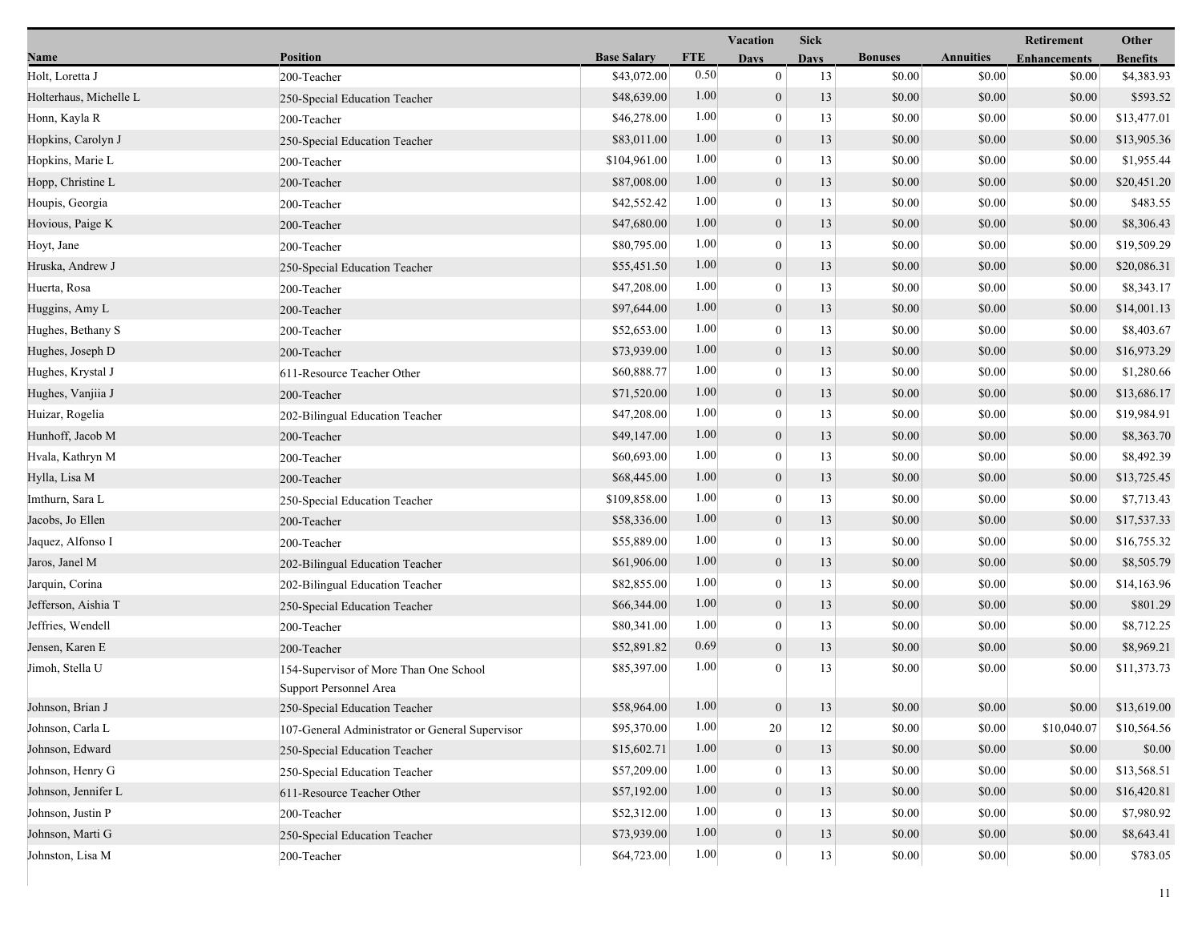| Name | Position | Base Salary | FTE | Vacation Days | Sick Days | Bonuses | Annuities | Retirement Enhancements | Other Benefits |
|---|---|---|---|---|---|---|---|---|---|
| Holt, Loretta J | 200-Teacher | $43,072.00 | 0.50 | 0 | 13 | $0.00 | $0.00 | $0.00 | $4,383.93 |
| Holterhaus, Michelle L | 250-Special Education Teacher | $48,639.00 | 1.00 | 0 | 13 | $0.00 | $0.00 | $0.00 | $593.52 |
| Honn, Kayla R | 200-Teacher | $46,278.00 | 1.00 | 0 | 13 | $0.00 | $0.00 | $0.00 | $13,477.01 |
| Hopkins, Carolyn J | 250-Special Education Teacher | $83,011.00 | 1.00 | 0 | 13 | $0.00 | $0.00 | $0.00 | $13,905.36 |
| Hopkins, Marie L | 200-Teacher | $104,961.00 | 1.00 | 0 | 13 | $0.00 | $0.00 | $0.00 | $1,955.44 |
| Hopp, Christine L | 200-Teacher | $87,008.00 | 1.00 | 0 | 13 | $0.00 | $0.00 | $0.00 | $20,451.20 |
| Houpis, Georgia | 200-Teacher | $42,552.42 | 1.00 | 0 | 13 | $0.00 | $0.00 | $0.00 | $483.55 |
| Hovious, Paige K | 200-Teacher | $47,680.00 | 1.00 | 0 | 13 | $0.00 | $0.00 | $0.00 | $8,306.43 |
| Hoyt, Jane | 200-Teacher | $80,795.00 | 1.00 | 0 | 13 | $0.00 | $0.00 | $0.00 | $19,509.29 |
| Hruska, Andrew J | 250-Special Education Teacher | $55,451.50 | 1.00 | 0 | 13 | $0.00 | $0.00 | $0.00 | $20,086.31 |
| Huerta, Rosa | 200-Teacher | $47,208.00 | 1.00 | 0 | 13 | $0.00 | $0.00 | $0.00 | $8,343.17 |
| Huggins, Amy L | 200-Teacher | $97,644.00 | 1.00 | 0 | 13 | $0.00 | $0.00 | $0.00 | $14,001.13 |
| Hughes, Bethany S | 200-Teacher | $52,653.00 | 1.00 | 0 | 13 | $0.00 | $0.00 | $0.00 | $8,403.67 |
| Hughes, Joseph D | 200-Teacher | $73,939.00 | 1.00 | 0 | 13 | $0.00 | $0.00 | $0.00 | $16,973.29 |
| Hughes, Krystal J | 611-Resource Teacher Other | $60,888.77 | 1.00 | 0 | 13 | $0.00 | $0.00 | $0.00 | $1,280.66 |
| Hughes, Vanjiia J | 200-Teacher | $71,520.00 | 1.00 | 0 | 13 | $0.00 | $0.00 | $0.00 | $13,686.17 |
| Huizar, Rogelia | 202-Bilingual Education Teacher | $47,208.00 | 1.00 | 0 | 13 | $0.00 | $0.00 | $0.00 | $19,984.91 |
| Hunhoff, Jacob M | 200-Teacher | $49,147.00 | 1.00 | 0 | 13 | $0.00 | $0.00 | $0.00 | $8,363.70 |
| Hvala, Kathryn M | 200-Teacher | $60,693.00 | 1.00 | 0 | 13 | $0.00 | $0.00 | $0.00 | $8,492.39 |
| Hylla, Lisa M | 200-Teacher | $68,445.00 | 1.00 | 0 | 13 | $0.00 | $0.00 | $0.00 | $13,725.45 |
| Imthurn, Sara L | 250-Special Education Teacher | $109,858.00 | 1.00 | 0 | 13 | $0.00 | $0.00 | $0.00 | $7,713.43 |
| Jacobs, Jo Ellen | 200-Teacher | $58,336.00 | 1.00 | 0 | 13 | $0.00 | $0.00 | $0.00 | $17,537.33 |
| Jaquez, Alfonso I | 200-Teacher | $55,889.00 | 1.00 | 0 | 13 | $0.00 | $0.00 | $0.00 | $16,755.32 |
| Jaros, Janel M | 202-Bilingual Education Teacher | $61,906.00 | 1.00 | 0 | 13 | $0.00 | $0.00 | $0.00 | $8,505.79 |
| Jarquin, Corina | 202-Bilingual Education Teacher | $82,855.00 | 1.00 | 0 | 13 | $0.00 | $0.00 | $0.00 | $14,163.96 |
| Jefferson, Aishia T | 250-Special Education Teacher | $66,344.00 | 1.00 | 0 | 13 | $0.00 | $0.00 | $0.00 | $801.29 |
| Jeffries, Wendell | 200-Teacher | $80,341.00 | 1.00 | 0 | 13 | $0.00 | $0.00 | $0.00 | $8,712.25 |
| Jensen, Karen E | 200-Teacher | $52,891.82 | 0.69 | 0 | 13 | $0.00 | $0.00 | $0.00 | $8,969.21 |
| Jimoh, Stella U | 154-Supervisor of More Than One School Support Personnel Area | $85,397.00 | 1.00 | 0 | 13 | $0.00 | $0.00 | $0.00 | $11,373.73 |
| Johnson, Brian J | 250-Special Education Teacher | $58,964.00 | 1.00 | 0 | 13 | $0.00 | $0.00 | $0.00 | $13,619.00 |
| Johnson, Carla L | 107-General Administrator or General Supervisor | $95,370.00 | 1.00 | 20 | 12 | $0.00 | $0.00 | $10,040.07 | $10,564.56 |
| Johnson, Edward | 250-Special Education Teacher | $15,602.71 | 1.00 | 0 | 13 | $0.00 | $0.00 | $0.00 | $0.00 |
| Johnson, Henry G | 250-Special Education Teacher | $57,209.00 | 1.00 | 0 | 13 | $0.00 | $0.00 | $0.00 | $13,568.51 |
| Johnson, Jennifer L | 611-Resource Teacher Other | $57,192.00 | 1.00 | 0 | 13 | $0.00 | $0.00 | $0.00 | $16,420.81 |
| Johnson, Justin P | 200-Teacher | $52,312.00 | 1.00 | 0 | 13 | $0.00 | $0.00 | $0.00 | $7,980.92 |
| Johnson, Marti G | 250-Special Education Teacher | $73,939.00 | 1.00 | 0 | 13 | $0.00 | $0.00 | $0.00 | $8,643.41 |
| Johnston, Lisa M | 200-Teacher | $64,723.00 | 1.00 | 0 | 13 | $0.00 | $0.00 | $0.00 | $783.05 |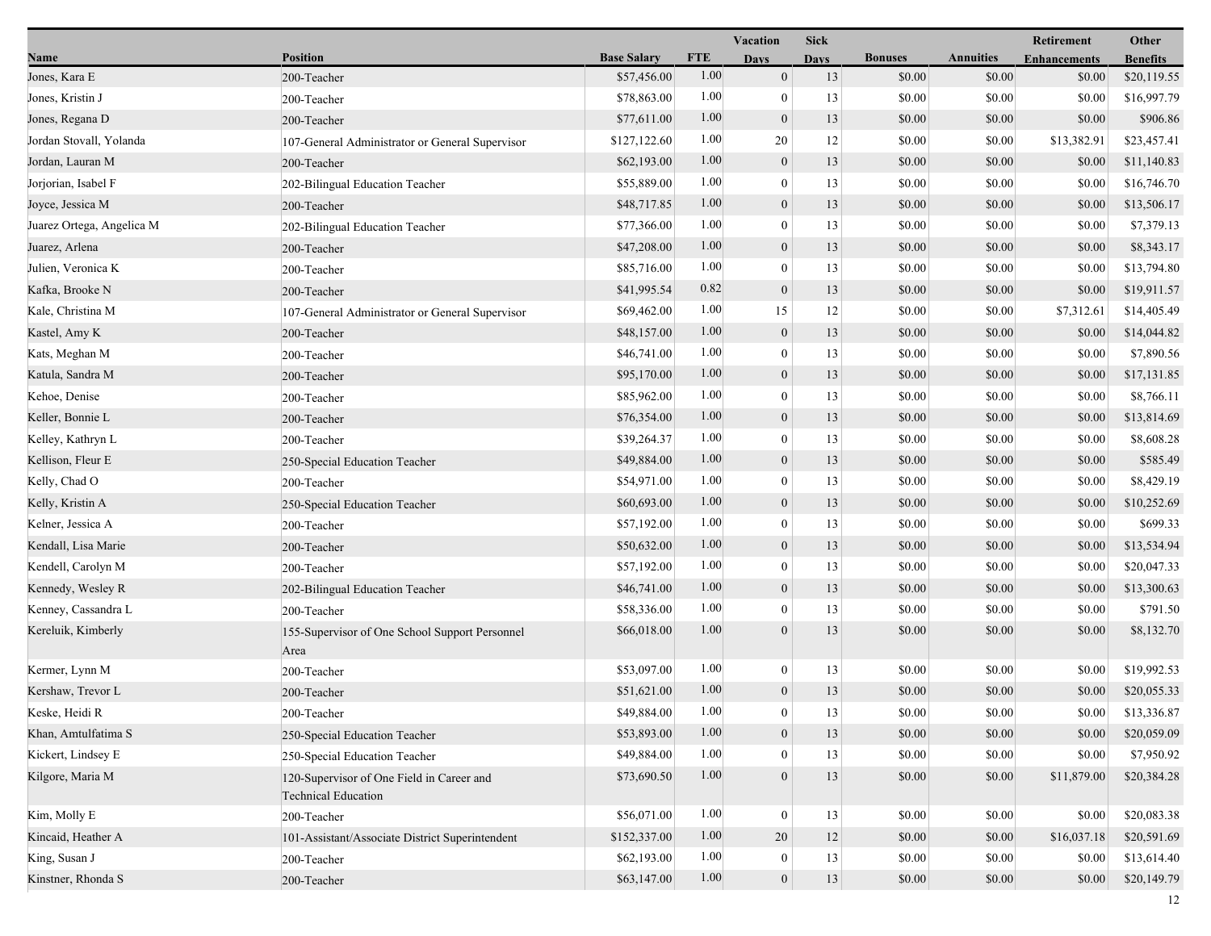| Name | Position | Base Salary | FTE | Vacation Days | Sick Days | Bonuses | Annuities | Retirement Enhancements | Other Benefits |
|---|---|---|---|---|---|---|---|---|---|
| Jones, Kara E | 200-Teacher | $57,456.00 | 1.00 | 0 | 13 | $0.00 | $0.00 | $0.00 | $20,119.55 |
| Jones, Kristin J | 200-Teacher | $78,863.00 | 1.00 | 0 | 13 | $0.00 | $0.00 | $0.00 | $16,997.79 |
| Jones, Regana D | 200-Teacher | $77,611.00 | 1.00 | 0 | 13 | $0.00 | $0.00 | $0.00 | $906.86 |
| Jordan Stovall, Yolanda | 107-General Administrator or General Supervisor | $127,122.60 | 1.00 | 20 | 12 | $0.00 | $0.00 | $13,382.91 | $23,457.41 |
| Jordan, Lauran M | 200-Teacher | $62,193.00 | 1.00 | 0 | 13 | $0.00 | $0.00 | $0.00 | $11,140.83 |
| Jorjorian, Isabel F | 202-Bilingual Education Teacher | $55,889.00 | 1.00 | 0 | 13 | $0.00 | $0.00 | $0.00 | $16,746.70 |
| Joyce, Jessica M | 200-Teacher | $48,717.85 | 1.00 | 0 | 13 | $0.00 | $0.00 | $0.00 | $13,506.17 |
| Juarez Ortega, Angelica M | 202-Bilingual Education Teacher | $77,366.00 | 1.00 | 0 | 13 | $0.00 | $0.00 | $0.00 | $7,379.13 |
| Juarez, Arlena | 200-Teacher | $47,208.00 | 1.00 | 0 | 13 | $0.00 | $0.00 | $0.00 | $8,343.17 |
| Julien, Veronica K | 200-Teacher | $85,716.00 | 1.00 | 0 | 13 | $0.00 | $0.00 | $0.00 | $13,794.80 |
| Kafka, Brooke N | 200-Teacher | $41,995.54 | 0.82 | 0 | 13 | $0.00 | $0.00 | $0.00 | $19,911.57 |
| Kale, Christina M | 107-General Administrator or General Supervisor | $69,462.00 | 1.00 | 15 | 12 | $0.00 | $0.00 | $7,312.61 | $14,405.49 |
| Kastel, Amy K | 200-Teacher | $48,157.00 | 1.00 | 0 | 13 | $0.00 | $0.00 | $0.00 | $14,044.82 |
| Kats, Meghan M | 200-Teacher | $46,741.00 | 1.00 | 0 | 13 | $0.00 | $0.00 | $0.00 | $7,890.56 |
| Katula, Sandra M | 200-Teacher | $95,170.00 | 1.00 | 0 | 13 | $0.00 | $0.00 | $0.00 | $17,131.85 |
| Kehoe, Denise | 200-Teacher | $85,962.00 | 1.00 | 0 | 13 | $0.00 | $0.00 | $0.00 | $8,766.11 |
| Keller, Bonnie L | 200-Teacher | $76,354.00 | 1.00 | 0 | 13 | $0.00 | $0.00 | $0.00 | $13,814.69 |
| Kelley, Kathryn L | 200-Teacher | $39,264.37 | 1.00 | 0 | 13 | $0.00 | $0.00 | $0.00 | $8,608.28 |
| Kellison, Fleur E | 250-Special Education Teacher | $49,884.00 | 1.00 | 0 | 13 | $0.00 | $0.00 | $0.00 | $585.49 |
| Kelly, Chad O | 200-Teacher | $54,971.00 | 1.00 | 0 | 13 | $0.00 | $0.00 | $0.00 | $8,429.19 |
| Kelly, Kristin A | 250-Special Education Teacher | $60,693.00 | 1.00 | 0 | 13 | $0.00 | $0.00 | $0.00 | $10,252.69 |
| Kelner, Jessica A | 200-Teacher | $57,192.00 | 1.00 | 0 | 13 | $0.00 | $0.00 | $0.00 | $699.33 |
| Kendall, Lisa Marie | 200-Teacher | $50,632.00 | 1.00 | 0 | 13 | $0.00 | $0.00 | $0.00 | $13,534.94 |
| Kendell, Carolyn M | 200-Teacher | $57,192.00 | 1.00 | 0 | 13 | $0.00 | $0.00 | $0.00 | $20,047.33 |
| Kennedy, Wesley R | 202-Bilingual Education Teacher | $46,741.00 | 1.00 | 0 | 13 | $0.00 | $0.00 | $0.00 | $13,300.63 |
| Kenney, Cassandra L | 200-Teacher | $58,336.00 | 1.00 | 0 | 13 | $0.00 | $0.00 | $0.00 | $791.50 |
| Kereluik, Kimberly | 155-Supervisor of One School Support Personnel Area | $66,018.00 | 1.00 | 0 | 13 | $0.00 | $0.00 | $0.00 | $8,132.70 |
| Kermer, Lynn M | 200-Teacher | $53,097.00 | 1.00 | 0 | 13 | $0.00 | $0.00 | $0.00 | $19,992.53 |
| Kershaw, Trevor L | 200-Teacher | $51,621.00 | 1.00 | 0 | 13 | $0.00 | $0.00 | $0.00 | $20,055.33 |
| Keske, Heidi R | 200-Teacher | $49,884.00 | 1.00 | 0 | 13 | $0.00 | $0.00 | $0.00 | $13,336.87 |
| Khan, Amtulfatima S | 250-Special Education Teacher | $53,893.00 | 1.00 | 0 | 13 | $0.00 | $0.00 | $0.00 | $20,059.09 |
| Kickert, Lindsey E | 250-Special Education Teacher | $49,884.00 | 1.00 | 0 | 13 | $0.00 | $0.00 | $0.00 | $7,950.92 |
| Kilgore, Maria M | 120-Supervisor of One Field in Career and Technical Education | $73,690.50 | 1.00 | 0 | 13 | $0.00 | $0.00 | $11,879.00 | $20,384.28 |
| Kim, Molly E | 200-Teacher | $56,071.00 | 1.00 | 0 | 13 | $0.00 | $0.00 | $0.00 | $20,083.38 |
| Kincaid, Heather A | 101-Assistant/Associate District Superintendent | $152,337.00 | 1.00 | 20 | 12 | $0.00 | $0.00 | $16,037.18 | $20,591.69 |
| King, Susan J | 200-Teacher | $62,193.00 | 1.00 | 0 | 13 | $0.00 | $0.00 | $0.00 | $13,614.40 |
| Kinstner, Rhonda S | 200-Teacher | $63,147.00 | 1.00 | 0 | 13 | $0.00 | $0.00 | $0.00 | $20,149.79 |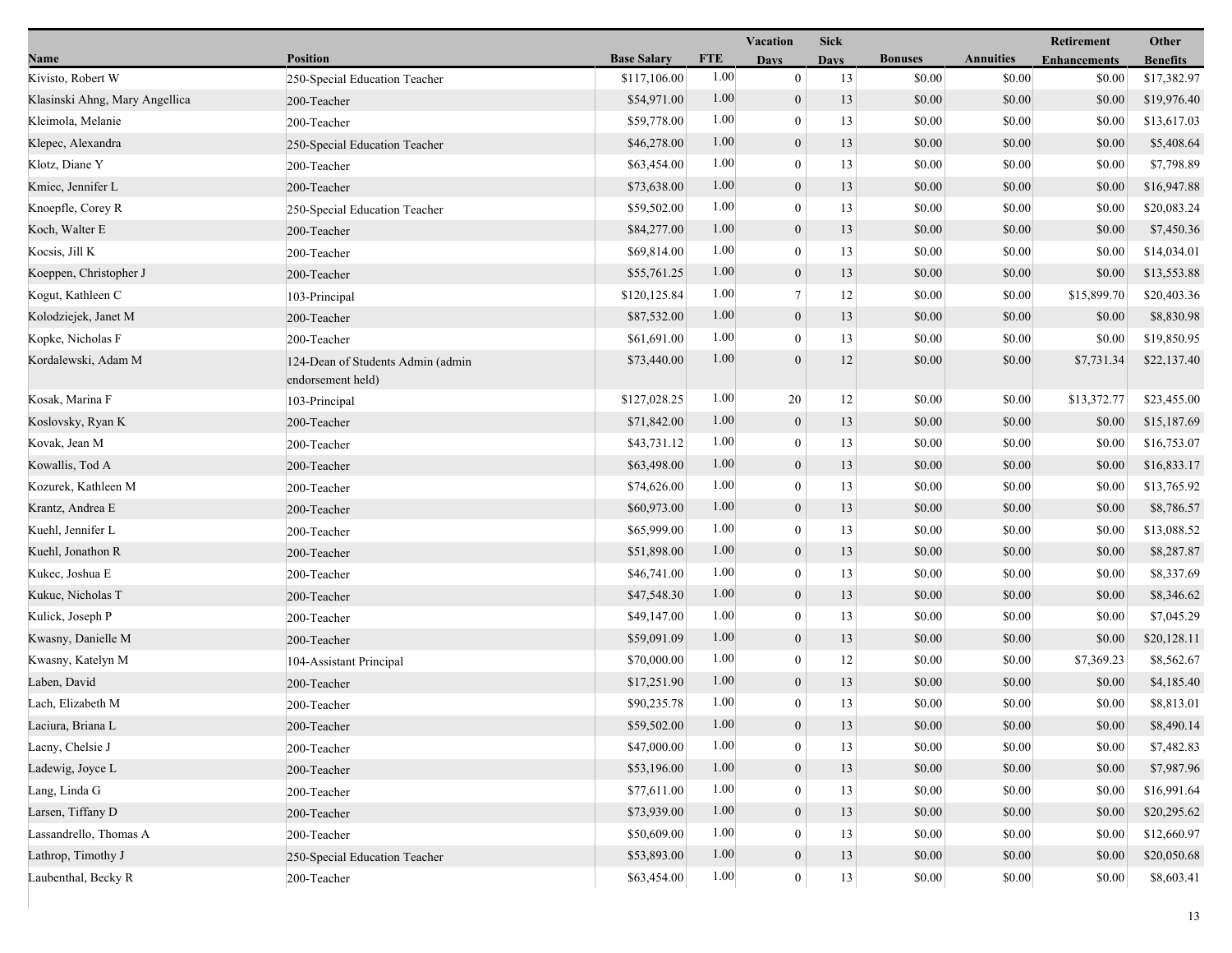| Name | Position | Base Salary | FTE | Vacation Days | Sick Days | Bonuses | Annuities | Retirement Enhancements | Other Benefits |
|---|---|---|---|---|---|---|---|---|---|
| Kivisto, Robert W | 250-Special Education Teacher | $117,106.00 | 1.00 | 0 | 13 | $0.00 | $0.00 | $0.00 | $17,382.97 |
| Klasinski Ahng, Mary Angellica | 200-Teacher | $54,971.00 | 1.00 | 0 | 13 | $0.00 | $0.00 | $0.00 | $19,976.40 |
| Kleimola, Melanie | 200-Teacher | $59,778.00 | 1.00 | 0 | 13 | $0.00 | $0.00 | $0.00 | $13,617.03 |
| Klepec, Alexandra | 250-Special Education Teacher | $46,278.00 | 1.00 | 0 | 13 | $0.00 | $0.00 | $0.00 | $5,408.64 |
| Klotz, Diane Y | 200-Teacher | $63,454.00 | 1.00 | 0 | 13 | $0.00 | $0.00 | $0.00 | $7,798.89 |
| Kmiec, Jennifer L | 200-Teacher | $73,638.00 | 1.00 | 0 | 13 | $0.00 | $0.00 | $0.00 | $16,947.88 |
| Knoepfle, Corey R | 250-Special Education Teacher | $59,502.00 | 1.00 | 0 | 13 | $0.00 | $0.00 | $0.00 | $20,083.24 |
| Koch, Walter E | 200-Teacher | $84,277.00 | 1.00 | 0 | 13 | $0.00 | $0.00 | $0.00 | $7,450.36 |
| Kocsis, Jill K | 200-Teacher | $69,814.00 | 1.00 | 0 | 13 | $0.00 | $0.00 | $0.00 | $14,034.01 |
| Koeppen, Christopher J | 200-Teacher | $55,761.25 | 1.00 | 0 | 13 | $0.00 | $0.00 | $0.00 | $13,553.88 |
| Kogut, Kathleen C | 103-Principal | $120,125.84 | 1.00 | 7 | 12 | $0.00 | $0.00 | $15,899.70 | $20,403.36 |
| Kolodziejek, Janet M | 200-Teacher | $87,532.00 | 1.00 | 0 | 13 | $0.00 | $0.00 | $0.00 | $8,830.98 |
| Kopke, Nicholas F | 200-Teacher | $61,691.00 | 1.00 | 0 | 13 | $0.00 | $0.00 | $0.00 | $19,850.95 |
| Kordalewski, Adam M | 124-Dean of Students Admin (admin endorsement held) | $73,440.00 | 1.00 | 0 | 12 | $0.00 | $0.00 | $7,731.34 | $22,137.40 |
| Kosak, Marina F | 103-Principal | $127,028.25 | 1.00 | 20 | 12 | $0.00 | $0.00 | $13,372.77 | $23,455.00 |
| Koslovsky, Ryan K | 200-Teacher | $71,842.00 | 1.00 | 0 | 13 | $0.00 | $0.00 | $0.00 | $15,187.69 |
| Kovak, Jean M | 200-Teacher | $43,731.12 | 1.00 | 0 | 13 | $0.00 | $0.00 | $0.00 | $16,753.07 |
| Kowallis, Tod A | 200-Teacher | $63,498.00 | 1.00 | 0 | 13 | $0.00 | $0.00 | $0.00 | $16,833.17 |
| Kozurek, Kathleen M | 200-Teacher | $74,626.00 | 1.00 | 0 | 13 | $0.00 | $0.00 | $0.00 | $13,765.92 |
| Krantz, Andrea E | 200-Teacher | $60,973.00 | 1.00 | 0 | 13 | $0.00 | $0.00 | $0.00 | $8,786.57 |
| Kuehl, Jennifer L | 200-Teacher | $65,999.00 | 1.00 | 0 | 13 | $0.00 | $0.00 | $0.00 | $13,088.52 |
| Kuehl, Jonathon R | 200-Teacher | $51,898.00 | 1.00 | 0 | 13 | $0.00 | $0.00 | $0.00 | $8,287.87 |
| Kukec, Joshua E | 200-Teacher | $46,741.00 | 1.00 | 0 | 13 | $0.00 | $0.00 | $0.00 | $8,337.69 |
| Kukuc, Nicholas T | 200-Teacher | $47,548.30 | 1.00 | 0 | 13 | $0.00 | $0.00 | $0.00 | $8,346.62 |
| Kulick, Joseph P | 200-Teacher | $49,147.00 | 1.00 | 0 | 13 | $0.00 | $0.00 | $0.00 | $7,045.29 |
| Kwasny, Danielle M | 200-Teacher | $59,091.09 | 1.00 | 0 | 13 | $0.00 | $0.00 | $0.00 | $20,128.11 |
| Kwasny, Katelyn M | 104-Assistant Principal | $70,000.00 | 1.00 | 0 | 12 | $0.00 | $0.00 | $7,369.23 | $8,562.67 |
| Laben, David | 200-Teacher | $17,251.90 | 1.00 | 0 | 13 | $0.00 | $0.00 | $0.00 | $4,185.40 |
| Lach, Elizabeth M | 200-Teacher | $90,235.78 | 1.00 | 0 | 13 | $0.00 | $0.00 | $0.00 | $8,813.01 |
| Laciura, Briana L | 200-Teacher | $59,502.00 | 1.00 | 0 | 13 | $0.00 | $0.00 | $0.00 | $8,490.14 |
| Lacny, Chelsie J | 200-Teacher | $47,000.00 | 1.00 | 0 | 13 | $0.00 | $0.00 | $0.00 | $7,482.83 |
| Ladewig, Joyce L | 200-Teacher | $53,196.00 | 1.00 | 0 | 13 | $0.00 | $0.00 | $0.00 | $7,987.96 |
| Lang, Linda G | 200-Teacher | $77,611.00 | 1.00 | 0 | 13 | $0.00 | $0.00 | $0.00 | $16,991.64 |
| Larsen, Tiffany D | 200-Teacher | $73,939.00 | 1.00 | 0 | 13 | $0.00 | $0.00 | $0.00 | $20,295.62 |
| Lassandrello, Thomas A | 200-Teacher | $50,609.00 | 1.00 | 0 | 13 | $0.00 | $0.00 | $0.00 | $12,660.97 |
| Lathrop, Timothy J | 250-Special Education Teacher | $53,893.00 | 1.00 | 0 | 13 | $0.00 | $0.00 | $0.00 | $20,050.68 |
| Laubenthal, Becky R | 200-Teacher | $63,454.00 | 1.00 | 0 | 13 | $0.00 | $0.00 | $0.00 | $8,603.41 |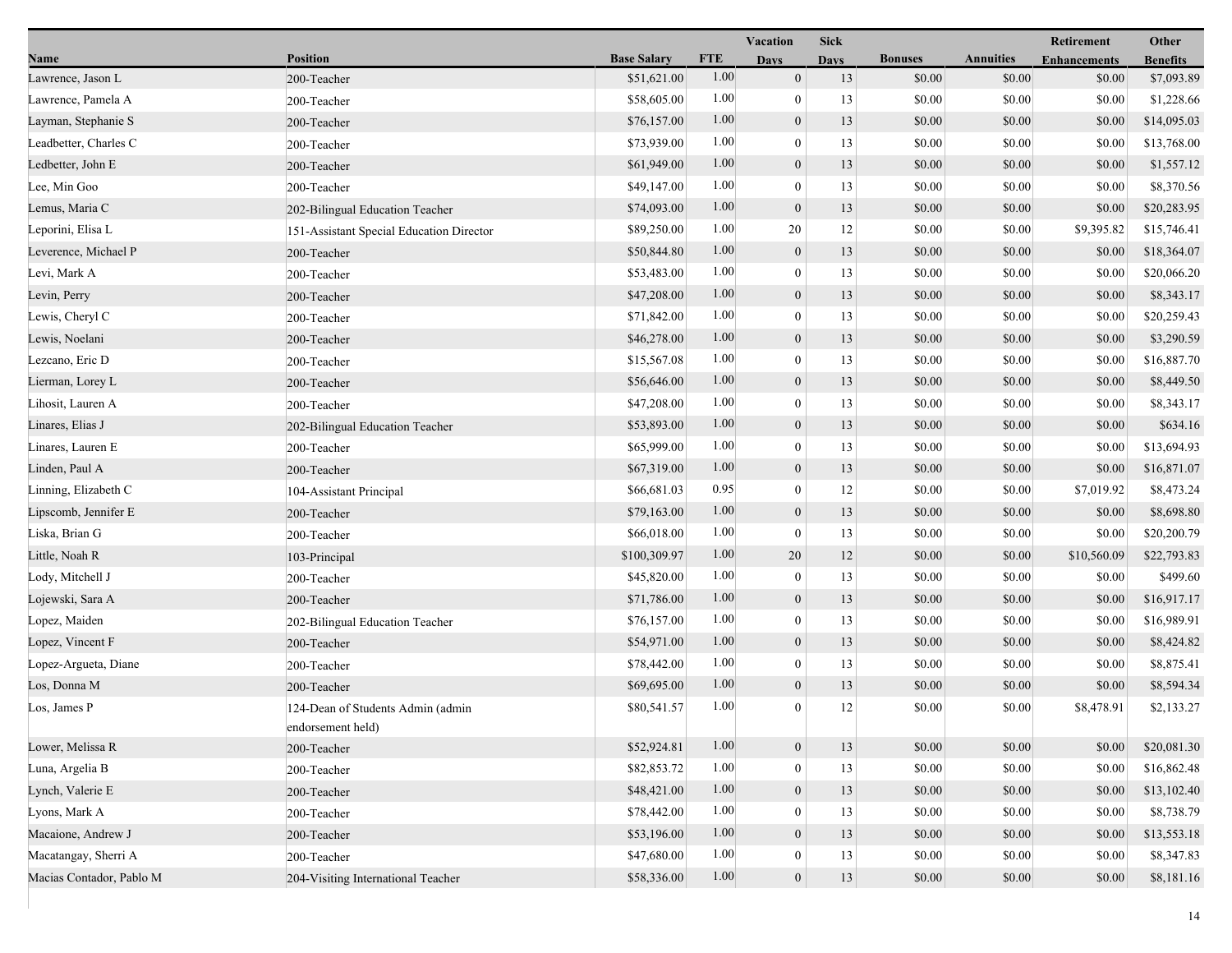| Name | Position | Base Salary | FTE | Vacation Days | Sick Days | Bonuses | Annuities | Retirement Enhancements | Other Benefits |
|---|---|---|---|---|---|---|---|---|---|
| Lawrence, Jason L | 200-Teacher | $51,621.00 | 1.00 | 0 | 13 | $0.00 | $0.00 | $0.00 | $7,093.89 |
| Lawrence, Pamela A | 200-Teacher | $58,605.00 | 1.00 | 0 | 13 | $0.00 | $0.00 | $0.00 | $1,228.66 |
| Layman, Stephanie S | 200-Teacher | $76,157.00 | 1.00 | 0 | 13 | $0.00 | $0.00 | $0.00 | $14,095.03 |
| Leadbetter, Charles C | 200-Teacher | $73,939.00 | 1.00 | 0 | 13 | $0.00 | $0.00 | $0.00 | $13,768.00 |
| Ledbetter, John E | 200-Teacher | $61,949.00 | 1.00 | 0 | 13 | $0.00 | $0.00 | $0.00 | $1,557.12 |
| Lee, Min Goo | 200-Teacher | $49,147.00 | 1.00 | 0 | 13 | $0.00 | $0.00 | $0.00 | $8,370.56 |
| Lemus, Maria C | 202-Bilingual Education Teacher | $74,093.00 | 1.00 | 0 | 13 | $0.00 | $0.00 | $0.00 | $20,283.95 |
| Leporini, Elisa L | 151-Assistant Special Education Director | $89,250.00 | 1.00 | 20 | 12 | $0.00 | $0.00 | $9,395.82 | $15,746.41 |
| Leverence, Michael P | 200-Teacher | $50,844.80 | 1.00 | 0 | 13 | $0.00 | $0.00 | $0.00 | $18,364.07 |
| Levi, Mark A | 200-Teacher | $53,483.00 | 1.00 | 0 | 13 | $0.00 | $0.00 | $0.00 | $20,066.20 |
| Levin, Perry | 200-Teacher | $47,208.00 | 1.00 | 0 | 13 | $0.00 | $0.00 | $0.00 | $8,343.17 |
| Lewis, Cheryl C | 200-Teacher | $71,842.00 | 1.00 | 0 | 13 | $0.00 | $0.00 | $0.00 | $20,259.43 |
| Lewis, Noelani | 200-Teacher | $46,278.00 | 1.00 | 0 | 13 | $0.00 | $0.00 | $0.00 | $3,290.59 |
| Lezcano, Eric D | 200-Teacher | $15,567.08 | 1.00 | 0 | 13 | $0.00 | $0.00 | $0.00 | $16,887.70 |
| Lierman, Lorey L | 200-Teacher | $56,646.00 | 1.00 | 0 | 13 | $0.00 | $0.00 | $0.00 | $8,449.50 |
| Lihosit, Lauren A | 200-Teacher | $47,208.00 | 1.00 | 0 | 13 | $0.00 | $0.00 | $0.00 | $8,343.17 |
| Linares, Elias J | 202-Bilingual Education Teacher | $53,893.00 | 1.00 | 0 | 13 | $0.00 | $0.00 | $0.00 | $634.16 |
| Linares, Lauren E | 200-Teacher | $65,999.00 | 1.00 | 0 | 13 | $0.00 | $0.00 | $0.00 | $13,694.93 |
| Linden, Paul A | 200-Teacher | $67,319.00 | 1.00 | 0 | 13 | $0.00 | $0.00 | $0.00 | $16,871.07 |
| Linning, Elizabeth C | 104-Assistant Principal | $66,681.03 | 0.95 | 0 | 12 | $0.00 | $0.00 | $7,019.92 | $8,473.24 |
| Lipscomb, Jennifer E | 200-Teacher | $79,163.00 | 1.00 | 0 | 13 | $0.00 | $0.00 | $0.00 | $8,698.80 |
| Liska, Brian G | 200-Teacher | $66,018.00 | 1.00 | 0 | 13 | $0.00 | $0.00 | $0.00 | $20,200.79 |
| Little, Noah R | 103-Principal | $100,309.97 | 1.00 | 20 | 12 | $0.00 | $0.00 | $10,560.09 | $22,793.83 |
| Lody, Mitchell J | 200-Teacher | $45,820.00 | 1.00 | 0 | 13 | $0.00 | $0.00 | $0.00 | $499.60 |
| Lojewski, Sara A | 200-Teacher | $71,786.00 | 1.00 | 0 | 13 | $0.00 | $0.00 | $0.00 | $16,917.17 |
| Lopez, Maiden | 202-Bilingual Education Teacher | $76,157.00 | 1.00 | 0 | 13 | $0.00 | $0.00 | $0.00 | $16,989.91 |
| Lopez, Vincent F | 200-Teacher | $54,971.00 | 1.00 | 0 | 13 | $0.00 | $0.00 | $0.00 | $8,424.82 |
| Lopez-Argueta, Diane | 200-Teacher | $78,442.00 | 1.00 | 0 | 13 | $0.00 | $0.00 | $0.00 | $8,875.41 |
| Los, Donna M | 200-Teacher | $69,695.00 | 1.00 | 0 | 13 | $0.00 | $0.00 | $0.00 | $8,594.34 |
| Los, James P | 124-Dean of Students Admin (admin endorsement held) | $80,541.57 | 1.00 | 0 | 12 | $0.00 | $0.00 | $8,478.91 | $2,133.27 |
| Lower, Melissa R | 200-Teacher | $52,924.81 | 1.00 | 0 | 13 | $0.00 | $0.00 | $0.00 | $20,081.30 |
| Luna, Argelia B | 200-Teacher | $82,853.72 | 1.00 | 0 | 13 | $0.00 | $0.00 | $0.00 | $16,862.48 |
| Lynch, Valerie E | 200-Teacher | $48,421.00 | 1.00 | 0 | 13 | $0.00 | $0.00 | $0.00 | $13,102.40 |
| Lyons, Mark A | 200-Teacher | $78,442.00 | 1.00 | 0 | 13 | $0.00 | $0.00 | $0.00 | $8,738.79 |
| Macaione, Andrew J | 200-Teacher | $53,196.00 | 1.00 | 0 | 13 | $0.00 | $0.00 | $0.00 | $13,553.18 |
| Macatangay, Sherri A | 200-Teacher | $47,680.00 | 1.00 | 0 | 13 | $0.00 | $0.00 | $0.00 | $8,347.83 |
| Macias Contador, Pablo M | 204-Visiting International Teacher | $58,336.00 | 1.00 | 0 | 13 | $0.00 | $0.00 | $0.00 | $8,181.16 |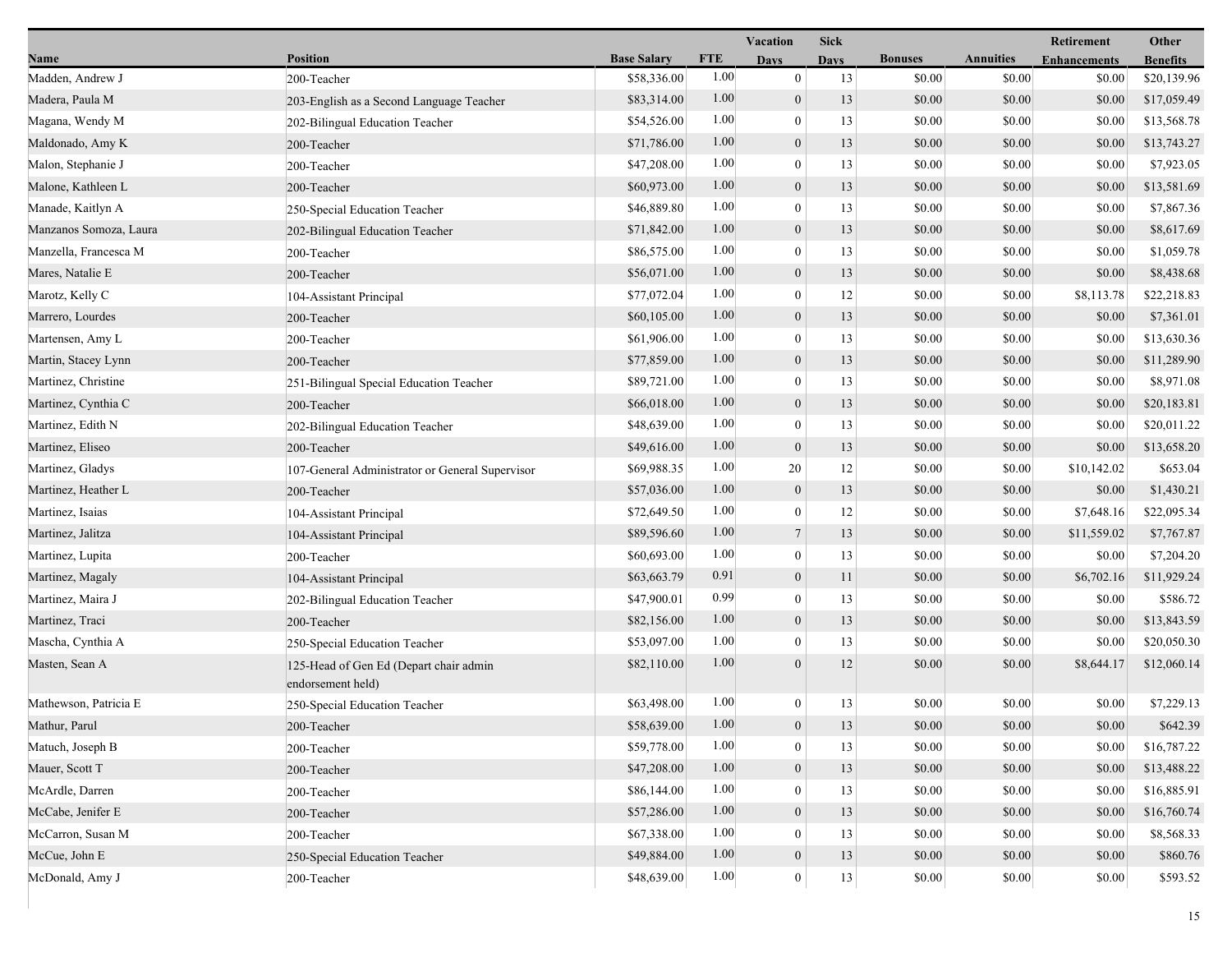| Name | Position | Base Salary | FTE | Vacation Days | Sick Days | Bonuses | Annuities | Retirement Enhancements | Other Benefits |
|---|---|---|---|---|---|---|---|---|---|
| Madden, Andrew J | 200-Teacher | $58,336.00 | 1.00 | 0 | 13 | $0.00 | $0.00 | $0.00 | $20,139.96 |
| Madera, Paula M | 203-English as a Second Language Teacher | $83,314.00 | 1.00 | 0 | 13 | $0.00 | $0.00 | $0.00 | $17,059.49 |
| Magana, Wendy M | 202-Bilingual Education Teacher | $54,526.00 | 1.00 | 0 | 13 | $0.00 | $0.00 | $0.00 | $13,568.78 |
| Maldonado, Amy K | 200-Teacher | $71,786.00 | 1.00 | 0 | 13 | $0.00 | $0.00 | $0.00 | $13,743.27 |
| Malon, Stephanie J | 200-Teacher | $47,208.00 | 1.00 | 0 | 13 | $0.00 | $0.00 | $0.00 | $7,923.05 |
| Malone, Kathleen L | 200-Teacher | $60,973.00 | 1.00 | 0 | 13 | $0.00 | $0.00 | $0.00 | $13,581.69 |
| Manade, Kaitlyn A | 250-Special Education Teacher | $46,889.80 | 1.00 | 0 | 13 | $0.00 | $0.00 | $0.00 | $7,867.36 |
| Manzanos Somoza, Laura | 202-Bilingual Education Teacher | $71,842.00 | 1.00 | 0 | 13 | $0.00 | $0.00 | $0.00 | $8,617.69 |
| Manzella, Francesca M | 200-Teacher | $86,575.00 | 1.00 | 0 | 13 | $0.00 | $0.00 | $0.00 | $1,059.78 |
| Mares, Natalie E | 200-Teacher | $56,071.00 | 1.00 | 0 | 13 | $0.00 | $0.00 | $0.00 | $8,438.68 |
| Marotz, Kelly C | 104-Assistant Principal | $77,072.04 | 1.00 | 0 | 12 | $0.00 | $0.00 | $8,113.78 | $22,218.83 |
| Marrero, Lourdes | 200-Teacher | $60,105.00 | 1.00 | 0 | 13 | $0.00 | $0.00 | $0.00 | $7,361.01 |
| Martensen, Amy L | 200-Teacher | $61,906.00 | 1.00 | 0 | 13 | $0.00 | $0.00 | $0.00 | $13,630.36 |
| Martin, Stacey Lynn | 200-Teacher | $77,859.00 | 1.00 | 0 | 13 | $0.00 | $0.00 | $0.00 | $11,289.90 |
| Martinez, Christine | 251-Bilingual Special Education Teacher | $89,721.00 | 1.00 | 0 | 13 | $0.00 | $0.00 | $0.00 | $8,971.08 |
| Martinez, Cynthia C | 200-Teacher | $66,018.00 | 1.00 | 0 | 13 | $0.00 | $0.00 | $0.00 | $20,183.81 |
| Martinez, Edith N | 202-Bilingual Education Teacher | $48,639.00 | 1.00 | 0 | 13 | $0.00 | $0.00 | $0.00 | $20,011.22 |
| Martinez, Eliseo | 200-Teacher | $49,616.00 | 1.00 | 0 | 13 | $0.00 | $0.00 | $0.00 | $13,658.20 |
| Martinez, Gladys | 107-General Administrator or General Supervisor | $69,988.35 | 1.00 | 20 | 12 | $0.00 | $0.00 | $10,142.02 | $653.04 |
| Martinez, Heather L | 200-Teacher | $57,036.00 | 1.00 | 0 | 13 | $0.00 | $0.00 | $0.00 | $1,430.21 |
| Martinez, Isaias | 104-Assistant Principal | $72,649.50 | 1.00 | 0 | 12 | $0.00 | $0.00 | $7,648.16 | $22,095.34 |
| Martinez, Jalitza | 104-Assistant Principal | $89,596.60 | 1.00 | 7 | 13 | $0.00 | $0.00 | $11,559.02 | $7,767.87 |
| Martinez, Lupita | 200-Teacher | $60,693.00 | 1.00 | 0 | 13 | $0.00 | $0.00 | $0.00 | $7,204.20 |
| Martinez, Magaly | 104-Assistant Principal | $63,663.79 | 0.91 | 0 | 11 | $0.00 | $0.00 | $6,702.16 | $11,929.24 |
| Martinez, Maira J | 202-Bilingual Education Teacher | $47,900.01 | 0.99 | 0 | 13 | $0.00 | $0.00 | $0.00 | $586.72 |
| Martinez, Traci | 200-Teacher | $82,156.00 | 1.00 | 0 | 13 | $0.00 | $0.00 | $0.00 | $13,843.59 |
| Mascha, Cynthia A | 250-Special Education Teacher | $53,097.00 | 1.00 | 0 | 13 | $0.00 | $0.00 | $0.00 | $20,050.30 |
| Masten, Sean A | 125-Head of Gen Ed (Depart chair admin endorsement held) | $82,110.00 | 1.00 | 0 | 12 | $0.00 | $0.00 | $8,644.17 | $12,060.14 |
| Mathewson, Patricia E | 250-Special Education Teacher | $63,498.00 | 1.00 | 0 | 13 | $0.00 | $0.00 | $0.00 | $7,229.13 |
| Mathur, Parul | 200-Teacher | $58,639.00 | 1.00 | 0 | 13 | $0.00 | $0.00 | $0.00 | $642.39 |
| Matuch, Joseph B | 200-Teacher | $59,778.00 | 1.00 | 0 | 13 | $0.00 | $0.00 | $0.00 | $16,787.22 |
| Mauer, Scott T | 200-Teacher | $47,208.00 | 1.00 | 0 | 13 | $0.00 | $0.00 | $0.00 | $13,488.22 |
| McArdle, Darren | 200-Teacher | $86,144.00 | 1.00 | 0 | 13 | $0.00 | $0.00 | $0.00 | $16,885.91 |
| McCabe, Jenifer E | 200-Teacher | $57,286.00 | 1.00 | 0 | 13 | $0.00 | $0.00 | $0.00 | $16,760.74 |
| McCarron, Susan M | 200-Teacher | $67,338.00 | 1.00 | 0 | 13 | $0.00 | $0.00 | $0.00 | $8,568.33 |
| McCue, John E | 250-Special Education Teacher | $49,884.00 | 1.00 | 0 | 13 | $0.00 | $0.00 | $0.00 | $860.76 |
| McDonald, Amy J | 200-Teacher | $48,639.00 | 1.00 | 0 | 13 | $0.00 | $0.00 | $0.00 | $593.52 |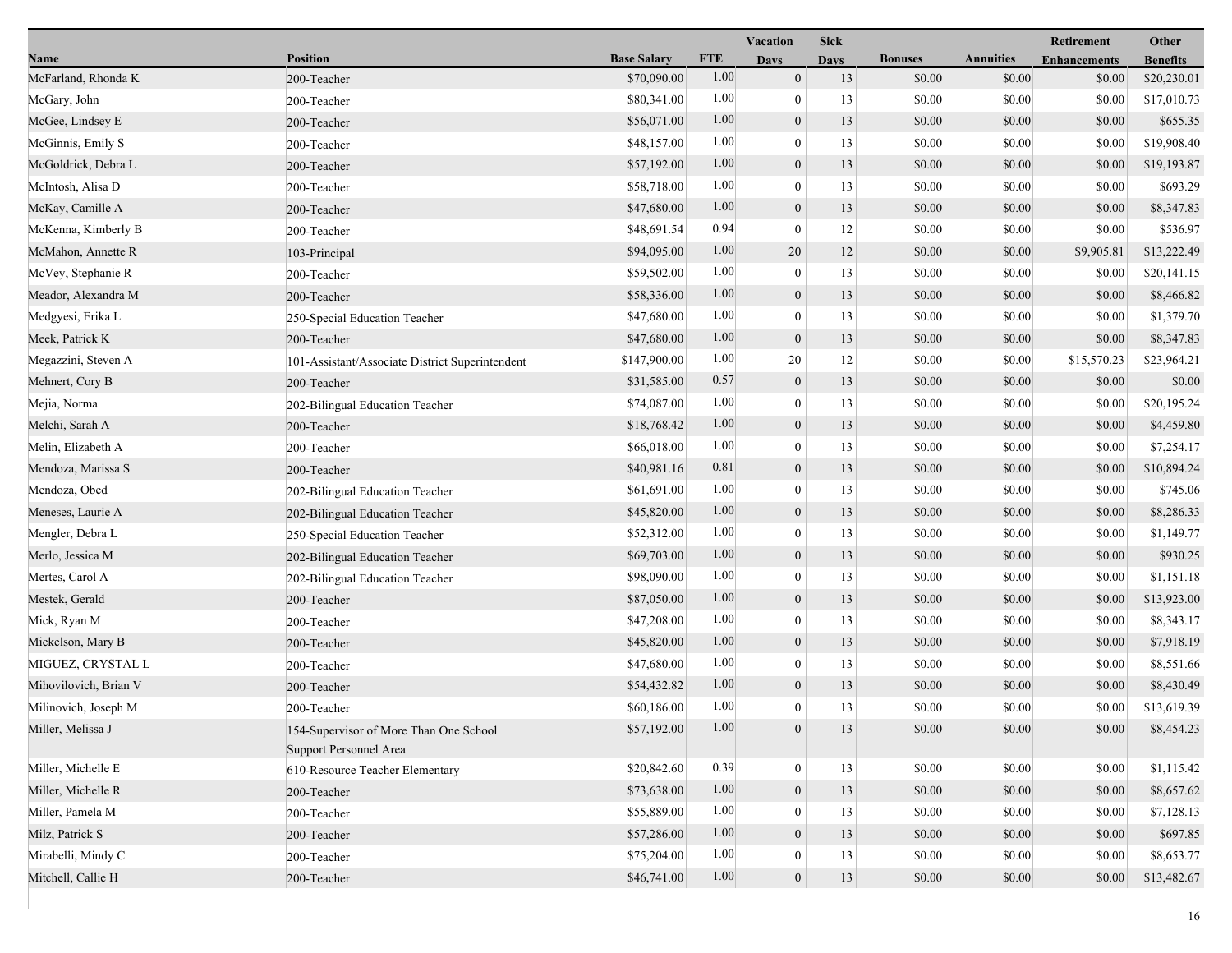| Name | Position | Base Salary | FTE | Vacation Days | Sick Days | Bonuses | Annuities | Retirement Enhancements | Other Benefits |
|---|---|---|---|---|---|---|---|---|---|
| McFarland, Rhonda K | 200-Teacher | $70,090.00 | 1.00 | 0 | 13 | $0.00 | $0.00 | $0.00 | $20,230.01 |
| McGary, John | 200-Teacher | $80,341.00 | 1.00 | 0 | 13 | $0.00 | $0.00 | $0.00 | $17,010.73 |
| McGee, Lindsey E | 200-Teacher | $56,071.00 | 1.00 | 0 | 13 | $0.00 | $0.00 | $0.00 | $655.35 |
| McGinnis, Emily S | 200-Teacher | $48,157.00 | 1.00 | 0 | 13 | $0.00 | $0.00 | $0.00 | $19,908.40 |
| McGoldrick, Debra L | 200-Teacher | $57,192.00 | 1.00 | 0 | 13 | $0.00 | $0.00 | $0.00 | $19,193.87 |
| McIntosh, Alisa D | 200-Teacher | $58,718.00 | 1.00 | 0 | 13 | $0.00 | $0.00 | $0.00 | $693.29 |
| McKay, Camille A | 200-Teacher | $47,680.00 | 1.00 | 0 | 13 | $0.00 | $0.00 | $0.00 | $8,347.83 |
| McKenna, Kimberly B | 200-Teacher | $48,691.54 | 0.94 | 0 | 12 | $0.00 | $0.00 | $0.00 | $536.97 |
| McMahon, Annette R | 103-Principal | $94,095.00 | 1.00 | 20 | 12 | $0.00 | $0.00 | $9,905.81 | $13,222.49 |
| McVey, Stephanie R | 200-Teacher | $59,502.00 | 1.00 | 0 | 13 | $0.00 | $0.00 | $0.00 | $20,141.15 |
| Meador, Alexandra M | 200-Teacher | $58,336.00 | 1.00 | 0 | 13 | $0.00 | $0.00 | $0.00 | $8,466.82 |
| Medgyesi, Erika L | 250-Special Education Teacher | $47,680.00 | 1.00 | 0 | 13 | $0.00 | $0.00 | $0.00 | $1,379.70 |
| Meek, Patrick K | 200-Teacher | $47,680.00 | 1.00 | 0 | 13 | $0.00 | $0.00 | $0.00 | $8,347.83 |
| Megazzini, Steven A | 101-Assistant/Associate District Superintendent | $147,900.00 | 1.00 | 20 | 12 | $0.00 | $0.00 | $15,570.23 | $23,964.21 |
| Mehnert, Cory B | 200-Teacher | $31,585.00 | 0.57 | 0 | 13 | $0.00 | $0.00 | $0.00 | $0.00 |
| Mejia, Norma | 202-Bilingual Education Teacher | $74,087.00 | 1.00 | 0 | 13 | $0.00 | $0.00 | $0.00 | $20,195.24 |
| Melchi, Sarah A | 200-Teacher | $18,768.42 | 1.00 | 0 | 13 | $0.00 | $0.00 | $0.00 | $4,459.80 |
| Melin, Elizabeth A | 200-Teacher | $66,018.00 | 1.00 | 0 | 13 | $0.00 | $0.00 | $0.00 | $7,254.17 |
| Mendoza, Marissa S | 200-Teacher | $40,981.16 | 0.81 | 0 | 13 | $0.00 | $0.00 | $0.00 | $10,894.24 |
| Mendoza, Obed | 202-Bilingual Education Teacher | $61,691.00 | 1.00 | 0 | 13 | $0.00 | $0.00 | $0.00 | $745.06 |
| Meneses, Laurie A | 202-Bilingual Education Teacher | $45,820.00 | 1.00 | 0 | 13 | $0.00 | $0.00 | $0.00 | $8,286.33 |
| Mengler, Debra L | 250-Special Education Teacher | $52,312.00 | 1.00 | 0 | 13 | $0.00 | $0.00 | $0.00 | $1,149.77 |
| Merlo, Jessica M | 202-Bilingual Education Teacher | $69,703.00 | 1.00 | 0 | 13 | $0.00 | $0.00 | $0.00 | $930.25 |
| Mertes, Carol A | 202-Bilingual Education Teacher | $98,090.00 | 1.00 | 0 | 13 | $0.00 | $0.00 | $0.00 | $1,151.18 |
| Mestek, Gerald | 200-Teacher | $87,050.00 | 1.00 | 0 | 13 | $0.00 | $0.00 | $0.00 | $13,923.00 |
| Mick, Ryan M | 200-Teacher | $47,208.00 | 1.00 | 0 | 13 | $0.00 | $0.00 | $0.00 | $8,343.17 |
| Mickelson, Mary B | 200-Teacher | $45,820.00 | 1.00 | 0 | 13 | $0.00 | $0.00 | $0.00 | $7,918.19 |
| MIGUEZ, CRYSTAL L | 200-Teacher | $47,680.00 | 1.00 | 0 | 13 | $0.00 | $0.00 | $0.00 | $8,551.66 |
| Mihovilovich, Brian V | 200-Teacher | $54,432.82 | 1.00 | 0 | 13 | $0.00 | $0.00 | $0.00 | $8,430.49 |
| Milinovich, Joseph M | 200-Teacher | $60,186.00 | 1.00 | 0 | 13 | $0.00 | $0.00 | $0.00 | $13,619.39 |
| Miller, Melissa J | 154-Supervisor of More Than One School Support Personnel Area | $57,192.00 | 1.00 | 0 | 13 | $0.00 | $0.00 | $0.00 | $8,454.23 |
| Miller, Michelle E | 610-Resource Teacher Elementary | $20,842.60 | 0.39 | 0 | 13 | $0.00 | $0.00 | $0.00 | $1,115.42 |
| Miller, Michelle R | 200-Teacher | $73,638.00 | 1.00 | 0 | 13 | $0.00 | $0.00 | $0.00 | $8,657.62 |
| Miller, Pamela M | 200-Teacher | $55,889.00 | 1.00 | 0 | 13 | $0.00 | $0.00 | $0.00 | $7,128.13 |
| Milz, Patrick S | 200-Teacher | $57,286.00 | 1.00 | 0 | 13 | $0.00 | $0.00 | $0.00 | $697.85 |
| Mirabelli, Mindy C | 200-Teacher | $75,204.00 | 1.00 | 0 | 13 | $0.00 | $0.00 | $0.00 | $8,653.77 |
| Mitchell, Callie H | 200-Teacher | $46,741.00 | 1.00 | 0 | 13 | $0.00 | $0.00 | $0.00 | $13,482.67 |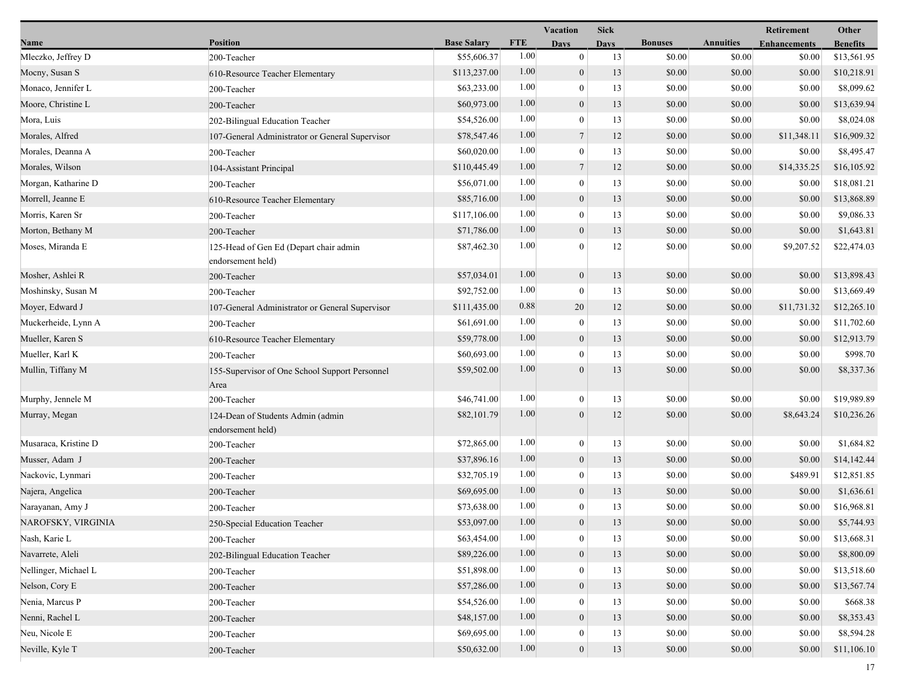| Name | Position | Base Salary | FTE | Vacation Days | Sick Days | Bonuses | Annuities | Retirement Enhancements | Other Benefits |
|---|---|---|---|---|---|---|---|---|---|
| Mleczko, Jeffrey D | 200-Teacher | $55,606.37 | 1.00 | 0 | 13 | $0.00 | $0.00 | $0.00 | $13,561.95 |
| Mocny, Susan S | 610-Resource Teacher Elementary | $113,237.00 | 1.00 | 0 | 13 | $0.00 | $0.00 | $0.00 | $10,218.91 |
| Monaco, Jennifer L | 200-Teacher | $63,233.00 | 1.00 | 0 | 13 | $0.00 | $0.00 | $0.00 | $8,099.62 |
| Moore, Christine L | 200-Teacher | $60,973.00 | 1.00 | 0 | 13 | $0.00 | $0.00 | $0.00 | $13,639.94 |
| Mora, Luis | 202-Bilingual Education Teacher | $54,526.00 | 1.00 | 0 | 13 | $0.00 | $0.00 | $0.00 | $8,024.08 |
| Morales, Alfred | 107-General Administrator or General Supervisor | $78,547.46 | 1.00 | 7 | 12 | $0.00 | $0.00 | $11,348.11 | $16,909.32 |
| Morales, Deanna A | 200-Teacher | $60,020.00 | 1.00 | 0 | 13 | $0.00 | $0.00 | $0.00 | $8,495.47 |
| Morales, Wilson | 104-Assistant Principal | $110,445.49 | 1.00 | 7 | 12 | $0.00 | $0.00 | $14,335.25 | $16,105.92 |
| Morgan, Katharine D | 200-Teacher | $56,071.00 | 1.00 | 0 | 13 | $0.00 | $0.00 | $0.00 | $18,081.21 |
| Morrell, Jeanne E | 610-Resource Teacher Elementary | $85,716.00 | 1.00 | 0 | 13 | $0.00 | $0.00 | $0.00 | $13,868.89 |
| Morris, Karen Sr | 200-Teacher | $117,106.00 | 1.00 | 0 | 13 | $0.00 | $0.00 | $0.00 | $9,086.33 |
| Morton, Bethany M | 200-Teacher | $71,786.00 | 1.00 | 0 | 13 | $0.00 | $0.00 | $0.00 | $1,643.81 |
| Moses, Miranda E | 125-Head of Gen Ed (Depart chair admin endorsement held) | $87,462.30 | 1.00 | 0 | 12 | $0.00 | $0.00 | $9,207.52 | $22,474.03 |
| Mosher, Ashlei R | 200-Teacher | $57,034.01 | 1.00 | 0 | 13 | $0.00 | $0.00 | $0.00 | $13,898.43 |
| Moshinsky, Susan M | 200-Teacher | $92,752.00 | 1.00 | 0 | 13 | $0.00 | $0.00 | $0.00 | $13,669.49 |
| Moyer, Edward J | 107-General Administrator or General Supervisor | $111,435.00 | 0.88 | 20 | 12 | $0.00 | $0.00 | $11,731.32 | $12,265.10 |
| Muckerheide, Lynn A | 200-Teacher | $61,691.00 | 1.00 | 0 | 13 | $0.00 | $0.00 | $0.00 | $11,702.60 |
| Mueller, Karen S | 610-Resource Teacher Elementary | $59,778.00 | 1.00 | 0 | 13 | $0.00 | $0.00 | $0.00 | $12,913.79 |
| Mueller, Karl K | 200-Teacher | $60,693.00 | 1.00 | 0 | 13 | $0.00 | $0.00 | $0.00 | $998.70 |
| Mullin, Tiffany M | 155-Supervisor of One School Support Personnel Area | $59,502.00 | 1.00 | 0 | 13 | $0.00 | $0.00 | $0.00 | $8,337.36 |
| Murphy, Jennele M | 200-Teacher | $46,741.00 | 1.00 | 0 | 13 | $0.00 | $0.00 | $0.00 | $19,989.89 |
| Murray, Megan | 124-Dean of Students Admin (admin endorsement held) | $82,101.79 | 1.00 | 0 | 12 | $0.00 | $0.00 | $8,643.24 | $10,236.26 |
| Musaraca, Kristine D | 200-Teacher | $72,865.00 | 1.00 | 0 | 13 | $0.00 | $0.00 | $0.00 | $1,684.82 |
| Musser, Adam J | 200-Teacher | $37,896.16 | 1.00 | 0 | 13 | $0.00 | $0.00 | $0.00 | $14,142.44 |
| Nackovic, Lynmari | 200-Teacher | $32,705.19 | 1.00 | 0 | 13 | $0.00 | $0.00 | $489.91 | $12,851.85 |
| Najera, Angelica | 200-Teacher | $69,695.00 | 1.00 | 0 | 13 | $0.00 | $0.00 | $0.00 | $1,636.61 |
| Narayanan, Amy J | 200-Teacher | $73,638.00 | 1.00 | 0 | 13 | $0.00 | $0.00 | $0.00 | $16,968.81 |
| NAROFSKY, VIRGINIA | 250-Special Education Teacher | $53,097.00 | 1.00 | 0 | 13 | $0.00 | $0.00 | $0.00 | $5,744.93 |
| Nash, Karie L | 200-Teacher | $63,454.00 | 1.00 | 0 | 13 | $0.00 | $0.00 | $0.00 | $13,668.31 |
| Navarrete, Aleli | 202-Bilingual Education Teacher | $89,226.00 | 1.00 | 0 | 13 | $0.00 | $0.00 | $0.00 | $8,800.09 |
| Nellinger, Michael L | 200-Teacher | $51,898.00 | 1.00 | 0 | 13 | $0.00 | $0.00 | $0.00 | $13,518.60 |
| Nelson, Cory E | 200-Teacher | $57,286.00 | 1.00 | 0 | 13 | $0.00 | $0.00 | $0.00 | $13,567.74 |
| Nenia, Marcus P | 200-Teacher | $54,526.00 | 1.00 | 0 | 13 | $0.00 | $0.00 | $0.00 | $668.38 |
| Nenni, Rachel L | 200-Teacher | $48,157.00 | 1.00 | 0 | 13 | $0.00 | $0.00 | $0.00 | $8,353.43 |
| Neu, Nicole E | 200-Teacher | $69,695.00 | 1.00 | 0 | 13 | $0.00 | $0.00 | $0.00 | $8,594.28 |
| Neville, Kyle T | 200-Teacher | $50,632.00 | 1.00 | 0 | 13 | $0.00 | $0.00 | $0.00 | $11,106.10 |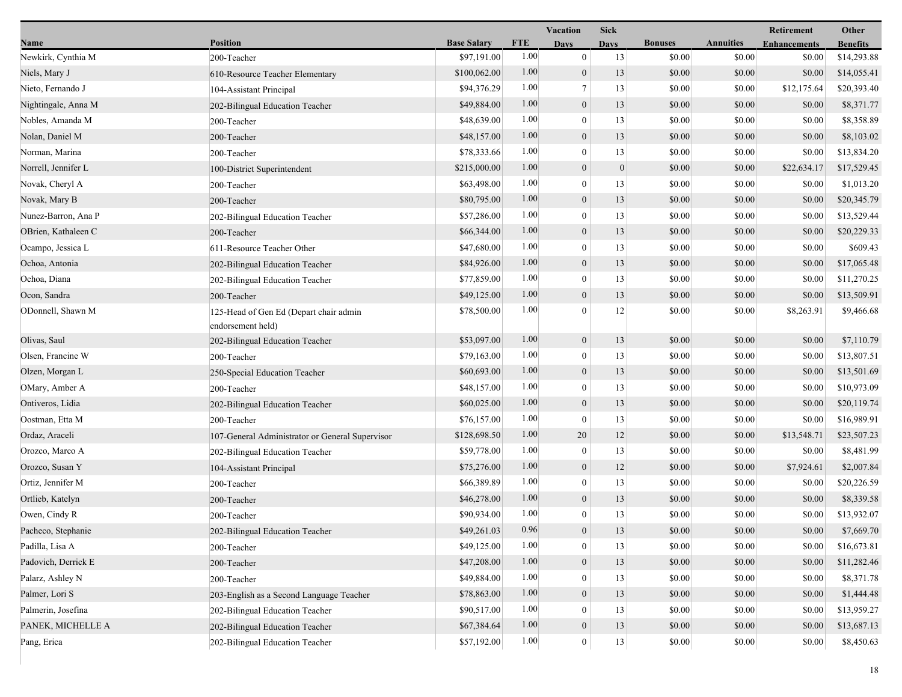| Name | Position | Base Salary | FTE | Vacation Days | Sick Days | Bonuses | Annuities | Retirement Enhancements | Other Benefits |
|---|---|---|---|---|---|---|---|---|---|
| Newkirk, Cynthia M | 200-Teacher | $97,191.00 | 1.00 | 0 | 13 | $0.00 | $0.00 | $0.00 | $14,293.88 |
| Niels, Mary J | 610-Resource Teacher Elementary | $100,062.00 | 1.00 | 0 | 13 | $0.00 | $0.00 | $0.00 | $14,055.41 |
| Nieto, Fernando J | 104-Assistant Principal | $94,376.29 | 1.00 | 7 | 13 | $0.00 | $0.00 | $12,175.64 | $20,393.40 |
| Nightingale, Anna M | 202-Bilingual Education Teacher | $49,884.00 | 1.00 | 0 | 13 | $0.00 | $0.00 | $0.00 | $8,371.77 |
| Nobles, Amanda M | 200-Teacher | $48,639.00 | 1.00 | 0 | 13 | $0.00 | $0.00 | $0.00 | $8,358.89 |
| Nolan, Daniel M | 200-Teacher | $48,157.00 | 1.00 | 0 | 13 | $0.00 | $0.00 | $0.00 | $8,103.02 |
| Norman, Marina | 200-Teacher | $78,333.66 | 1.00 | 0 | 13 | $0.00 | $0.00 | $0.00 | $13,834.20 |
| Norrell, Jennifer L | 100-District Superintendent | $215,000.00 | 1.00 | 0 | 0 | $0.00 | $0.00 | $22,634.17 | $17,529.45 |
| Novak, Cheryl A | 200-Teacher | $63,498.00 | 1.00 | 0 | 13 | $0.00 | $0.00 | $0.00 | $1,013.20 |
| Novak, Mary B | 200-Teacher | $80,795.00 | 1.00 | 0 | 13 | $0.00 | $0.00 | $0.00 | $20,345.79 |
| Nunez-Barron, Ana P | 202-Bilingual Education Teacher | $57,286.00 | 1.00 | 0 | 13 | $0.00 | $0.00 | $0.00 | $13,529.44 |
| OBrien, Kathaleen C | 200-Teacher | $66,344.00 | 1.00 | 0 | 13 | $0.00 | $0.00 | $0.00 | $20,229.33 |
| Ocampo, Jessica L | 611-Resource Teacher Other | $47,680.00 | 1.00 | 0 | 13 | $0.00 | $0.00 | $0.00 | $609.43 |
| Ochoa, Antonia | 202-Bilingual Education Teacher | $84,926.00 | 1.00 | 0 | 13 | $0.00 | $0.00 | $0.00 | $17,065.48 |
| Ochoa, Diana | 202-Bilingual Education Teacher | $77,859.00 | 1.00 | 0 | 13 | $0.00 | $0.00 | $0.00 | $11,270.25 |
| Ocon, Sandra | 200-Teacher | $49,125.00 | 1.00 | 0 | 13 | $0.00 | $0.00 | $0.00 | $13,509.91 |
| ODonnell, Shawn M | 125-Head of Gen Ed (Depart chair admin endorsement held) | $78,500.00 | 1.00 | 0 | 12 | $0.00 | $0.00 | $8,263.91 | $9,466.68 |
| Olivas, Saul | 202-Bilingual Education Teacher | $53,097.00 | 1.00 | 0 | 13 | $0.00 | $0.00 | $0.00 | $7,110.79 |
| Olsen, Francine W | 200-Teacher | $79,163.00 | 1.00 | 0 | 13 | $0.00 | $0.00 | $0.00 | $13,807.51 |
| Olzen, Morgan L | 250-Special Education Teacher | $60,693.00 | 1.00 | 0 | 13 | $0.00 | $0.00 | $0.00 | $13,501.69 |
| OMary, Amber A | 200-Teacher | $48,157.00 | 1.00 | 0 | 13 | $0.00 | $0.00 | $0.00 | $10,973.09 |
| Ontiveros, Lidia | 202-Bilingual Education Teacher | $60,025.00 | 1.00 | 0 | 13 | $0.00 | $0.00 | $0.00 | $20,119.74 |
| Oostman, Etta M | 200-Teacher | $76,157.00 | 1.00 | 0 | 13 | $0.00 | $0.00 | $0.00 | $16,989.91 |
| Ordaz, Araceli | 107-General Administrator or General Supervisor | $128,698.50 | 1.00 | 20 | 12 | $0.00 | $0.00 | $13,548.71 | $23,507.23 |
| Orozco, Marco A | 202-Bilingual Education Teacher | $59,778.00 | 1.00 | 0 | 13 | $0.00 | $0.00 | $0.00 | $8,481.99 |
| Orozco, Susan Y | 104-Assistant Principal | $75,276.00 | 1.00 | 0 | 12 | $0.00 | $0.00 | $7,924.61 | $2,007.84 |
| Ortiz, Jennifer M | 200-Teacher | $66,389.89 | 1.00 | 0 | 13 | $0.00 | $0.00 | $0.00 | $20,226.59 |
| Ortlieb, Katelyn | 200-Teacher | $46,278.00 | 1.00 | 0 | 13 | $0.00 | $0.00 | $0.00 | $8,339.58 |
| Owen, Cindy R | 200-Teacher | $90,934.00 | 1.00 | 0 | 13 | $0.00 | $0.00 | $0.00 | $13,932.07 |
| Pacheco, Stephanie | 202-Bilingual Education Teacher | $49,261.03 | 0.96 | 0 | 13 | $0.00 | $0.00 | $0.00 | $7,669.70 |
| Padilla, Lisa A | 200-Teacher | $49,125.00 | 1.00 | 0 | 13 | $0.00 | $0.00 | $0.00 | $16,673.81 |
| Padovich, Derrick E | 200-Teacher | $47,208.00 | 1.00 | 0 | 13 | $0.00 | $0.00 | $0.00 | $11,282.46 |
| Palarz, Ashley N | 200-Teacher | $49,884.00 | 1.00 | 0 | 13 | $0.00 | $0.00 | $0.00 | $8,371.78 |
| Palmer, Lori S | 203-English as a Second Language Teacher | $78,863.00 | 1.00 | 0 | 13 | $0.00 | $0.00 | $0.00 | $1,444.48 |
| Palmerin, Josefina | 202-Bilingual Education Teacher | $90,517.00 | 1.00 | 0 | 13 | $0.00 | $0.00 | $0.00 | $13,959.27 |
| PANEK, MICHELLE A | 202-Bilingual Education Teacher | $67,384.64 | 1.00 | 0 | 13 | $0.00 | $0.00 | $0.00 | $13,687.13 |
| Pang, Erica | 202-Bilingual Education Teacher | $57,192.00 | 1.00 | 0 | 13 | $0.00 | $0.00 | $0.00 | $8,450.63 |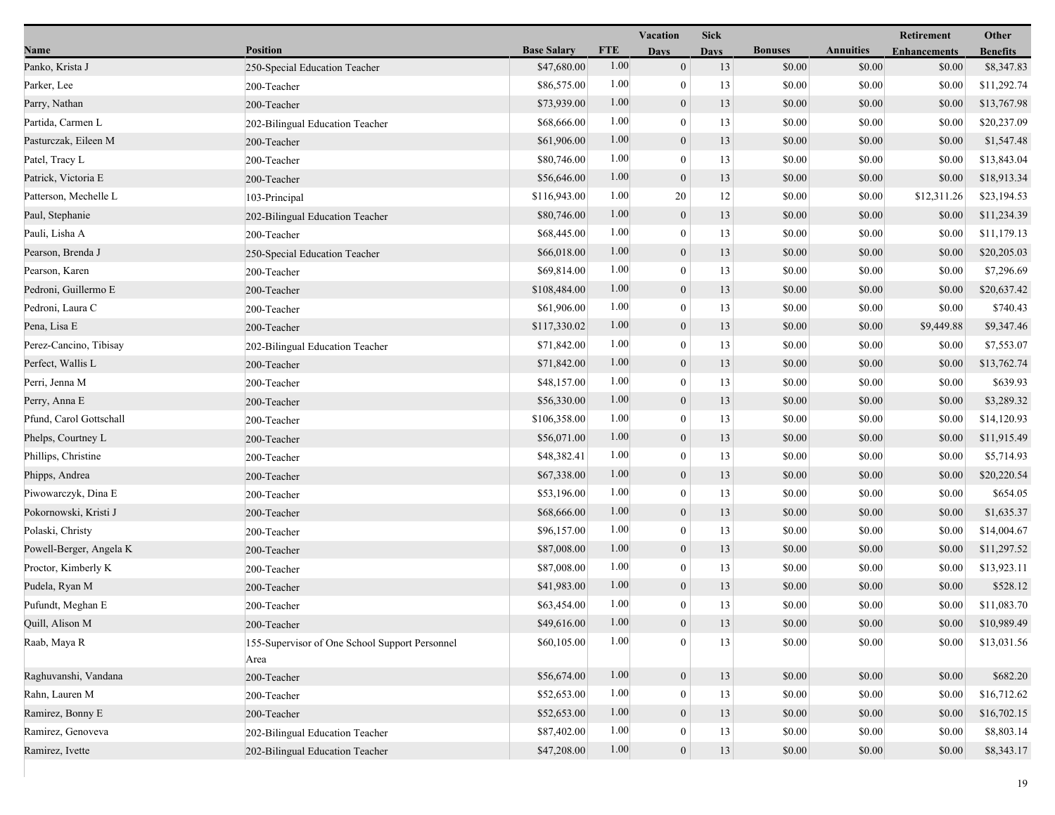| Name | Position | Base Salary | FTE | Vacation Days | Sick Days | Bonuses | Annuities | Retirement Enhancements | Other Benefits |
|---|---|---|---|---|---|---|---|---|---|
| Panko, Krista J | 250-Special Education Teacher | $47,680.00 | 1.00 | 0 | 13 | $0.00 | $0.00 | $0.00 | $8,347.83 |
| Parker, Lee | 200-Teacher | $86,575.00 | 1.00 | 0 | 13 | $0.00 | $0.00 | $0.00 | $11,292.74 |
| Parry, Nathan | 200-Teacher | $73,939.00 | 1.00 | 0 | 13 | $0.00 | $0.00 | $0.00 | $13,767.98 |
| Partida, Carmen L | 202-Bilingual Education Teacher | $68,666.00 | 1.00 | 0 | 13 | $0.00 | $0.00 | $0.00 | $20,237.09 |
| Pasturczak, Eileen M | 200-Teacher | $61,906.00 | 1.00 | 0 | 13 | $0.00 | $0.00 | $0.00 | $1,547.48 |
| Patel, Tracy L | 200-Teacher | $80,746.00 | 1.00 | 0 | 13 | $0.00 | $0.00 | $0.00 | $13,843.04 |
| Patrick, Victoria E | 200-Teacher | $56,646.00 | 1.00 | 0 | 13 | $0.00 | $0.00 | $0.00 | $18,913.34 |
| Patterson, Mechelle L | 103-Principal | $116,943.00 | 1.00 | 20 | 12 | $0.00 | $0.00 | $12,311.26 | $23,194.53 |
| Paul, Stephanie | 202-Bilingual Education Teacher | $80,746.00 | 1.00 | 0 | 13 | $0.00 | $0.00 | $0.00 | $11,234.39 |
| Pauli, Lisha A | 200-Teacher | $68,445.00 | 1.00 | 0 | 13 | $0.00 | $0.00 | $0.00 | $11,179.13 |
| Pearson, Brenda J | 250-Special Education Teacher | $66,018.00 | 1.00 | 0 | 13 | $0.00 | $0.00 | $0.00 | $20,205.03 |
| Pearson, Karen | 200-Teacher | $69,814.00 | 1.00 | 0 | 13 | $0.00 | $0.00 | $0.00 | $7,296.69 |
| Pedroni, Guillermo E | 200-Teacher | $108,484.00 | 1.00 | 0 | 13 | $0.00 | $0.00 | $0.00 | $20,637.42 |
| Pedroni, Laura C | 200-Teacher | $61,906.00 | 1.00 | 0 | 13 | $0.00 | $0.00 | $0.00 | $740.43 |
| Pena, Lisa E | 200-Teacher | $117,330.02 | 1.00 | 0 | 13 | $0.00 | $0.00 | $9,449.88 | $9,347.46 |
| Perez-Cancino, Tibisay | 202-Bilingual Education Teacher | $71,842.00 | 1.00 | 0 | 13 | $0.00 | $0.00 | $0.00 | $7,553.07 |
| Perfect, Wallis L | 200-Teacher | $71,842.00 | 1.00 | 0 | 13 | $0.00 | $0.00 | $0.00 | $13,762.74 |
| Perri, Jenna M | 200-Teacher | $48,157.00 | 1.00 | 0 | 13 | $0.00 | $0.00 | $0.00 | $639.93 |
| Perry, Anna E | 200-Teacher | $56,330.00 | 1.00 | 0 | 13 | $0.00 | $0.00 | $0.00 | $3,289.32 |
| Pfund, Carol Gottschall | 200-Teacher | $106,358.00 | 1.00 | 0 | 13 | $0.00 | $0.00 | $0.00 | $14,120.93 |
| Phelps, Courtney L | 200-Teacher | $56,071.00 | 1.00 | 0 | 13 | $0.00 | $0.00 | $0.00 | $11,915.49 |
| Phillips, Christine | 200-Teacher | $48,382.41 | 1.00 | 0 | 13 | $0.00 | $0.00 | $0.00 | $5,714.93 |
| Phipps, Andrea | 200-Teacher | $67,338.00 | 1.00 | 0 | 13 | $0.00 | $0.00 | $0.00 | $20,220.54 |
| Piwowarczyk, Dina E | 200-Teacher | $53,196.00 | 1.00 | 0 | 13 | $0.00 | $0.00 | $0.00 | $654.05 |
| Pokornowski, Kristi J | 200-Teacher | $68,666.00 | 1.00 | 0 | 13 | $0.00 | $0.00 | $0.00 | $1,635.37 |
| Polaski, Christy | 200-Teacher | $96,157.00 | 1.00 | 0 | 13 | $0.00 | $0.00 | $0.00 | $14,004.67 |
| Powell-Berger, Angela K | 200-Teacher | $87,008.00 | 1.00 | 0 | 13 | $0.00 | $0.00 | $0.00 | $11,297.52 |
| Proctor, Kimberly K | 200-Teacher | $87,008.00 | 1.00 | 0 | 13 | $0.00 | $0.00 | $0.00 | $13,923.11 |
| Pudela, Ryan M | 200-Teacher | $41,983.00 | 1.00 | 0 | 13 | $0.00 | $0.00 | $0.00 | $528.12 |
| Pufundt, Meghan E | 200-Teacher | $63,454.00 | 1.00 | 0 | 13 | $0.00 | $0.00 | $0.00 | $11,083.70 |
| Quill, Alison M | 200-Teacher | $49,616.00 | 1.00 | 0 | 13 | $0.00 | $0.00 | $0.00 | $10,989.49 |
| Raab, Maya R | 155-Supervisor of One School Support Personnel Area | $60,105.00 | 1.00 | 0 | 13 | $0.00 | $0.00 | $0.00 | $13,031.56 |
| Raghuvanshi, Vandana | 200-Teacher | $56,674.00 | 1.00 | 0 | 13 | $0.00 | $0.00 | $0.00 | $682.20 |
| Rahn, Lauren M | 200-Teacher | $52,653.00 | 1.00 | 0 | 13 | $0.00 | $0.00 | $0.00 | $16,712.62 |
| Ramirez, Bonny E | 200-Teacher | $52,653.00 | 1.00 | 0 | 13 | $0.00 | $0.00 | $0.00 | $16,702.15 |
| Ramirez, Genoveva | 202-Bilingual Education Teacher | $87,402.00 | 1.00 | 0 | 13 | $0.00 | $0.00 | $0.00 | $8,803.14 |
| Ramirez, Ivette | 202-Bilingual Education Teacher | $47,208.00 | 1.00 | 0 | 13 | $0.00 | $0.00 | $0.00 | $8,343.17 |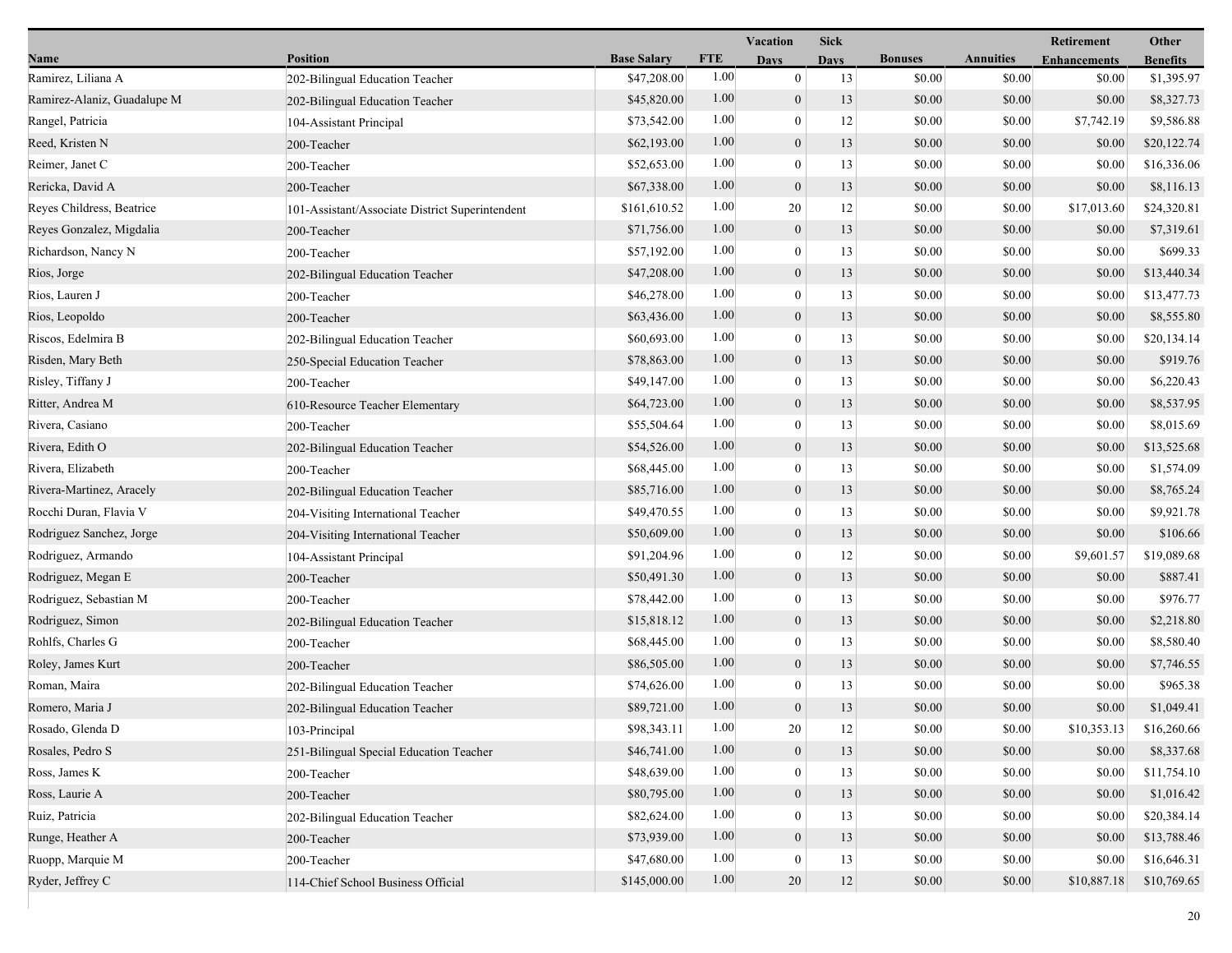| Name | Position | Base Salary | FTE | Vacation Days | Sick Days | Bonuses | Annuities | Retirement Enhancements | Other Benefits |
|---|---|---|---|---|---|---|---|---|---|
| Ramirez, Liliana A | 202-Bilingual Education Teacher | $47,208.00 | 1.00 | 0 | 13 | $0.00 | $0.00 | $0.00 | $1,395.97 |
| Ramirez-Alaniz, Guadalupe M | 202-Bilingual Education Teacher | $45,820.00 | 1.00 | 0 | 13 | $0.00 | $0.00 | $0.00 | $8,327.73 |
| Rangel, Patricia | 104-Assistant Principal | $73,542.00 | 1.00 | 0 | 12 | $0.00 | $0.00 | $7,742.19 | $9,586.88 |
| Reed, Kristen N | 200-Teacher | $62,193.00 | 1.00 | 0 | 13 | $0.00 | $0.00 | $0.00 | $20,122.74 |
| Reimer, Janet C | 200-Teacher | $52,653.00 | 1.00 | 0 | 13 | $0.00 | $0.00 | $0.00 | $16,336.06 |
| Rericka, David A | 200-Teacher | $67,338.00 | 1.00 | 0 | 13 | $0.00 | $0.00 | $0.00 | $8,116.13 |
| Reyes Childress, Beatrice | 101-Assistant/Associate District Superintendent | $161,610.52 | 1.00 | 20 | 12 | $0.00 | $0.00 | $17,013.60 | $24,320.81 |
| Reyes Gonzalez, Migdalia | 200-Teacher | $71,756.00 | 1.00 | 0 | 13 | $0.00 | $0.00 | $0.00 | $7,319.61 |
| Richardson, Nancy N | 200-Teacher | $57,192.00 | 1.00 | 0 | 13 | $0.00 | $0.00 | $0.00 | $699.33 |
| Rios, Jorge | 202-Bilingual Education Teacher | $47,208.00 | 1.00 | 0 | 13 | $0.00 | $0.00 | $0.00 | $13,440.34 |
| Rios, Lauren J | 200-Teacher | $46,278.00 | 1.00 | 0 | 13 | $0.00 | $0.00 | $0.00 | $13,477.73 |
| Rios, Leopoldo | 200-Teacher | $63,436.00 | 1.00 | 0 | 13 | $0.00 | $0.00 | $0.00 | $8,555.80 |
| Riscos, Edelmira B | 202-Bilingual Education Teacher | $60,693.00 | 1.00 | 0 | 13 | $0.00 | $0.00 | $0.00 | $20,134.14 |
| Risden, Mary Beth | 250-Special Education Teacher | $78,863.00 | 1.00 | 0 | 13 | $0.00 | $0.00 | $0.00 | $919.76 |
| Risley, Tiffany J | 200-Teacher | $49,147.00 | 1.00 | 0 | 13 | $0.00 | $0.00 | $0.00 | $6,220.43 |
| Ritter, Andrea M | 610-Resource Teacher Elementary | $64,723.00 | 1.00 | 0 | 13 | $0.00 | $0.00 | $0.00 | $8,537.95 |
| Rivera, Casiano | 200-Teacher | $55,504.64 | 1.00 | 0 | 13 | $0.00 | $0.00 | $0.00 | $8,015.69 |
| Rivera, Edith O | 202-Bilingual Education Teacher | $54,526.00 | 1.00 | 0 | 13 | $0.00 | $0.00 | $0.00 | $13,525.68 |
| Rivera, Elizabeth | 200-Teacher | $68,445.00 | 1.00 | 0 | 13 | $0.00 | $0.00 | $0.00 | $1,574.09 |
| Rivera-Martinez, Aracely | 202-Bilingual Education Teacher | $85,716.00 | 1.00 | 0 | 13 | $0.00 | $0.00 | $0.00 | $8,765.24 |
| Rocchi Duran, Flavia V | 204-Visiting International Teacher | $49,470.55 | 1.00 | 0 | 13 | $0.00 | $0.00 | $0.00 | $9,921.78 |
| Rodriguez Sanchez, Jorge | 204-Visiting International Teacher | $50,609.00 | 1.00 | 0 | 13 | $0.00 | $0.00 | $0.00 | $106.66 |
| Rodriguez, Armando | 104-Assistant Principal | $91,204.96 | 1.00 | 0 | 12 | $0.00 | $0.00 | $9,601.57 | $19,089.68 |
| Rodriguez, Megan E | 200-Teacher | $50,491.30 | 1.00 | 0 | 13 | $0.00 | $0.00 | $0.00 | $887.41 |
| Rodriguez, Sebastian M | 200-Teacher | $78,442.00 | 1.00 | 0 | 13 | $0.00 | $0.00 | $0.00 | $976.77 |
| Rodriguez, Simon | 202-Bilingual Education Teacher | $15,818.12 | 1.00 | 0 | 13 | $0.00 | $0.00 | $0.00 | $2,218.80 |
| Rohlfs, Charles G | 200-Teacher | $68,445.00 | 1.00 | 0 | 13 | $0.00 | $0.00 | $0.00 | $8,580.40 |
| Roley, James Kurt | 200-Teacher | $86,505.00 | 1.00 | 0 | 13 | $0.00 | $0.00 | $0.00 | $7,746.55 |
| Roman, Maira | 202-Bilingual Education Teacher | $74,626.00 | 1.00 | 0 | 13 | $0.00 | $0.00 | $0.00 | $965.38 |
| Romero, Maria J | 202-Bilingual Education Teacher | $89,721.00 | 1.00 | 0 | 13 | $0.00 | $0.00 | $0.00 | $1,049.41 |
| Rosado, Glenda D | 103-Principal | $98,343.11 | 1.00 | 20 | 12 | $0.00 | $0.00 | $10,353.13 | $16,260.66 |
| Rosales, Pedro S | 251-Bilingual Special Education Teacher | $46,741.00 | 1.00 | 0 | 13 | $0.00 | $0.00 | $0.00 | $8,337.68 |
| Ross, James K | 200-Teacher | $48,639.00 | 1.00 | 0 | 13 | $0.00 | $0.00 | $0.00 | $11,754.10 |
| Ross, Laurie A | 200-Teacher | $80,795.00 | 1.00 | 0 | 13 | $0.00 | $0.00 | $0.00 | $1,016.42 |
| Ruiz, Patricia | 202-Bilingual Education Teacher | $82,624.00 | 1.00 | 0 | 13 | $0.00 | $0.00 | $0.00 | $20,384.14 |
| Runge, Heather A | 200-Teacher | $73,939.00 | 1.00 | 0 | 13 | $0.00 | $0.00 | $0.00 | $13,788.46 |
| Ruopp, Marquie M | 200-Teacher | $47,680.00 | 1.00 | 0 | 13 | $0.00 | $0.00 | $0.00 | $16,646.31 |
| Ryder, Jeffrey C | 114-Chief School Business Official | $145,000.00 | 1.00 | 20 | 12 | $0.00 | $0.00 | $10,887.18 | $10,769.65 |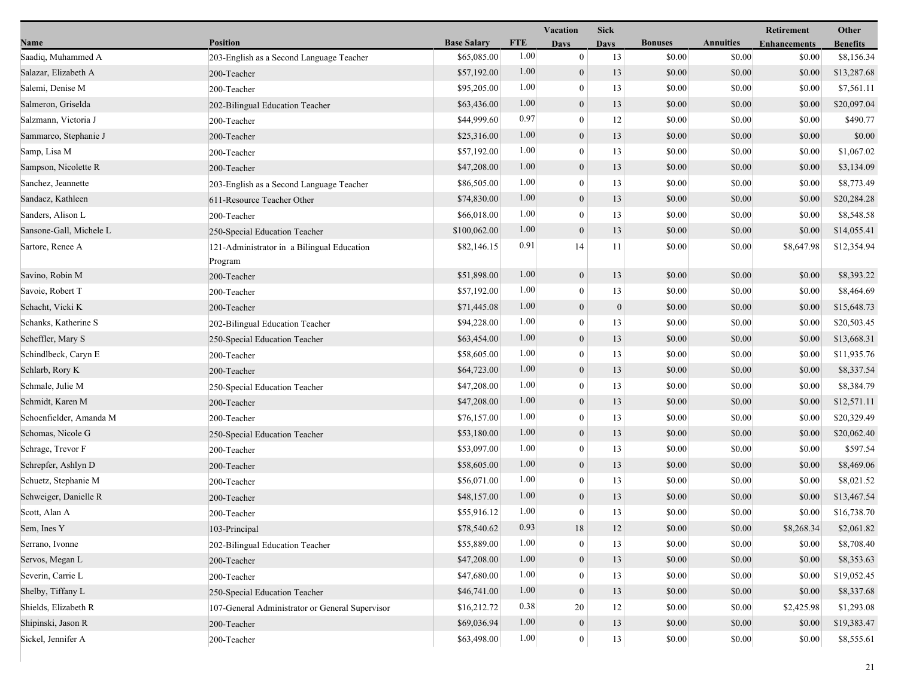| Name | Position | Base Salary | FTE | Vacation Days | Sick Days | Bonuses | Annuities | Retirement Enhancements | Other Benefits |
|---|---|---|---|---|---|---|---|---|---|
| Saadiq, Muhammed A | 203-English as a Second Language Teacher | $65,085.00 | 1.00 | 0 | 13 | $0.00 | $0.00 | $0.00 | $8,156.34 |
| Salazar, Elizabeth A | 200-Teacher | $57,192.00 | 1.00 | 0 | 13 | $0.00 | $0.00 | $0.00 | $13,287.68 |
| Salemi, Denise M | 200-Teacher | $95,205.00 | 1.00 | 0 | 13 | $0.00 | $0.00 | $0.00 | $7,561.11 |
| Salmeron, Griselda | 202-Bilingual Education Teacher | $63,436.00 | 1.00 | 0 | 13 | $0.00 | $0.00 | $0.00 | $20,097.04 |
| Salzmann, Victoria J | 200-Teacher | $44,999.60 | 0.97 | 0 | 12 | $0.00 | $0.00 | $0.00 | $490.77 |
| Sammarco, Stephanie J | 200-Teacher | $25,316.00 | 1.00 | 0 | 13 | $0.00 | $0.00 | $0.00 | $0.00 |
| Samp, Lisa M | 200-Teacher | $57,192.00 | 1.00 | 0 | 13 | $0.00 | $0.00 | $0.00 | $1,067.02 |
| Sampson, Nicolette R | 200-Teacher | $47,208.00 | 1.00 | 0 | 13 | $0.00 | $0.00 | $0.00 | $3,134.09 |
| Sanchez, Jeannette | 203-English as a Second Language Teacher | $86,505.00 | 1.00 | 0 | 13 | $0.00 | $0.00 | $0.00 | $8,773.49 |
| Sandacz, Kathleen | 611-Resource Teacher Other | $74,830.00 | 1.00 | 0 | 13 | $0.00 | $0.00 | $0.00 | $20,284.28 |
| Sanders, Alison L | 200-Teacher | $66,018.00 | 1.00 | 0 | 13 | $0.00 | $0.00 | $0.00 | $8,548.58 |
| Sansone-Gall, Michele L | 250-Special Education Teacher | $100,062.00 | 1.00 | 0 | 13 | $0.00 | $0.00 | $0.00 | $14,055.41 |
| Sartore, Renee A | 121-Administrator in a Bilingual Education Program | $82,146.15 | 0.91 | 14 | 11 | $0.00 | $0.00 | $8,647.98 | $12,354.94 |
| Savino, Robin M | 200-Teacher | $51,898.00 | 1.00 | 0 | 13 | $0.00 | $0.00 | $0.00 | $8,393.22 |
| Savoie, Robert T | 200-Teacher | $57,192.00 | 1.00 | 0 | 13 | $0.00 | $0.00 | $0.00 | $8,464.69 |
| Schacht, Vicki K | 200-Teacher | $71,445.08 | 1.00 | 0 | 0 | $0.00 | $0.00 | $0.00 | $15,648.73 |
| Schanks, Katherine S | 202-Bilingual Education Teacher | $94,228.00 | 1.00 | 0 | 13 | $0.00 | $0.00 | $0.00 | $20,503.45 |
| Scheffler, Mary S | 250-Special Education Teacher | $63,454.00 | 1.00 | 0 | 13 | $0.00 | $0.00 | $0.00 | $13,668.31 |
| Schindlbeck, Caryn E | 200-Teacher | $58,605.00 | 1.00 | 0 | 13 | $0.00 | $0.00 | $0.00 | $11,935.76 |
| Schlarb, Rory K | 200-Teacher | $64,723.00 | 1.00 | 0 | 13 | $0.00 | $0.00 | $0.00 | $8,337.54 |
| Schmale, Julie M | 250-Special Education Teacher | $47,208.00 | 1.00 | 0 | 13 | $0.00 | $0.00 | $0.00 | $8,384.79 |
| Schmidt, Karen M | 200-Teacher | $47,208.00 | 1.00 | 0 | 13 | $0.00 | $0.00 | $0.00 | $12,571.11 |
| Schoenfielder, Amanda M | 200-Teacher | $76,157.00 | 1.00 | 0 | 13 | $0.00 | $0.00 | $0.00 | $20,329.49 |
| Schomas, Nicole G | 250-Special Education Teacher | $53,180.00 | 1.00 | 0 | 13 | $0.00 | $0.00 | $0.00 | $20,062.40 |
| Schrage, Trevor F | 200-Teacher | $53,097.00 | 1.00 | 0 | 13 | $0.00 | $0.00 | $0.00 | $597.54 |
| Schrepfer, Ashlyn D | 200-Teacher | $58,605.00 | 1.00 | 0 | 13 | $0.00 | $0.00 | $0.00 | $8,469.06 |
| Schuetz, Stephanie M | 200-Teacher | $56,071.00 | 1.00 | 0 | 13 | $0.00 | $0.00 | $0.00 | $8,021.52 |
| Schweiger, Danielle R | 200-Teacher | $48,157.00 | 1.00 | 0 | 13 | $0.00 | $0.00 | $0.00 | $13,467.54 |
| Scott, Alan A | 200-Teacher | $55,916.12 | 1.00 | 0 | 13 | $0.00 | $0.00 | $0.00 | $16,738.70 |
| Sem, Ines Y | 103-Principal | $78,540.62 | 0.93 | 18 | 12 | $0.00 | $0.00 | $8,268.34 | $2,061.82 |
| Serrano, Ivonne | 202-Bilingual Education Teacher | $55,889.00 | 1.00 | 0 | 13 | $0.00 | $0.00 | $0.00 | $8,708.40 |
| Servos, Megan L | 200-Teacher | $47,208.00 | 1.00 | 0 | 13 | $0.00 | $0.00 | $0.00 | $8,353.63 |
| Severin, Carrie L | 200-Teacher | $47,680.00 | 1.00 | 0 | 13 | $0.00 | $0.00 | $0.00 | $19,052.45 |
| Shelby, Tiffany L | 250-Special Education Teacher | $46,741.00 | 1.00 | 0 | 13 | $0.00 | $0.00 | $0.00 | $8,337.68 |
| Shields, Elizabeth R | 107-General Administrator or General Supervisor | $16,212.72 | 0.38 | 20 | 12 | $0.00 | $0.00 | $2,425.98 | $1,293.08 |
| Shipinski, Jason R | 200-Teacher | $69,036.94 | 1.00 | 0 | 13 | $0.00 | $0.00 | $0.00 | $19,383.47 |
| Sickel, Jennifer A | 200-Teacher | $63,498.00 | 1.00 | 0 | 13 | $0.00 | $0.00 | $0.00 | $8,555.61 |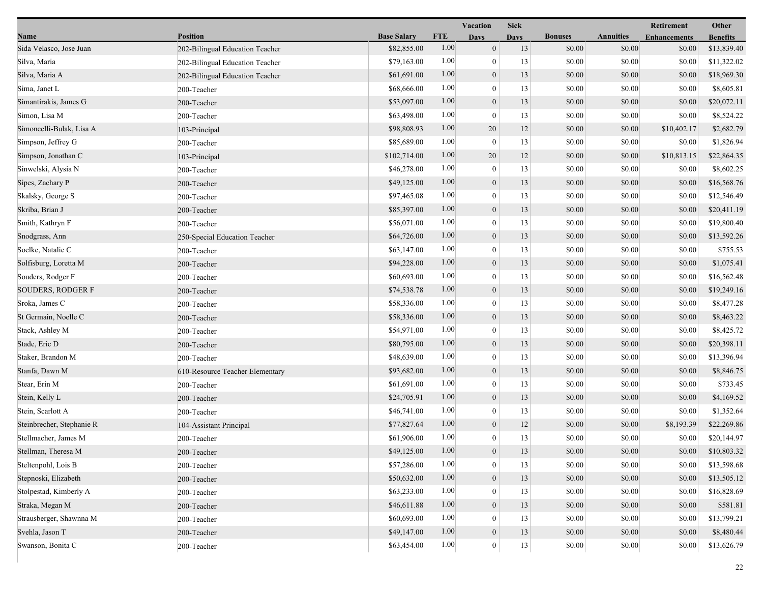| Name | Position | Base Salary | FTE | Vacation Days | Sick Days | Bonuses | Annuities | Retirement Enhancements | Other Benefits |
|---|---|---|---|---|---|---|---|---|---|
| Sida Velasco, Jose Juan | 202-Bilingual Education Teacher | $82,855.00 | 1.00 | 0 | 13 | $0.00 | $0.00 | $0.00 | $13,839.40 |
| Silva, Maria | 202-Bilingual Education Teacher | $79,163.00 | 1.00 | 0 | 13 | $0.00 | $0.00 | $0.00 | $11,322.02 |
| Silva, Maria A | 202-Bilingual Education Teacher | $61,691.00 | 1.00 | 0 | 13 | $0.00 | $0.00 | $0.00 | $18,969.30 |
| Sima, Janet L | 200-Teacher | $68,666.00 | 1.00 | 0 | 13 | $0.00 | $0.00 | $0.00 | $8,605.81 |
| Simantirakis, James G | 200-Teacher | $53,097.00 | 1.00 | 0 | 13 | $0.00 | $0.00 | $0.00 | $20,072.11 |
| Simon, Lisa M | 200-Teacher | $63,498.00 | 1.00 | 0 | 13 | $0.00 | $0.00 | $0.00 | $8,524.22 |
| Simoncelli-Bulak, Lisa A | 103-Principal | $98,808.93 | 1.00 | 20 | 12 | $0.00 | $0.00 | $10,402.17 | $2,682.79 |
| Simpson, Jeffrey G | 200-Teacher | $85,689.00 | 1.00 | 0 | 13 | $0.00 | $0.00 | $0.00 | $1,826.94 |
| Simpson, Jonathan C | 103-Principal | $102,714.00 | 1.00 | 20 | 12 | $0.00 | $0.00 | $10,813.15 | $22,864.35 |
| Sinwelski, Alysia N | 200-Teacher | $46,278.00 | 1.00 | 0 | 13 | $0.00 | $0.00 | $0.00 | $8,602.25 |
| Sipes, Zachary P | 200-Teacher | $49,125.00 | 1.00 | 0 | 13 | $0.00 | $0.00 | $0.00 | $16,568.76 |
| Skalsky, George S | 200-Teacher | $97,465.08 | 1.00 | 0 | 13 | $0.00 | $0.00 | $0.00 | $12,546.49 |
| Skriba, Brian J | 200-Teacher | $85,397.00 | 1.00 | 0 | 13 | $0.00 | $0.00 | $0.00 | $20,411.19 |
| Smith, Kathryn F | 200-Teacher | $56,071.00 | 1.00 | 0 | 13 | $0.00 | $0.00 | $0.00 | $19,800.40 |
| Snodgrass, Ann | 250-Special Education Teacher | $64,726.00 | 1.00 | 0 | 13 | $0.00 | $0.00 | $0.00 | $13,592.26 |
| Soelke, Natalie C | 200-Teacher | $63,147.00 | 1.00 | 0 | 13 | $0.00 | $0.00 | $0.00 | $755.53 |
| Solfisburg, Loretta M | 200-Teacher | $94,228.00 | 1.00 | 0 | 13 | $0.00 | $0.00 | $0.00 | $1,075.41 |
| Souders, Rodger F | 200-Teacher | $60,693.00 | 1.00 | 0 | 13 | $0.00 | $0.00 | $0.00 | $16,562.48 |
| SOUDERS, RODGER F | 200-Teacher | $74,538.78 | 1.00 | 0 | 13 | $0.00 | $0.00 | $0.00 | $19,249.16 |
| Sroka, James C | 200-Teacher | $58,336.00 | 1.00 | 0 | 13 | $0.00 | $0.00 | $0.00 | $8,477.28 |
| St Germain, Noelle C | 200-Teacher | $58,336.00 | 1.00 | 0 | 13 | $0.00 | $0.00 | $0.00 | $8,463.22 |
| Stack, Ashley M | 200-Teacher | $54,971.00 | 1.00 | 0 | 13 | $0.00 | $0.00 | $0.00 | $8,425.72 |
| Stade, Eric D | 200-Teacher | $80,795.00 | 1.00 | 0 | 13 | $0.00 | $0.00 | $0.00 | $20,398.11 |
| Staker, Brandon M | 200-Teacher | $48,639.00 | 1.00 | 0 | 13 | $0.00 | $0.00 | $0.00 | $13,396.94 |
| Stanfa, Dawn M | 610-Resource Teacher Elementary | $93,682.00 | 1.00 | 0 | 13 | $0.00 | $0.00 | $0.00 | $8,846.75 |
| Stear, Erin M | 200-Teacher | $61,691.00 | 1.00 | 0 | 13 | $0.00 | $0.00 | $0.00 | $733.45 |
| Stein, Kelly L | 200-Teacher | $24,705.91 | 1.00 | 0 | 13 | $0.00 | $0.00 | $0.00 | $4,169.52 |
| Stein, Scarlott A | 200-Teacher | $46,741.00 | 1.00 | 0 | 13 | $0.00 | $0.00 | $0.00 | $1,352.64 |
| Steinbrecher, Stephanie R | 104-Assistant Principal | $77,827.64 | 1.00 | 0 | 12 | $0.00 | $0.00 | $8,193.39 | $22,269.86 |
| Stellmacher, James M | 200-Teacher | $61,906.00 | 1.00 | 0 | 13 | $0.00 | $0.00 | $0.00 | $20,144.97 |
| Stellman, Theresa M | 200-Teacher | $49,125.00 | 1.00 | 0 | 13 | $0.00 | $0.00 | $0.00 | $10,803.32 |
| Steltenpohl, Lois B | 200-Teacher | $57,286.00 | 1.00 | 0 | 13 | $0.00 | $0.00 | $0.00 | $13,598.68 |
| Stepnoski, Elizabeth | 200-Teacher | $50,632.00 | 1.00 | 0 | 13 | $0.00 | $0.00 | $0.00 | $13,505.12 |
| Stolpestad, Kimberly A | 200-Teacher | $63,233.00 | 1.00 | 0 | 13 | $0.00 | $0.00 | $0.00 | $16,828.69 |
| Straka, Megan M | 200-Teacher | $46,611.88 | 1.00 | 0 | 13 | $0.00 | $0.00 | $0.00 | $581.81 |
| Strausberger, Shawnna M | 200-Teacher | $60,693.00 | 1.00 | 0 | 13 | $0.00 | $0.00 | $0.00 | $13,799.21 |
| Svehla, Jason T | 200-Teacher | $49,147.00 | 1.00 | 0 | 13 | $0.00 | $0.00 | $0.00 | $8,480.44 |
| Swanson, Bonita C | 200-Teacher | $63,454.00 | 1.00 | 0 | 13 | $0.00 | $0.00 | $0.00 | $13,626.79 |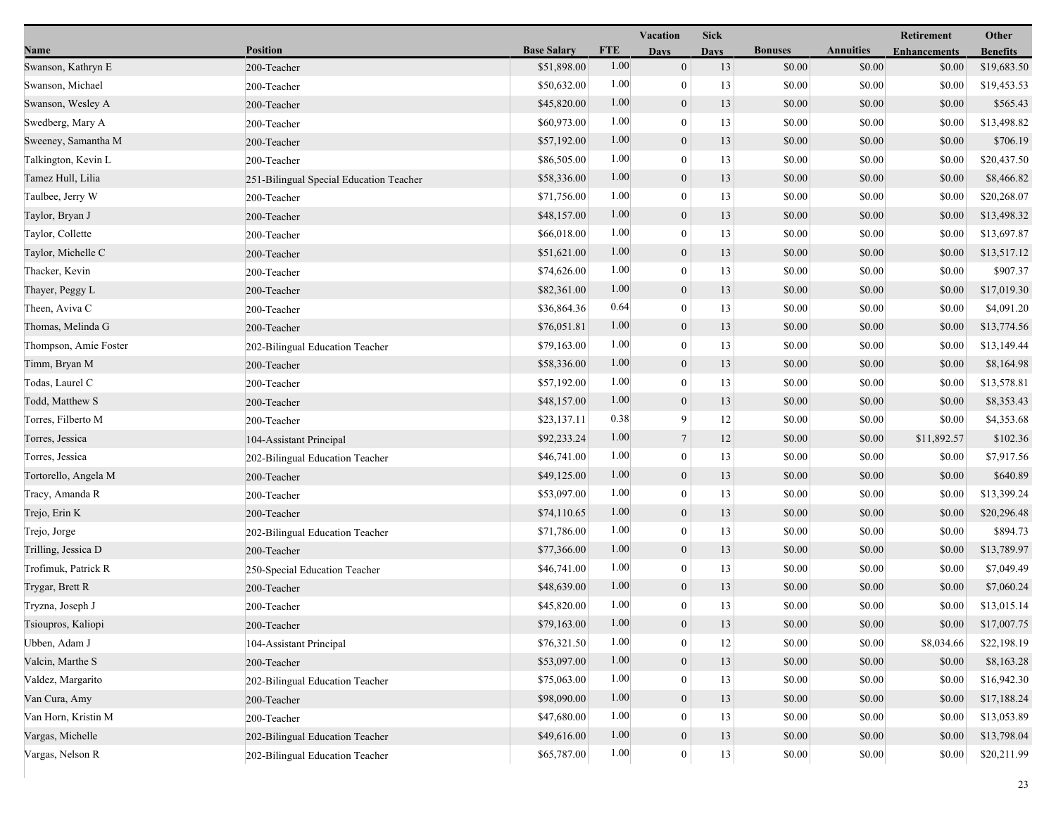| Name | Position | Base Salary | FTE | Vacation Days | Sick Days | Bonuses | Annuities | Retirement Enhancements | Other Benefits |
|---|---|---|---|---|---|---|---|---|---|
| Swanson, Kathryn E | 200-Teacher | $51,898.00 | 1.00 | 0 | 13 | $0.00 | $0.00 | $0.00 | $19,683.50 |
| Swanson, Michael | 200-Teacher | $50,632.00 | 1.00 | 0 | 13 | $0.00 | $0.00 | $0.00 | $19,453.53 |
| Swanson, Wesley A | 200-Teacher | $45,820.00 | 1.00 | 0 | 13 | $0.00 | $0.00 | $0.00 | $565.43 |
| Swedberg, Mary A | 200-Teacher | $60,973.00 | 1.00 | 0 | 13 | $0.00 | $0.00 | $0.00 | $13,498.82 |
| Sweeney, Samantha M | 200-Teacher | $57,192.00 | 1.00 | 0 | 13 | $0.00 | $0.00 | $0.00 | $706.19 |
| Talkington, Kevin L | 200-Teacher | $86,505.00 | 1.00 | 0 | 13 | $0.00 | $0.00 | $0.00 | $20,437.50 |
| Tamez Hull, Lilia | 251-Bilingual Special Education Teacher | $58,336.00 | 1.00 | 0 | 13 | $0.00 | $0.00 | $0.00 | $8,466.82 |
| Taulbee, Jerry W | 200-Teacher | $71,756.00 | 1.00 | 0 | 13 | $0.00 | $0.00 | $0.00 | $20,268.07 |
| Taylor, Bryan J | 200-Teacher | $48,157.00 | 1.00 | 0 | 13 | $0.00 | $0.00 | $0.00 | $13,498.32 |
| Taylor, Collette | 200-Teacher | $66,018.00 | 1.00 | 0 | 13 | $0.00 | $0.00 | $0.00 | $13,697.87 |
| Taylor, Michelle C | 200-Teacher | $51,621.00 | 1.00 | 0 | 13 | $0.00 | $0.00 | $0.00 | $13,517.12 |
| Thacker, Kevin | 200-Teacher | $74,626.00 | 1.00 | 0 | 13 | $0.00 | $0.00 | $0.00 | $907.37 |
| Thayer, Peggy L | 200-Teacher | $82,361.00 | 1.00 | 0 | 13 | $0.00 | $0.00 | $0.00 | $17,019.30 |
| Theen, Aviva C | 200-Teacher | $36,864.36 | 0.64 | 0 | 13 | $0.00 | $0.00 | $0.00 | $4,091.20 |
| Thomas, Melinda G | 200-Teacher | $76,051.81 | 1.00 | 0 | 13 | $0.00 | $0.00 | $0.00 | $13,774.56 |
| Thompson, Amie Foster | 202-Bilingual Education Teacher | $79,163.00 | 1.00 | 0 | 13 | $0.00 | $0.00 | $0.00 | $13,149.44 |
| Timm, Bryan M | 200-Teacher | $58,336.00 | 1.00 | 0 | 13 | $0.00 | $0.00 | $0.00 | $8,164.98 |
| Todas, Laurel C | 200-Teacher | $57,192.00 | 1.00 | 0 | 13 | $0.00 | $0.00 | $0.00 | $13,578.81 |
| Todd, Matthew S | 200-Teacher | $48,157.00 | 1.00 | 0 | 13 | $0.00 | $0.00 | $0.00 | $8,353.43 |
| Torres, Filberto M | 200-Teacher | $23,137.11 | 0.38 | 9 | 12 | $0.00 | $0.00 | $0.00 | $4,353.68 |
| Torres, Jessica | 104-Assistant Principal | $92,233.24 | 1.00 | 7 | 12 | $0.00 | $0.00 | $11,892.57 | $102.36 |
| Torres, Jessica | 202-Bilingual Education Teacher | $46,741.00 | 1.00 | 0 | 13 | $0.00 | $0.00 | $0.00 | $7,917.56 |
| Tortorello, Angela M | 200-Teacher | $49,125.00 | 1.00 | 0 | 13 | $0.00 | $0.00 | $0.00 | $640.89 |
| Tracy, Amanda R | 200-Teacher | $53,097.00 | 1.00 | 0 | 13 | $0.00 | $0.00 | $0.00 | $13,399.24 |
| Trejo, Erin K | 200-Teacher | $74,110.65 | 1.00 | 0 | 13 | $0.00 | $0.00 | $0.00 | $20,296.48 |
| Trejo, Jorge | 202-Bilingual Education Teacher | $71,786.00 | 1.00 | 0 | 13 | $0.00 | $0.00 | $0.00 | $894.73 |
| Trilling, Jessica D | 200-Teacher | $77,366.00 | 1.00 | 0 | 13 | $0.00 | $0.00 | $0.00 | $13,789.97 |
| Trofimuk, Patrick R | 250-Special Education Teacher | $46,741.00 | 1.00 | 0 | 13 | $0.00 | $0.00 | $0.00 | $7,049.49 |
| Trygar, Brett R | 200-Teacher | $48,639.00 | 1.00 | 0 | 13 | $0.00 | $0.00 | $0.00 | $7,060.24 |
| Tryzna, Joseph J | 200-Teacher | $45,820.00 | 1.00 | 0 | 13 | $0.00 | $0.00 | $0.00 | $13,015.14 |
| Tsioupros, Kaliopi | 200-Teacher | $79,163.00 | 1.00 | 0 | 13 | $0.00 | $0.00 | $0.00 | $17,007.75 |
| Ubben, Adam J | 104-Assistant Principal | $76,321.50 | 1.00 | 0 | 12 | $0.00 | $0.00 | $8,034.66 | $22,198.19 |
| Valcin, Marthe S | 200-Teacher | $53,097.00 | 1.00 | 0 | 13 | $0.00 | $0.00 | $0.00 | $8,163.28 |
| Valdez, Margarito | 202-Bilingual Education Teacher | $75,063.00 | 1.00 | 0 | 13 | $0.00 | $0.00 | $0.00 | $16,942.30 |
| Van Cura, Amy | 200-Teacher | $98,090.00 | 1.00 | 0 | 13 | $0.00 | $0.00 | $0.00 | $17,188.24 |
| Van Horn, Kristin M | 200-Teacher | $47,680.00 | 1.00 | 0 | 13 | $0.00 | $0.00 | $0.00 | $13,053.89 |
| Vargas, Michelle | 202-Bilingual Education Teacher | $49,616.00 | 1.00 | 0 | 13 | $0.00 | $0.00 | $0.00 | $13,798.04 |
| Vargas, Nelson R | 202-Bilingual Education Teacher | $65,787.00 | 1.00 | 0 | 13 | $0.00 | $0.00 | $0.00 | $20,211.99 |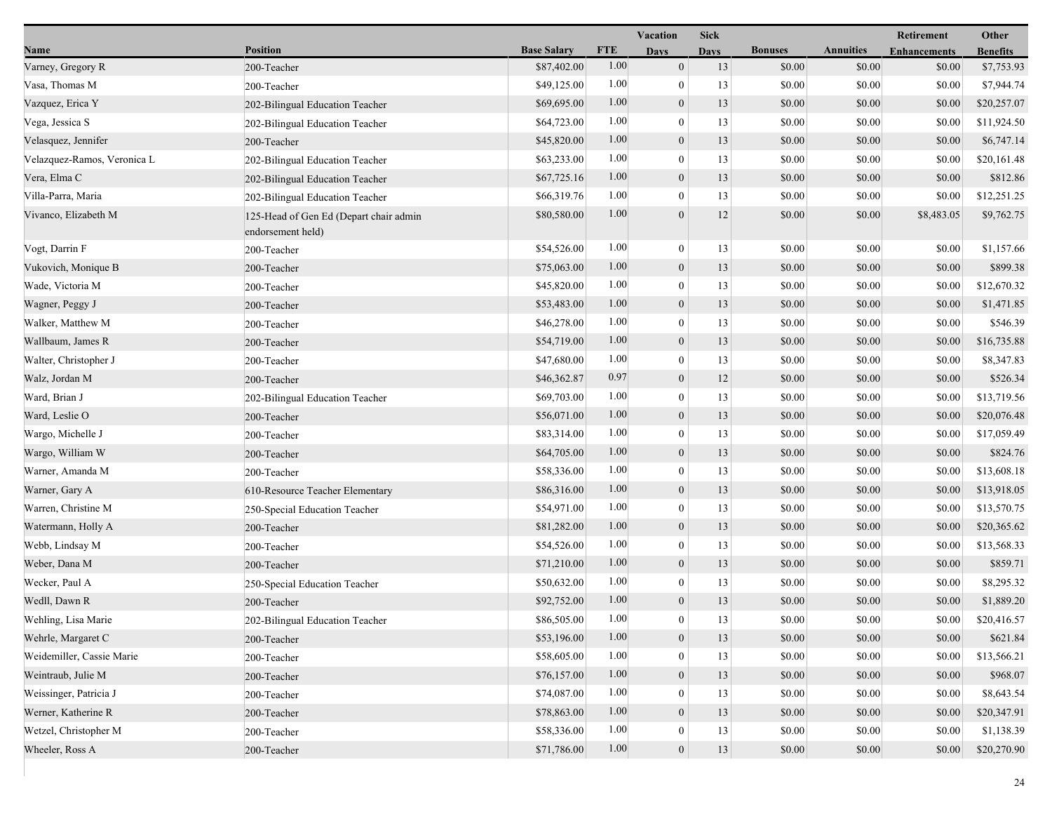| Name | Position | Base Salary | FTE | Vacation Days | Sick Days | Bonuses | Annuities | Retirement Enhancements | Other Benefits |
|---|---|---|---|---|---|---|---|---|---|
| Varney, Gregory R | 200-Teacher | $87,402.00 | 1.00 | 0 | 13 | $0.00 | $0.00 | $0.00 | $7,753.93 |
| Vasa, Thomas M | 200-Teacher | $49,125.00 | 1.00 | 0 | 13 | $0.00 | $0.00 | $0.00 | $7,944.74 |
| Vazquez, Erica Y | 202-Bilingual Education Teacher | $69,695.00 | 1.00 | 0 | 13 | $0.00 | $0.00 | $0.00 | $20,257.07 |
| Vega, Jessica S | 202-Bilingual Education Teacher | $64,723.00 | 1.00 | 0 | 13 | $0.00 | $0.00 | $0.00 | $11,924.50 |
| Velasquez, Jennifer | 200-Teacher | $45,820.00 | 1.00 | 0 | 13 | $0.00 | $0.00 | $0.00 | $6,747.14 |
| Velazquez-Ramos, Veronica L | 202-Bilingual Education Teacher | $63,233.00 | 1.00 | 0 | 13 | $0.00 | $0.00 | $0.00 | $20,161.48 |
| Vera, Elma C | 202-Bilingual Education Teacher | $67,725.16 | 1.00 | 0 | 13 | $0.00 | $0.00 | $0.00 | $812.86 |
| Villa-Parra, Maria | 202-Bilingual Education Teacher | $66,319.76 | 1.00 | 0 | 13 | $0.00 | $0.00 | $0.00 | $12,251.25 |
| Vivanco, Elizabeth M | 125-Head of Gen Ed (Depart chair admin endorsement held) | $80,580.00 | 1.00 | 0 | 12 | $0.00 | $0.00 | $8,483.05 | $9,762.75 |
| Vogt, Darrin F | 200-Teacher | $54,526.00 | 1.00 | 0 | 13 | $0.00 | $0.00 | $0.00 | $1,157.66 |
| Vukovich, Monique B | 200-Teacher | $75,063.00 | 1.00 | 0 | 13 | $0.00 | $0.00 | $0.00 | $899.38 |
| Wade, Victoria M | 200-Teacher | $45,820.00 | 1.00 | 0 | 13 | $0.00 | $0.00 | $0.00 | $12,670.32 |
| Wagner, Peggy J | 200-Teacher | $53,483.00 | 1.00 | 0 | 13 | $0.00 | $0.00 | $0.00 | $1,471.85 |
| Walker, Matthew M | 200-Teacher | $46,278.00 | 1.00 | 0 | 13 | $0.00 | $0.00 | $0.00 | $546.39 |
| Wallbaum, James R | 200-Teacher | $54,719.00 | 1.00 | 0 | 13 | $0.00 | $0.00 | $0.00 | $16,735.88 |
| Walter, Christopher J | 200-Teacher | $47,680.00 | 1.00 | 0 | 13 | $0.00 | $0.00 | $0.00 | $8,347.83 |
| Walz, Jordan M | 200-Teacher | $46,362.87 | 0.97 | 0 | 12 | $0.00 | $0.00 | $0.00 | $526.34 |
| Ward, Brian J | 202-Bilingual Education Teacher | $69,703.00 | 1.00 | 0 | 13 | $0.00 | $0.00 | $0.00 | $13,719.56 |
| Ward, Leslie O | 200-Teacher | $56,071.00 | 1.00 | 0 | 13 | $0.00 | $0.00 | $0.00 | $20,076.48 |
| Wargo, Michelle J | 200-Teacher | $83,314.00 | 1.00 | 0 | 13 | $0.00 | $0.00 | $0.00 | $17,059.49 |
| Wargo, William W | 200-Teacher | $64,705.00 | 1.00 | 0 | 13 | $0.00 | $0.00 | $0.00 | $824.76 |
| Warner, Amanda M | 200-Teacher | $58,336.00 | 1.00 | 0 | 13 | $0.00 | $0.00 | $0.00 | $13,608.18 |
| Warner, Gary A | 610-Resource Teacher Elementary | $86,316.00 | 1.00 | 0 | 13 | $0.00 | $0.00 | $0.00 | $13,918.05 |
| Warren, Christine M | 250-Special Education Teacher | $54,971.00 | 1.00 | 0 | 13 | $0.00 | $0.00 | $0.00 | $13,570.75 |
| Watermann, Holly A | 200-Teacher | $81,282.00 | 1.00 | 0 | 13 | $0.00 | $0.00 | $0.00 | $20,365.62 |
| Webb, Lindsay M | 200-Teacher | $54,526.00 | 1.00 | 0 | 13 | $0.00 | $0.00 | $0.00 | $13,568.33 |
| Weber, Dana M | 200-Teacher | $71,210.00 | 1.00 | 0 | 13 | $0.00 | $0.00 | $0.00 | $859.71 |
| Wecker, Paul A | 250-Special Education Teacher | $50,632.00 | 1.00 | 0 | 13 | $0.00 | $0.00 | $0.00 | $8,295.32 |
| Wedll, Dawn R | 200-Teacher | $92,752.00 | 1.00 | 0 | 13 | $0.00 | $0.00 | $0.00 | $1,889.20 |
| Wehling, Lisa Marie | 202-Bilingual Education Teacher | $86,505.00 | 1.00 | 0 | 13 | $0.00 | $0.00 | $0.00 | $20,416.57 |
| Wehrle, Margaret C | 200-Teacher | $53,196.00 | 1.00 | 0 | 13 | $0.00 | $0.00 | $0.00 | $621.84 |
| Weidemiller, Cassie Marie | 200-Teacher | $58,605.00 | 1.00 | 0 | 13 | $0.00 | $0.00 | $0.00 | $13,566.21 |
| Weintraub, Julie M | 200-Teacher | $76,157.00 | 1.00 | 0 | 13 | $0.00 | $0.00 | $0.00 | $968.07 |
| Weissinger, Patricia J | 200-Teacher | $74,087.00 | 1.00 | 0 | 13 | $0.00 | $0.00 | $0.00 | $8,643.54 |
| Werner, Katherine R | 200-Teacher | $78,863.00 | 1.00 | 0 | 13 | $0.00 | $0.00 | $0.00 | $20,347.91 |
| Wetzel, Christopher M | 200-Teacher | $58,336.00 | 1.00 | 0 | 13 | $0.00 | $0.00 | $0.00 | $1,138.39 |
| Wheeler, Ross A | 200-Teacher | $71,786.00 | 1.00 | 0 | 13 | $0.00 | $0.00 | $0.00 | $20,270.90 |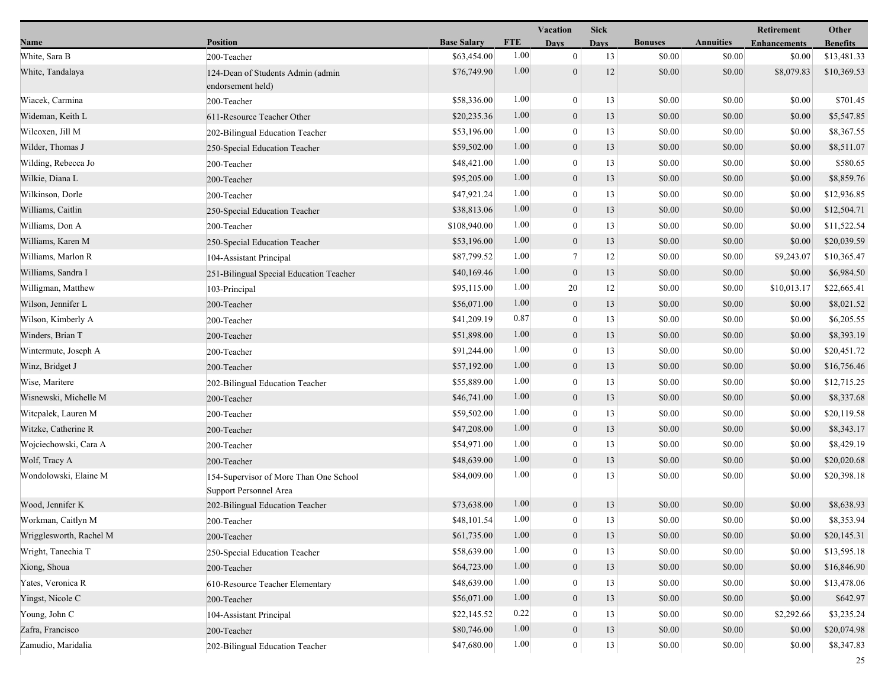| Name | Position | Base Salary | FTE | Vacation Days | Sick Days | Bonuses | Annuities | Retirement Enhancements | Other Benefits |
|---|---|---|---|---|---|---|---|---|---|
| White, Sara B | 200-Teacher | $63,454.00 | 1.00 | 0 | 13 | $0.00 | $0.00 | $0.00 | $13,481.33 |
| White, Tandalaya | 124-Dean of Students Admin (admin endorsement held) | $76,749.90 | 1.00 | 0 | 12 | $0.00 | $0.00 | $8,079.83 | $10,369.53 |
| Wiacek, Carmina | 200-Teacher | $58,336.00 | 1.00 | 0 | 13 | $0.00 | $0.00 | $0.00 | $701.45 |
| Wideman, Keith L | 611-Resource Teacher Other | $20,235.36 | 1.00 | 0 | 13 | $0.00 | $0.00 | $0.00 | $5,547.85 |
| Wilcoxen, Jill M | 202-Bilingual Education Teacher | $53,196.00 | 1.00 | 0 | 13 | $0.00 | $0.00 | $0.00 | $8,367.55 |
| Wilder, Thomas J | 250-Special Education Teacher | $59,502.00 | 1.00 | 0 | 13 | $0.00 | $0.00 | $0.00 | $8,511.07 |
| Wilding, Rebecca Jo | 200-Teacher | $48,421.00 | 1.00 | 0 | 13 | $0.00 | $0.00 | $0.00 | $580.65 |
| Wilkie, Diana L | 200-Teacher | $95,205.00 | 1.00 | 0 | 13 | $0.00 | $0.00 | $0.00 | $8,859.76 |
| Wilkinson, Dorle | 200-Teacher | $47,921.24 | 1.00 | 0 | 13 | $0.00 | $0.00 | $0.00 | $12,936.85 |
| Williams, Caitlin | 250-Special Education Teacher | $38,813.06 | 1.00 | 0 | 13 | $0.00 | $0.00 | $0.00 | $12,504.71 |
| Williams, Don A | 200-Teacher | $108,940.00 | 1.00 | 0 | 13 | $0.00 | $0.00 | $0.00 | $11,522.54 |
| Williams, Karen M | 250-Special Education Teacher | $53,196.00 | 1.00 | 0 | 13 | $0.00 | $0.00 | $0.00 | $20,039.59 |
| Williams, Marlon R | 104-Assistant Principal | $87,799.52 | 1.00 | 7 | 12 | $0.00 | $0.00 | $9,243.07 | $10,365.47 |
| Williams, Sandra I | 251-Bilingual Special Education Teacher | $40,169.46 | 1.00 | 0 | 13 | $0.00 | $0.00 | $0.00 | $6,984.50 |
| Willigman, Matthew | 103-Principal | $95,115.00 | 1.00 | 20 | 12 | $0.00 | $0.00 | $10,013.17 | $22,665.41 |
| Wilson, Jennifer L | 200-Teacher | $56,071.00 | 1.00 | 0 | 13 | $0.00 | $0.00 | $0.00 | $8,021.52 |
| Wilson, Kimberly A | 200-Teacher | $41,209.19 | 0.87 | 0 | 13 | $0.00 | $0.00 | $0.00 | $6,205.55 |
| Winders, Brian T | 200-Teacher | $51,898.00 | 1.00 | 0 | 13 | $0.00 | $0.00 | $0.00 | $8,393.19 |
| Wintermute, Joseph A | 200-Teacher | $91,244.00 | 1.00 | 0 | 13 | $0.00 | $0.00 | $0.00 | $20,451.72 |
| Winz, Bridget J | 200-Teacher | $57,192.00 | 1.00 | 0 | 13 | $0.00 | $0.00 | $0.00 | $16,756.46 |
| Wise, Maritere | 202-Bilingual Education Teacher | $55,889.00 | 1.00 | 0 | 13 | $0.00 | $0.00 | $0.00 | $12,715.25 |
| Wisnewski, Michelle M | 200-Teacher | $46,741.00 | 1.00 | 0 | 13 | $0.00 | $0.00 | $0.00 | $8,337.68 |
| Witcpalek, Lauren M | 200-Teacher | $59,502.00 | 1.00 | 0 | 13 | $0.00 | $0.00 | $0.00 | $20,119.58 |
| Witzke, Catherine R | 200-Teacher | $47,208.00 | 1.00 | 0 | 13 | $0.00 | $0.00 | $0.00 | $8,343.17 |
| Wojciechowski, Cara A | 200-Teacher | $54,971.00 | 1.00 | 0 | 13 | $0.00 | $0.00 | $0.00 | $8,429.19 |
| Wolf, Tracy A | 200-Teacher | $48,639.00 | 1.00 | 0 | 13 | $0.00 | $0.00 | $0.00 | $20,020.68 |
| Wondolowski, Elaine M | 154-Supervisor of More Than One School Support Personnel Area | $84,009.00 | 1.00 | 0 | 13 | $0.00 | $0.00 | $0.00 | $20,398.18 |
| Wood, Jennifer K | 202-Bilingual Education Teacher | $73,638.00 | 1.00 | 0 | 13 | $0.00 | $0.00 | $0.00 | $8,638.93 |
| Workman, Caitlyn M | 200-Teacher | $48,101.54 | 1.00 | 0 | 13 | $0.00 | $0.00 | $0.00 | $8,353.94 |
| Wrigglesworth, Rachel M | 200-Teacher | $61,735.00 | 1.00 | 0 | 13 | $0.00 | $0.00 | $0.00 | $20,145.31 |
| Wright, Tanechia T | 250-Special Education Teacher | $58,639.00 | 1.00 | 0 | 13 | $0.00 | $0.00 | $0.00 | $13,595.18 |
| Xiong, Shoua | 200-Teacher | $64,723.00 | 1.00 | 0 | 13 | $0.00 | $0.00 | $0.00 | $16,846.90 |
| Yates, Veronica R | 610-Resource Teacher Elementary | $48,639.00 | 1.00 | 0 | 13 | $0.00 | $0.00 | $0.00 | $13,478.06 |
| Yingst, Nicole C | 200-Teacher | $56,071.00 | 1.00 | 0 | 13 | $0.00 | $0.00 | $0.00 | $642.97 |
| Young, John C | 104-Assistant Principal | $22,145.52 | 0.22 | 0 | 13 | $0.00 | $0.00 | $2,292.66 | $3,235.24 |
| Zafra, Francisco | 200-Teacher | $80,746.00 | 1.00 | 0 | 13 | $0.00 | $0.00 | $0.00 | $20,074.98 |
| Zamudio, Maridalia | 202-Bilingual Education Teacher | $47,680.00 | 1.00 | 0 | 13 | $0.00 | $0.00 | $0.00 | $8,347.83 |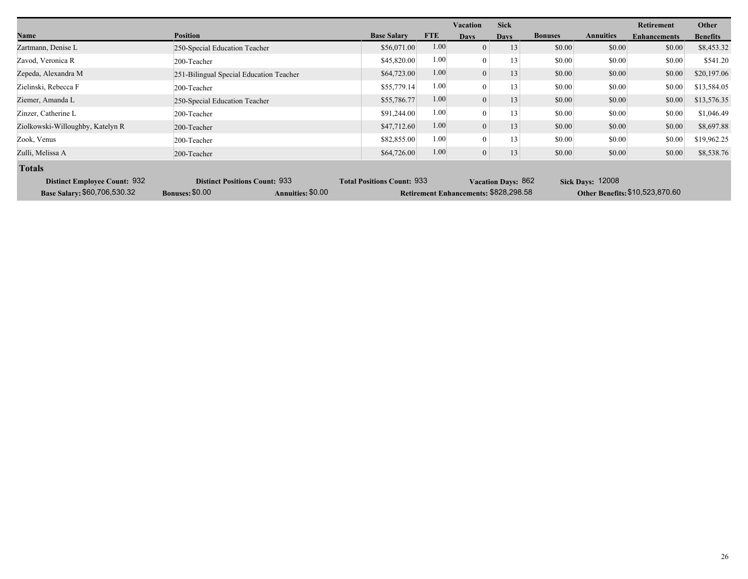| Name | Position | Base Salary | FTE | Vacation Days | Sick Days | Bonuses | Annuities | Retirement Enhancements | Other Benefits |
|---|---|---|---|---|---|---|---|---|---|
| Zartmann, Denise L | 250-Special Education Teacher | $56,071.00 | 1.00 | 0 | 13 | $0.00 | $0.00 | $0.00 | $8,453.32 |
| Zavod, Veronica R | 200-Teacher | $45,820.00 | 1.00 | 0 | 13 | $0.00 | $0.00 | $0.00 | $541.20 |
| Zepeda, Alexandra M | 251-Bilingual Special Education Teacher | $64,723.00 | 1.00 | 0 | 13 | $0.00 | $0.00 | $0.00 | $20,197.06 |
| Zielinski, Rebecca F | 200-Teacher | $55,779.14 | 1.00 | 0 | 13 | $0.00 | $0.00 | $0.00 | $13,584.05 |
| Ziemer, Amanda L | 250-Special Education Teacher | $55,786.77 | 1.00 | 0 | 13 | $0.00 | $0.00 | $0.00 | $13,576.35 |
| Zinzer, Catherine L | 200-Teacher | $91,244.00 | 1.00 | 0 | 13 | $0.00 | $0.00 | $0.00 | $1,046.49 |
| Ziolkowski-Willoughby, Katelyn R | 200-Teacher | $47,712.60 | 1.00 | 0 | 13 | $0.00 | $0.00 | $0.00 | $8,697.88 |
| Zook, Venus | 200-Teacher | $82,855.00 | 1.00 | 0 | 13 | $0.00 | $0.00 | $0.00 | $19,962.25 |
| Zulli, Melissa A | 200-Teacher | $64,726.00 | 1.00 | 0 | 13 | $0.00 | $0.00 | $0.00 | $8,538.76 |

**Totals**

**Distinct Employee Count:** 932 **Distinct Positions Count:** 933 **Total Positions Count:** 933 **Vacation Days:** 862 **Sick Days:** 12008

**Base Salary:** $60,706,530.32 **Bonuses:** $0.00 **Annuities:** $0.00 **Retirement Enhancements:** $828,298.58 **Other Benefits:** $10,523,870.60